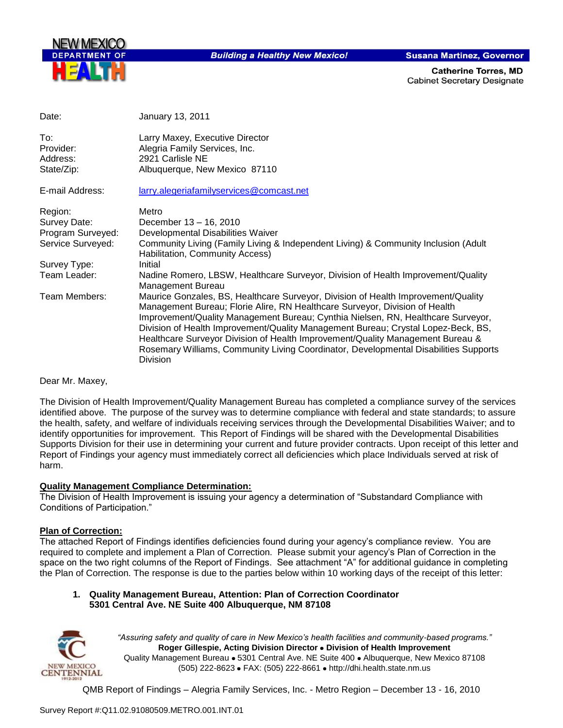NEW MEXICO DEPARTMENT OF HEALTH

**Building a Healthy New Mexico!**

**Susana Martinez, Governor**

**Catherine Torres, MD**
Cabinet Secretary Designate

| | |
|---|---|
| Date: | January 13, 2011 |
| To: | Larry Maxey, Executive Director |
| Provider: | Alegria Family Services, Inc. |
| Address: | 2921 Carlisle NE |
| State/Zip: | Albuquerque, New Mexico 87110 |
| E-mail Address: | larry.alegeriafamilyservices@comcast.net |
| Region: | Metro |
| Survey Date: | December 13 – 16, 2010 |
| Program Surveyed: | Developmental Disabilities Waiver |
| Service Surveyed: | Community Living (Family Living & Independent Living) & Community Inclusion (Adult Habilitation, Community Access) |
| Survey Type: | Initial |
| Team Leader: | Nadine Romero, LBSW, Healthcare Surveyor, Division of Health Improvement/Quality Management Bureau |
| Team Members: | Maurice Gonzales, BS, Healthcare Surveyor, Division of Health Improvement/Quality Management Bureau; Florie Alire, RN Healthcare Surveyor, Division of Health Improvement/Quality Management Bureau; Cynthia Nielsen, RN, Healthcare Surveyor, Division of Health Improvement/Quality Management Bureau; Crystal Lopez-Beck, BS, Healthcare Surveyor Division of Health Improvement/Quality Management Bureau & Rosemary Williams, Community Living Coordinator, Developmental Disabilities Supports Division |

Dear Mr. Maxey,

The Division of Health Improvement/Quality Management Bureau has completed a compliance survey of the services identified above. The purpose of the survey was to determine compliance with federal and state standards; to assure the health, safety, and welfare of individuals receiving services through the Developmental Disabilities Waiver; and to identify opportunities for improvement. This Report of Findings will be shared with the Developmental Disabilities Supports Division for their use in determining your current and future provider contracts. Upon receipt of this letter and Report of Findings your agency must immediately correct all deficiencies which place Individuals served at risk of harm.

**Quality Management Compliance Determination:**

The Division of Health Improvement is issuing your agency a determination of "Substandard Compliance with Conditions of Participation."

**Plan of Correction:**

The attached Report of Findings identifies deficiencies found during your agency's compliance review. You are required to complete and implement a Plan of Correction. Please submit your agency's Plan of Correction in the space on the two right columns of the Report of Findings. See attachment "A" for additional guidance in completing the Plan of Correction. The response is due to the parties below within 10 working days of the receipt of this letter:

1. **Quality Management Bureau, Attention: Plan of Correction Coordinator**
   **5301 Central Ave. NE Suite 400 Albuquerque, NM 87108**

*"Assuring safety and quality of care in New Mexico's health facilities and community-based programs."*
**Roger Gillespie, Acting Division Director • Division of Health Improvement**
Quality Management Bureau • 5301 Central Ave. NE Suite 400 • Albuquerque, New Mexico 87108
(505) 222-8623 • FAX: (505) 222-8661 • http://dhi.health.state.nm.us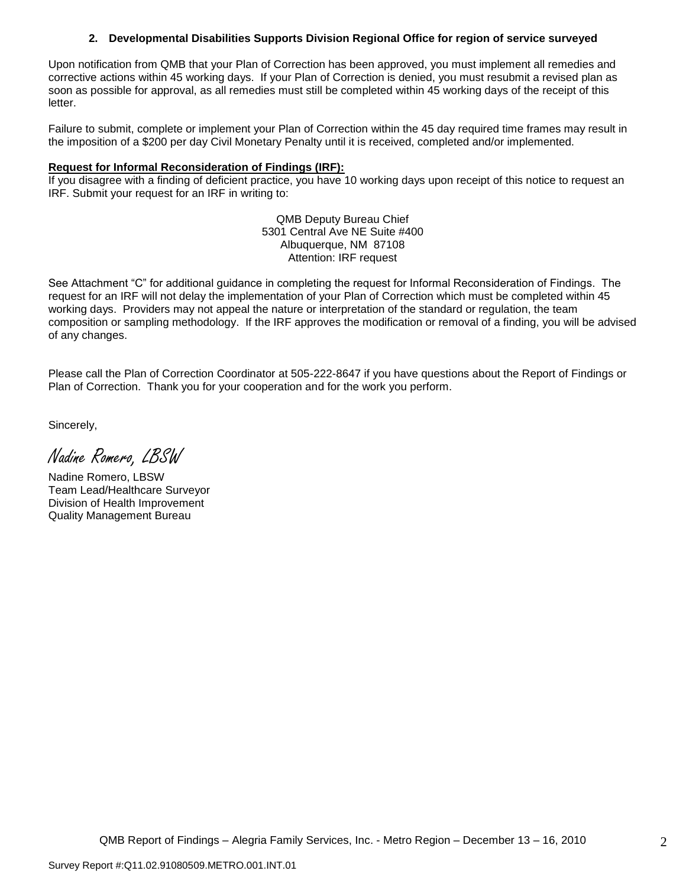**2. Developmental Disabilities Supports Division Regional Office for region of service surveyed**

Upon notification from QMB that your Plan of Correction has been approved, you must implement all remedies and corrective actions within 45 working days. If your Plan of Correction is denied, you must resubmit a revised plan as soon as possible for approval, as all remedies must still be completed within 45 working days of the receipt of this letter.

Failure to submit, complete or implement your Plan of Correction within the 45 day required time frames may result in the imposition of a $200 per day Civil Monetary Penalty until it is received, completed and/or implemented.

**Request for Informal Reconsideration of Findings (IRF):**
If you disagree with a finding of deficient practice, you have 10 working days upon receipt of this notice to request an IRF. Submit your request for an IRF in writing to:

QMB Deputy Bureau Chief
5301 Central Ave NE Suite #400
Albuquerque, NM 87108
Attention: IRF request

See Attachment "C" for additional guidance in completing the request for Informal Reconsideration of Findings. The request for an IRF will not delay the implementation of your Plan of Correction which must be completed within 45 working days. Providers may not appeal the nature or interpretation of the standard or regulation, the team composition or sampling methodology. If the IRF approves the modification or removal of a finding, you will be advised of any changes.

Please call the Plan of Correction Coordinator at 505-222-8647 if you have questions about the Report of Findings or Plan of Correction. Thank you for your cooperation and for the work you perform.

Sincerely,

*Nadine Romero, LBSW*

Nadine Romero, LBSW
Team Lead/Healthcare Surveyor
Division of Health Improvement
Quality Management Bureau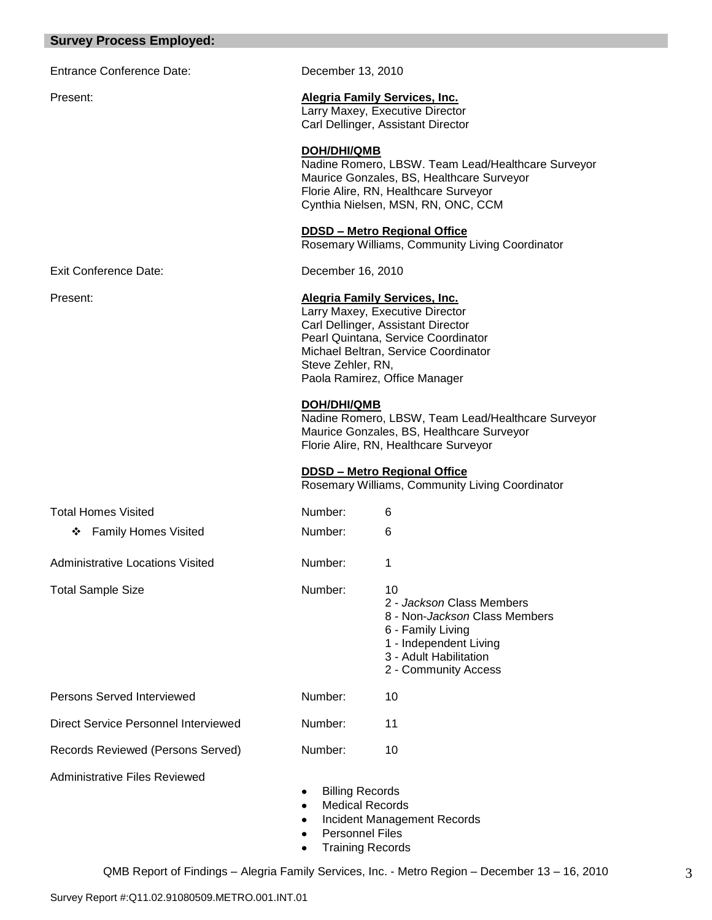## Survey Process Employed:

Entrance Conference Date: December 13, 2010

Present:

**Alegria Family Services, Inc.**
Larry Maxey, Executive Director
Carl Dellinger, Assistant Director

**DOH/DHI/QMB**
Nadine Romero, LBSW. Team Lead/Healthcare Surveyor
Maurice Gonzales, BS, Healthcare Surveyor
Florie Alire, RN, Healthcare Surveyor
Cynthia Nielsen, MSN, RN, ONC, CCM

**DDSD – Metro Regional Office**
Rosemary Williams, Community Living Coordinator

Exit Conference Date: December 16, 2010

Present:

**Alegria Family Services, Inc.**
Larry Maxey, Executive Director
Carl Dellinger, Assistant Director
Pearl Quintana, Service Coordinator
Michael Beltran, Service Coordinator
Steve Zehler, RN,
Paola Ramirez, Office Manager

**DOH/DHI/QMB**
Nadine Romero, LBSW, Team Lead/Healthcare Surveyor
Maurice Gonzales, BS, Healthcare Surveyor
Florie Alire, RN, Healthcare Surveyor

**DDSD – Metro Regional Office**
Rosemary Williams, Community Living Coordinator

Total Homes Visited — Number: 6

- Family Homes Visited — Number: 6

Administrative Locations Visited — Number: 1

Total Sample Size — Number: 10
- 2 - *Jackson* Class Members
- 8 - Non-*Jackson* Class Members
- 6 - Family Living
- 1 - Independent Living
- 3 - Adult Habilitation
- 2 - Community Access

Persons Served Interviewed — Number: 10

Direct Service Personnel Interviewed — Number: 11

Records Reviewed (Persons Served) — Number: 10

Administrative Files Reviewed
- Billing Records
- Medical Records
- Incident Management Records
- Personnel Files
- Training Records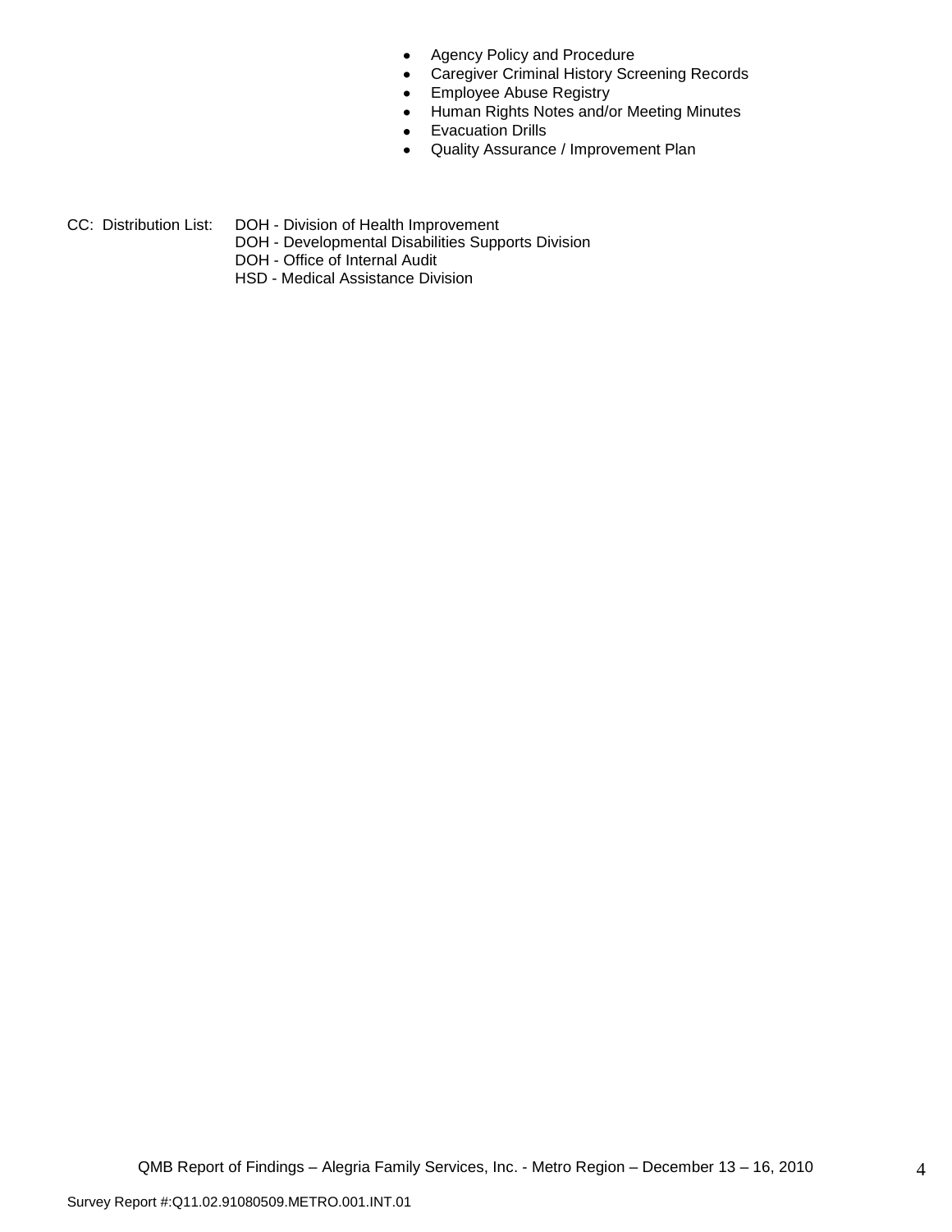- Agency Policy and Procedure
- Caregiver Criminal History Screening Records
- Employee Abuse Registry
- Human Rights Notes and/or Meeting Minutes
- Evacuation Drills
- Quality Assurance / Improvement Plan

CC: Distribution List: DOH - Division of Health Improvement
DOH - Developmental Disabilities Supports Division
DOH - Office of Internal Audit
HSD - Medical Assistance Division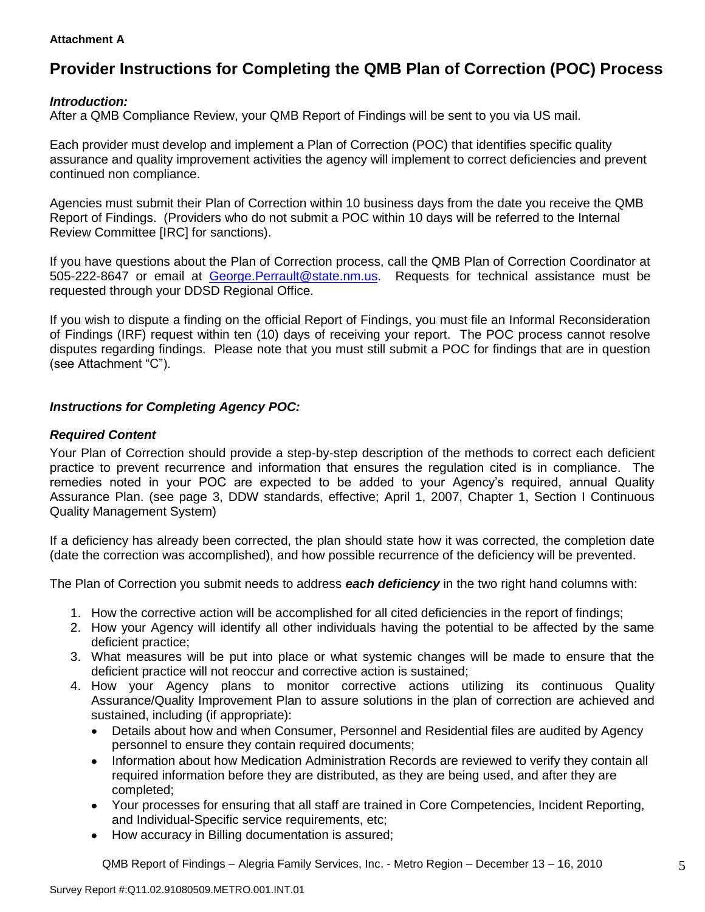**Attachment A**

# Provider Instructions for Completing the QMB Plan of Correction (POC) Process

***Introduction:***
After a QMB Compliance Review, your QMB Report of Findings will be sent to you via US mail.

Each provider must develop and implement a Plan of Correction (POC) that identifies specific quality assurance and quality improvement activities the agency will implement to correct deficiencies and prevent continued non compliance.

Agencies must submit their Plan of Correction within 10 business days from the date you receive the QMB Report of Findings. (Providers who do not submit a POC within 10 days will be referred to the Internal Review Committee [IRC] for sanctions).

If you have questions about the Plan of Correction process, call the QMB Plan of Correction Coordinator at 505-222-8647 or email at George.Perrault@state.nm.us. Requests for technical assistance must be requested through your DDSD Regional Office.

If you wish to dispute a finding on the official Report of Findings, you must file an Informal Reconsideration of Findings (IRF) request within ten (10) days of receiving your report. The POC process cannot resolve disputes regarding findings. Please note that you must still submit a POC for findings that are in question (see Attachment "C").

***Instructions for Completing Agency POC:***

***Required Content***
Your Plan of Correction should provide a step-by-step description of the methods to correct each deficient practice to prevent recurrence and information that ensures the regulation cited is in compliance. The remedies noted in your POC are expected to be added to your Agency's required, annual Quality Assurance Plan. (see page 3, DDW standards, effective; April 1, 2007, Chapter 1, Section I Continuous Quality Management System)

If a deficiency has already been corrected, the plan should state how it was corrected, the completion date (date the correction was accomplished), and how possible recurrence of the deficiency will be prevented.

The Plan of Correction you submit needs to address ***each deficiency*** in the two right hand columns with:

1. How the corrective action will be accomplished for all cited deficiencies in the report of findings;
2. How your Agency will identify all other individuals having the potential to be affected by the same deficient practice;
3. What measures will be put into place or what systemic changes will be made to ensure that the deficient practice will not reoccur and corrective action is sustained;
4. How your Agency plans to monitor corrective actions utilizing its continuous Quality Assurance/Quality Improvement Plan to assure solutions in the plan of correction are achieved and sustained, including (if appropriate):
   - Details about how and when Consumer, Personnel and Residential files are audited by Agency personnel to ensure they contain required documents;
   - Information about how Medication Administration Records are reviewed to verify they contain all required information before they are distributed, as they are being used, and after they are completed;
   - Your processes for ensuring that all staff are trained in Core Competencies, Incident Reporting, and Individual-Specific service requirements, etc;
   - How accuracy in Billing documentation is assured;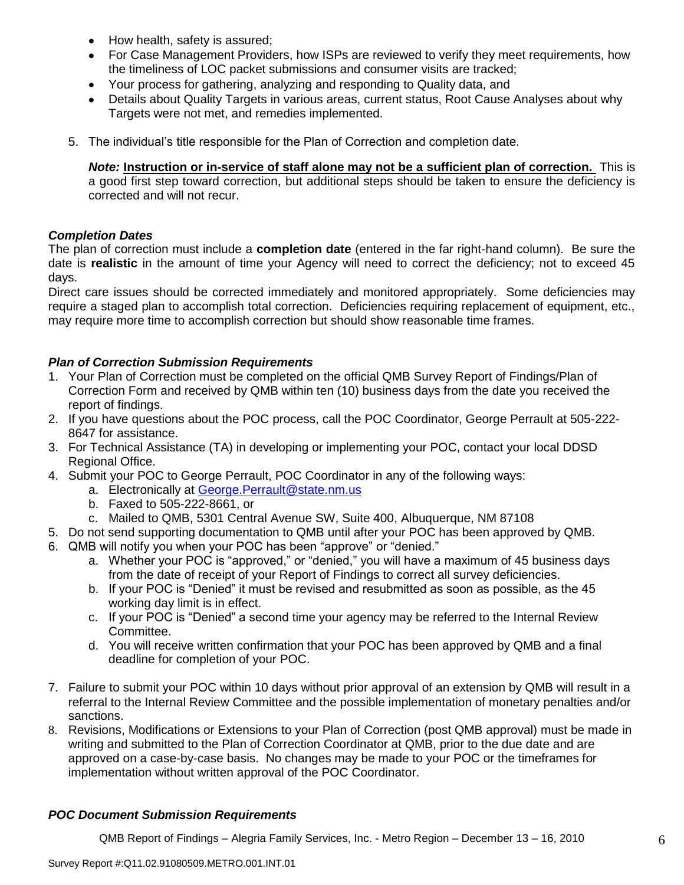- How health, safety is assured;
- For Case Management Providers, how ISPs are reviewed to verify they meet requirements, how the timeliness of LOC packet submissions and consumer visits are tracked;
- Your process for gathering, analyzing and responding to Quality data, and
- Details about Quality Targets in various areas, current status, Root Cause Analyses about why Targets were not met, and remedies implemented.

5. The individual's title responsible for the Plan of Correction and completion date.

   ***Note:*** **Instruction or in-service of staff alone may not be a sufficient plan of correction.** This is a good first step toward correction, but additional steps should be taken to ensure the deficiency is corrected and will not recur.

### *Completion Dates*

The plan of correction must include a **completion date** (entered in the far right-hand column). Be sure the date is **realistic** in the amount of time your Agency will need to correct the deficiency; not to exceed 45 days.

Direct care issues should be corrected immediately and monitored appropriately. Some deficiencies may require a staged plan to accomplish total correction. Deficiencies requiring replacement of equipment, etc., may require more time to accomplish correction but should show reasonable time frames.

### *Plan of Correction Submission Requirements*

1. Your Plan of Correction must be completed on the official QMB Survey Report of Findings/Plan of Correction Form and received by QMB within ten (10) business days from the date you received the report of findings.
2. If you have questions about the POC process, call the POC Coordinator, George Perrault at 505-222-8647 for assistance.
3. For Technical Assistance (TA) in developing or implementing your POC, contact your local DDSD Regional Office.
4. Submit your POC to George Perrault, POC Coordinator in any of the following ways:
   a. Electronically at George.Perrault@state.nm.us
   b. Faxed to 505-222-8661, or
   c. Mailed to QMB, 5301 Central Avenue SW, Suite 400, Albuquerque, NM 87108
5. Do not send supporting documentation to QMB until after your POC has been approved by QMB.
6. QMB will notify you when your POC has been "approve" or "denied."
   a. Whether your POC is "approved," or "denied," you will have a maximum of 45 business days from the date of receipt of your Report of Findings to correct all survey deficiencies.
   b. If your POC is "Denied" it must be revised and resubmitted as soon as possible, as the 45 working day limit is in effect.
   c. If your POC is "Denied" a second time your agency may be referred to the Internal Review Committee.
   d. You will receive written confirmation that your POC has been approved by QMB and a final deadline for completion of your POC.
7. Failure to submit your POC within 10 days without prior approval of an extension by QMB will result in a referral to the Internal Review Committee and the possible implementation of monetary penalties and/or sanctions.
8. Revisions, Modifications or Extensions to your Plan of Correction (post QMB approval) must be made in writing and submitted to the Plan of Correction Coordinator at QMB, prior to the due date and are approved on a case-by-case basis. No changes may be made to your POC or the timeframes for implementation without written approval of the POC Coordinator.

### *POC Document Submission Requirements*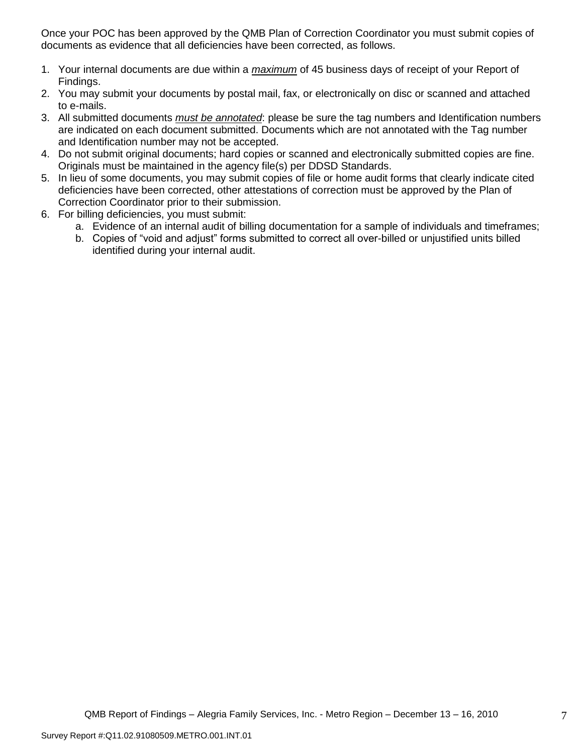Once your POC has been approved by the QMB Plan of Correction Coordinator you must submit copies of documents as evidence that all deficiencies have been corrected, as follows.

1. Your internal documents are due within a ***maximum*** of 45 business days of receipt of your Report of Findings.
2. You may submit your documents by postal mail, fax, or electronically on disc or scanned and attached to e-mails.
3. All submitted documents *must be annotated*: please be sure the tag numbers and Identification numbers are indicated on each document submitted. Documents which are not annotated with the Tag number and Identification number may not be accepted.
4. Do not submit original documents; hard copies or scanned and electronically submitted copies are fine. Originals must be maintained in the agency file(s) per DDSD Standards.
5. In lieu of some documents, you may submit copies of file or home audit forms that clearly indicate cited deficiencies have been corrected, other attestations of correction must be approved by the Plan of Correction Coordinator prior to their submission.
6. For billing deficiencies, you must submit:
   a. Evidence of an internal audit of billing documentation for a sample of individuals and timeframes;
   b. Copies of "void and adjust" forms submitted to correct all over-billed or unjustified units billed identified during your internal audit.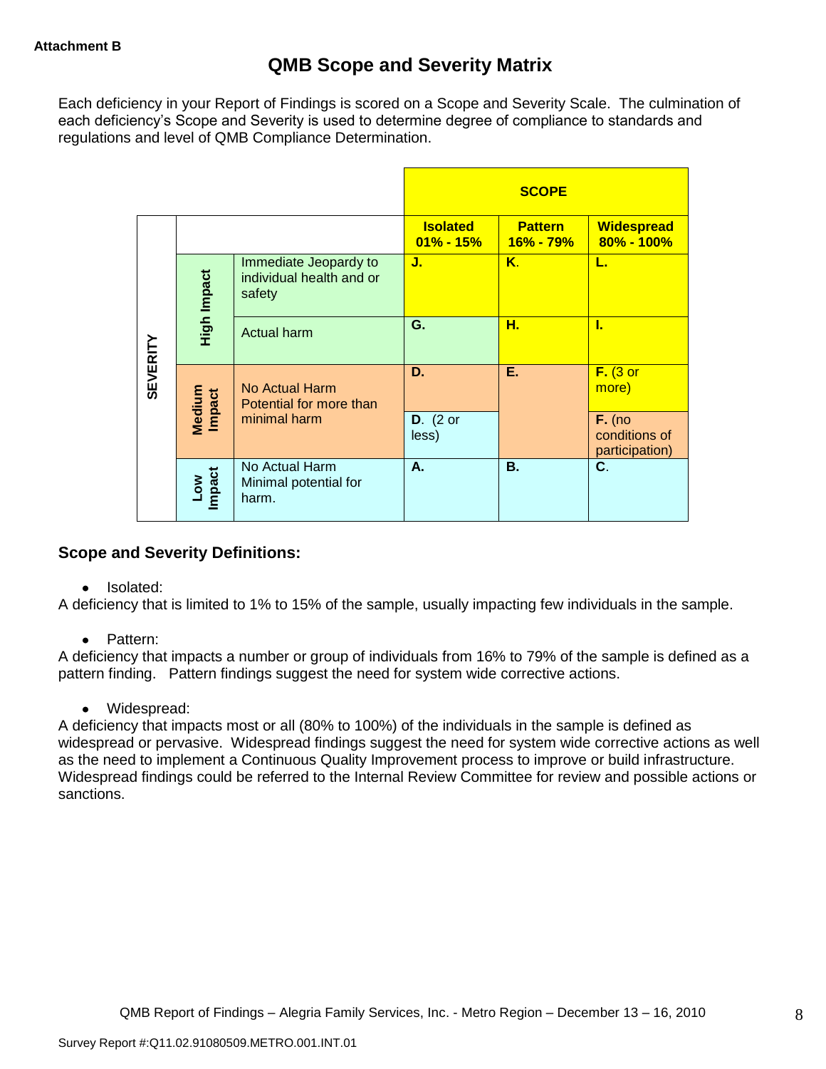**Attachment B**

# QMB Scope and Severity Matrix

Each deficiency in your Report of Findings is scored on a Scope and Severity Scale. The culmination of each deficiency's Scope and Severity is used to determine degree of compliance to standards and regulations and level of QMB Compliance Determination.

| | | | SCOPE | | |
|---|---|---|---|---|---|
| | | | **Isolated 01% - 15%** | **Pattern 16% - 79%** | **Widespread 80% - 100%** |
| **SEVERITY** | **High Impact** | Immediate Jeopardy to individual health and or safety | **J.** | **K.** | **L.** |
| | | Actual harm | **G.** | **H.** | **I.** |
| | **Medium Impact** | No Actual Harm Potential for more than minimal harm | **D.** | **E.** | **F.** (3 or more) |
| | | | **D.** (2 or less) | | **F.** (no conditions of participation) |
| | **Low Impact** | No Actual Harm Minimal potential for harm. | **A.** | **B.** | **C.** |

## Scope and Severity Definitions:

- Isolated:

A deficiency that is limited to 1% to 15% of the sample, usually impacting few individuals in the sample.

- Pattern:

A deficiency that impacts a number or group of individuals from 16% to 79% of the sample is defined as a pattern finding. Pattern findings suggest the need for system wide corrective actions.

- Widespread:

A deficiency that impacts most or all (80% to 100%) of the individuals in the sample is defined as widespread or pervasive. Widespread findings suggest the need for system wide corrective actions as well as the need to implement a Continuous Quality Improvement process to improve or build infrastructure. Widespread findings could be referred to the Internal Review Committee for review and possible actions or sanctions.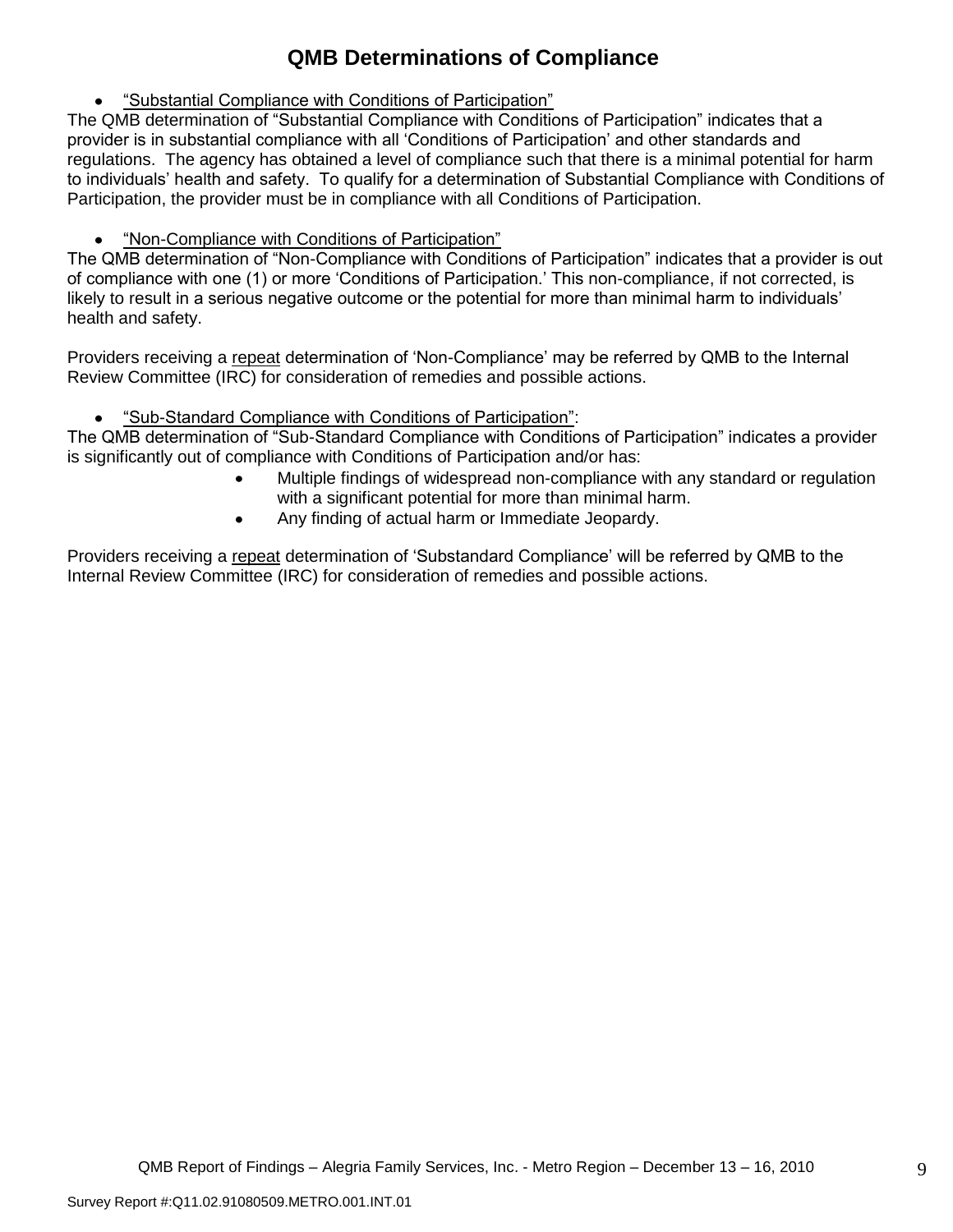## QMB Determinations of Compliance

- "Substantial Compliance with Conditions of Participation"

The QMB determination of "Substantial Compliance with Conditions of Participation" indicates that a provider is in substantial compliance with all 'Conditions of Participation' and other standards and regulations. The agency has obtained a level of compliance such that there is a minimal potential for harm to individuals' health and safety. To qualify for a determination of Substantial Compliance with Conditions of Participation, the provider must be in compliance with all Conditions of Participation.

- "Non-Compliance with Conditions of Participation"

The QMB determination of "Non-Compliance with Conditions of Participation" indicates that a provider is out of compliance with one (1) or more 'Conditions of Participation.' This non-compliance, if not corrected, is likely to result in a serious negative outcome or the potential for more than minimal harm to individuals' health and safety.

Providers receiving a repeat determination of 'Non-Compliance' may be referred by QMB to the Internal Review Committee (IRC) for consideration of remedies and possible actions.

- "Sub-Standard Compliance with Conditions of Participation":

The QMB determination of "Sub-Standard Compliance with Conditions of Participation" indicates a provider is significantly out of compliance with Conditions of Participation and/or has:

- Multiple findings of widespread non-compliance with any standard or regulation with a significant potential for more than minimal harm.
- Any finding of actual harm or Immediate Jeopardy.

Providers receiving a repeat determination of 'Substandard Compliance' will be referred by QMB to the Internal Review Committee (IRC) for consideration of remedies and possible actions.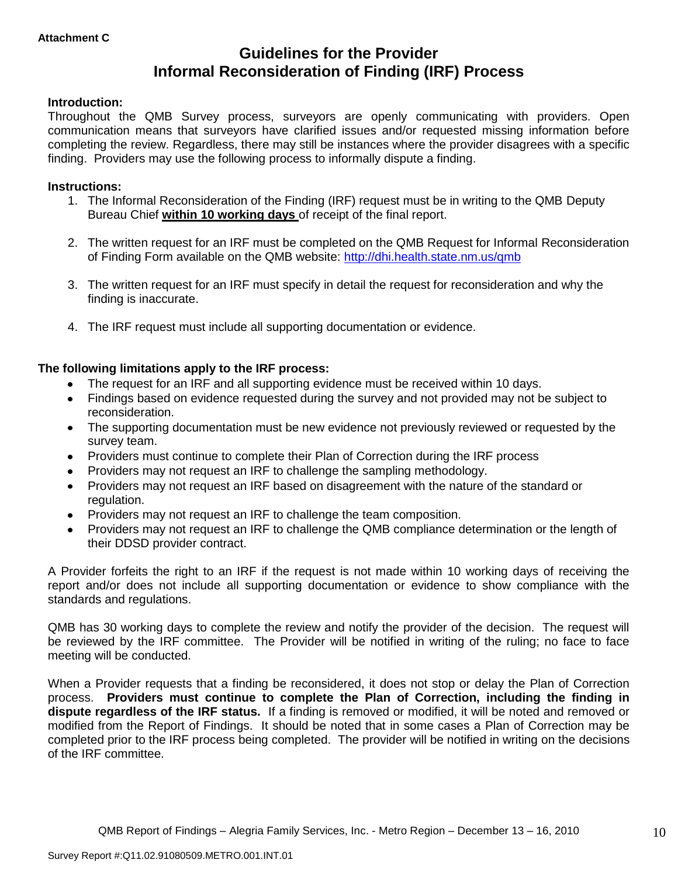**Attachment C**

# Guidelines for the Provider
# Informal Reconsideration of Finding (IRF) Process

**Introduction:**

Throughout the QMB Survey process, surveyors are openly communicating with providers. Open communication means that surveyors have clarified issues and/or requested missing information before completing the review. Regardless, there may still be instances where the provider disagrees with a specific finding. Providers may use the following process to informally dispute a finding.

**Instructions:**

1. The Informal Reconsideration of the Finding (IRF) request must be in writing to the QMB Deputy Bureau Chief **within 10 working days** of receipt of the final report.

2. The written request for an IRF must be completed on the QMB Request for Informal Reconsideration of Finding Form available on the QMB website: http://dhi.health.state.nm.us/qmb

3. The written request for an IRF must specify in detail the request for reconsideration and why the finding is inaccurate.

4. The IRF request must include all supporting documentation or evidence.

**The following limitations apply to the IRF process:**

- The request for an IRF and all supporting evidence must be received within 10 days.
- Findings based on evidence requested during the survey and not provided may not be subject to reconsideration.
- The supporting documentation must be new evidence not previously reviewed or requested by the survey team.
- Providers must continue to complete their Plan of Correction during the IRF process
- Providers may not request an IRF to challenge the sampling methodology.
- Providers may not request an IRF based on disagreement with the nature of the standard or regulation.
- Providers may not request an IRF to challenge the team composition.
- Providers may not request an IRF to challenge the QMB compliance determination or the length of their DDSD provider contract.

A Provider forfeits the right to an IRF if the request is not made within 10 working days of receiving the report and/or does not include all supporting documentation or evidence to show compliance with the standards and regulations.

QMB has 30 working days to complete the review and notify the provider of the decision. The request will be reviewed by the IRF committee. The Provider will be notified in writing of the ruling; no face to face meeting will be conducted.

When a Provider requests that a finding be reconsidered, it does not stop or delay the Plan of Correction process. **Providers must continue to complete the Plan of Correction, including the finding in dispute regardless of the IRF status.** If a finding is removed or modified, it will be noted and removed or modified from the Report of Findings. It should be noted that in some cases a Plan of Correction may be completed prior to the IRF process being completed. The provider will be notified in writing on the decisions of the IRF committee.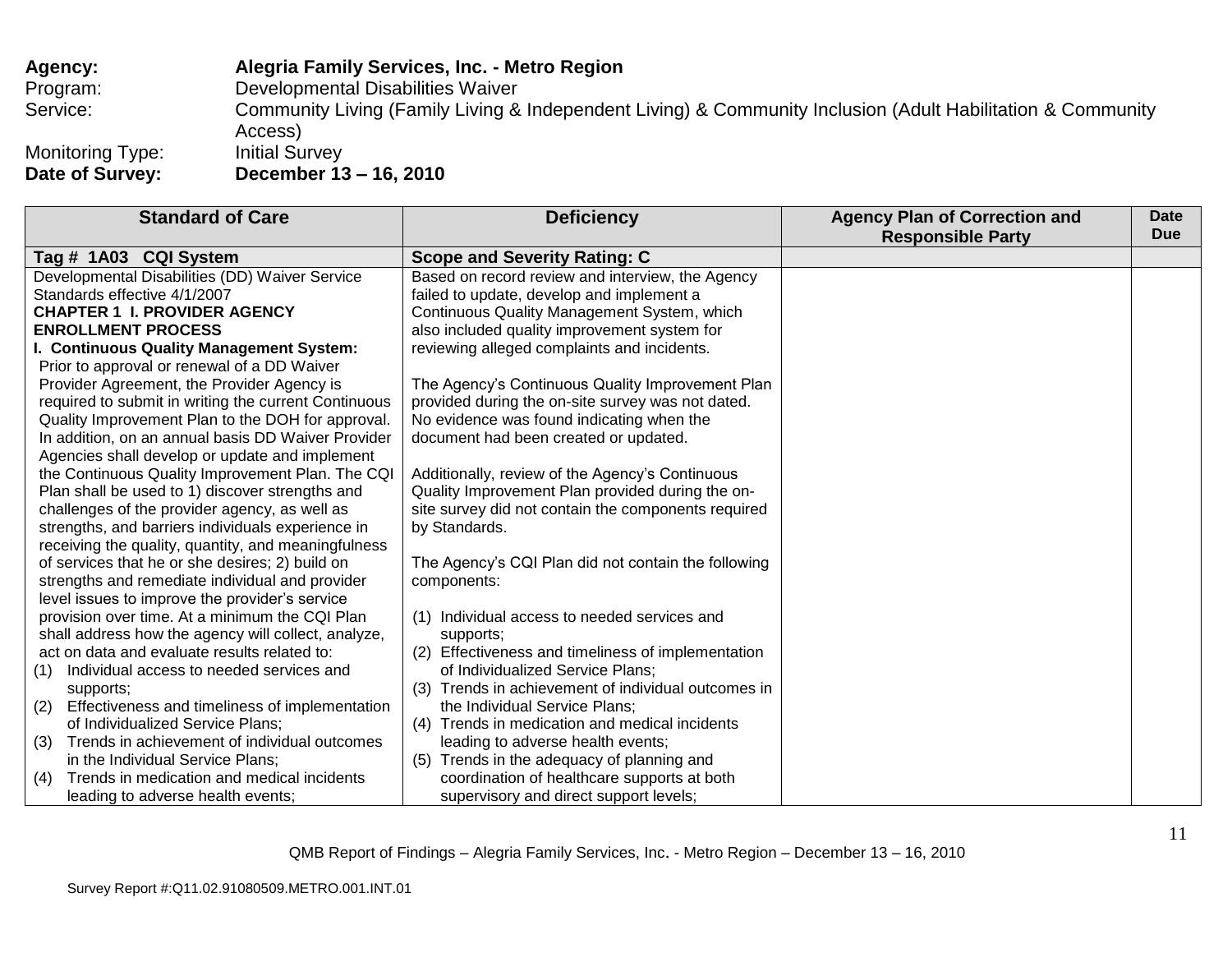**Agency:** **Alegria Family Services, Inc. - Metro Region**
Program: Developmental Disabilities Waiver
Service: Community Living (Family Living & Independent Living) & Community Inclusion (Adult Habilitation & Community Access)
Monitoring Type: Initial Survey
**Date of Survey:** **December 13 – 16, 2010**

| Standard of Care | Deficiency | Agency Plan of Correction and Responsible Party | Date Due |
|---|---|---|---|
| **Tag # 1A03 CQI System** | **Scope and Severity Rating: C** | | |
| Developmental Disabilities (DD) Waiver Service Standards effective 4/1/2007<br>**CHAPTER 1 I. PROVIDER AGENCY ENROLLMENT PROCESS**<br>**I. Continuous Quality Management System:** Prior to approval or renewal of a DD Waiver Provider Agreement, the Provider Agency is required to submit in writing the current Continuous Quality Improvement Plan to the DOH for approval. In addition, on an annual basis DD Waiver Provider Agencies shall develop or update and implement the Continuous Quality Improvement Plan. The CQI Plan shall be used to 1) discover strengths and challenges of the provider agency, as well as strengths, and barriers individuals experience in receiving the quality, quantity, and meaningfulness of services that he or she desires; 2) build on strengths and remediate individual and provider level issues to improve the provider's service provision over time. At a minimum the CQI Plan shall address how the agency will collect, analyze, act on data and evaluate results related to:<br>(1) Individual access to needed services and supports;<br>(2) Effectiveness and timeliness of implementation of Individualized Service Plans;<br>(3) Trends in achievement of individual outcomes in the Individual Service Plans;<br>(4) Trends in medication and medical incidents leading to adverse health events; | Based on record review and interview, the Agency failed to update, develop and implement a Continuous Quality Management System, which also included quality improvement system for reviewing alleged complaints and incidents.<br><br>The Agency's Continuous Quality Improvement Plan provided during the on-site survey was not dated. No evidence was found indicating when the document had been created or updated.<br><br>Additionally, review of the Agency's Continuous Quality Improvement Plan provided during the on-site survey did not contain the components required by Standards.<br><br>The Agency's CQI Plan did not contain the following components:<br><br>(1) Individual access to needed services and supports;<br>(2) Effectiveness and timeliness of implementation of Individualized Service Plans;<br>(3) Trends in achievement of individual outcomes in the Individual Service Plans;<br>(4) Trends in medication and medical incidents leading to adverse health events;<br>(5) Trends in the adequacy of planning and coordination of healthcare supports at both supervisory and direct support levels; | | |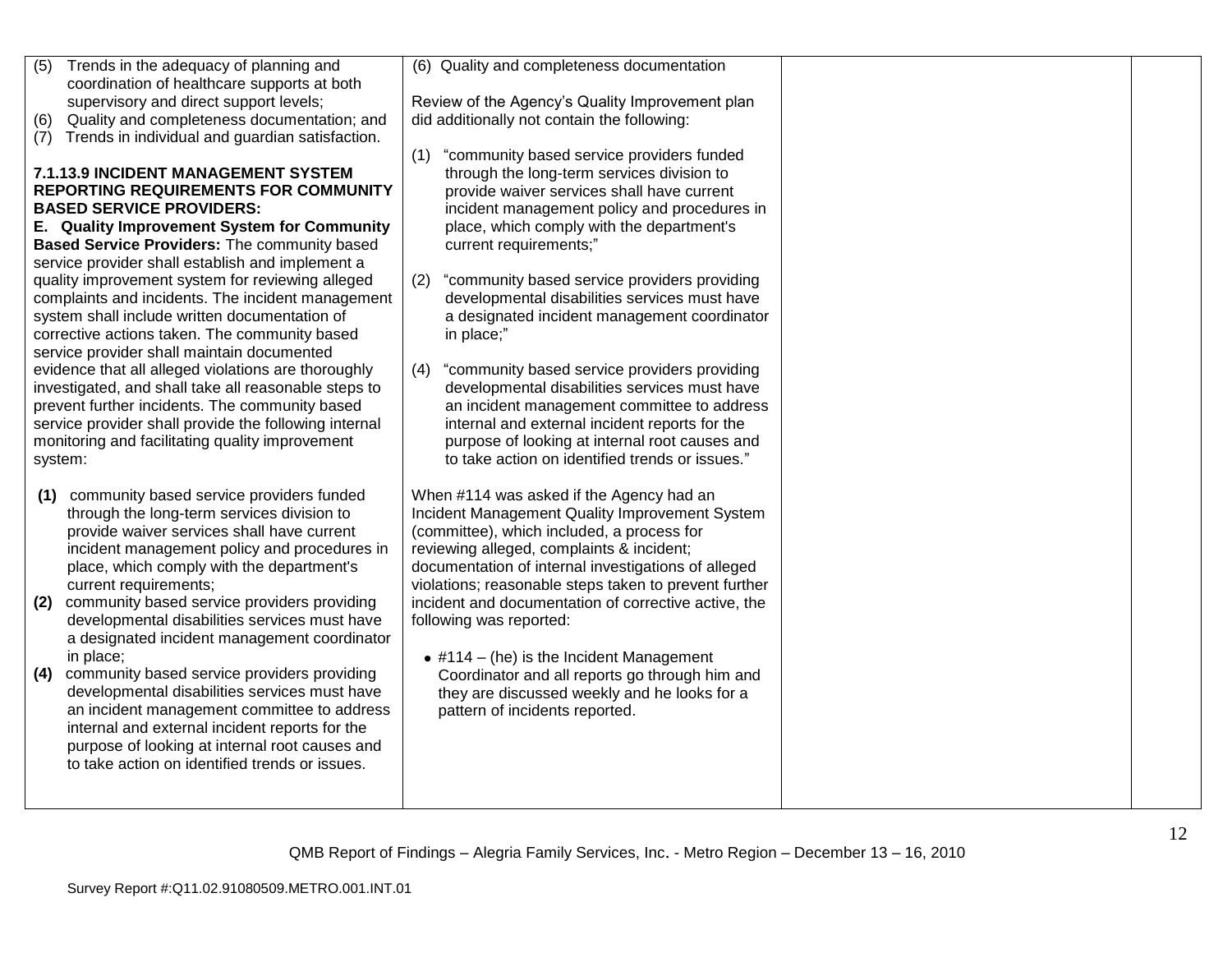| | | | |
|---|---|---|---|
| (5) Trends in the adequacy of planning and coordination of healthcare supports at both supervisory and direct support levels;<br>(6) Quality and completeness documentation; and<br>(7) Trends in individual and guardian satisfaction.<br><br>**7.1.13.9 INCIDENT MANAGEMENT SYSTEM REPORTING REQUIREMENTS FOR COMMUNITY BASED SERVICE PROVIDERS:**<br>**E. Quality Improvement System for Community Based Service Providers:** The community based service provider shall establish and implement a quality improvement system for reviewing alleged complaints and incidents. The incident management system shall include written documentation of corrective actions taken. The community based service provider shall maintain documented evidence that all alleged violations are thoroughly investigated, and shall take all reasonable steps to prevent further incidents. The community based service provider shall provide the following internal monitoring and facilitating quality improvement system:<br><br>**(1)** community based service providers funded through the long-term services division to provide waiver services shall have current incident management policy and procedures in place, which comply with the department's current requirements;<br>**(2)** community based service providers providing developmental disabilities services must have a designated incident management coordinator in place;<br>**(4)** community based service providers providing developmental disabilities services must have an incident management committee to address internal and external incident reports for the purpose of looking at internal root causes and to take action on identified trends or issues. | (6) Quality and completeness documentation<br><br>Review of the Agency's Quality Improvement plan did additionally not contain the following:<br><br>(1) "community based service providers funded through the long-term services division to provide waiver services shall have current incident management policy and procedures in place, which comply with the department's current requirements;"<br><br>(2) "community based service providers providing developmental disabilities services must have a designated incident management coordinator in place;"<br><br>(4) "community based service providers providing developmental disabilities services must have an incident management committee to address internal and external incident reports for the purpose of looking at internal root causes and to take action on identified trends or issues."<br><br>When #114 was asked if the Agency had an Incident Management Quality Improvement System (committee), which included, a process for reviewing alleged, complaints & incident; documentation of internal investigations of alleged violations; reasonable steps taken to prevent further incident and documentation of corrective active, the following was reported:<br><br>• #114 – (he) is the Incident Management Coordinator and all reports go through him and they are discussed weekly and he looks for a pattern of incidents reported. | | |

QMB Report of Findings – Alegria Family Services, Inc. - Metro Region – December 13 – 16, 2010

Survey Report #:Q11.02.91080509.METRO.001.INT.01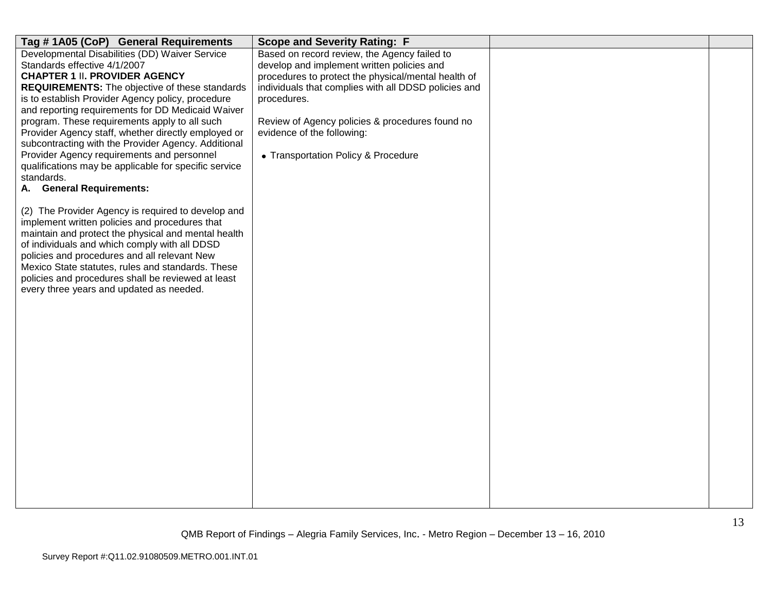| Tag # 1A05 (CoP) General Requirements | Scope and Severity Rating: F | | |
| --- | --- | --- | --- |
| Developmental Disabilities (DD) Waiver Service Standards effective 4/1/2007<br>**CHAPTER 1 II. PROVIDER AGENCY REQUIREMENTS:** The objective of these standards is to establish Provider Agency policy, procedure and reporting requirements for DD Medicaid Waiver program. These requirements apply to all such Provider Agency staff, whether directly employed or subcontracting with the Provider Agency. Additional Provider Agency requirements and personnel qualifications may be applicable for specific service standards.<br>**A. General Requirements:**<br><br>(2) The Provider Agency is required to develop and implement written policies and procedures that maintain and protect the physical and mental health of individuals and which comply with all DDSD policies and procedures and all relevant New Mexico State statutes, rules and standards. These policies and procedures shall be reviewed at least every three years and updated as needed. | Based on record review, the Agency failed to develop and implement written policies and procedures to protect the physical/mental health of individuals that complies with all DDSD policies and procedures.<br><br>Review of Agency policies & procedures found no evidence of the following:<br><br>• Transportation Policy & Procedure | | |

QMB Report of Findings – Alegria Family Services, Inc. - Metro Region – December 13 – 16, 2010

Survey Report #:Q11.02.91080509.METRO.001.INT.01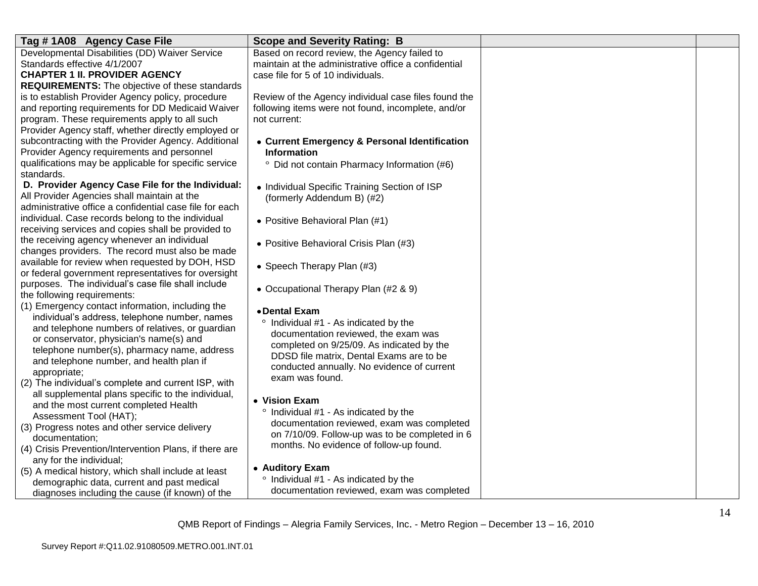| Tag # 1A08 Agency Case File | Scope and Severity Rating: B | | |
|---|---|---|---|
| Developmental Disabilities (DD) Waiver Service Standards effective 4/1/2007<br>**CHAPTER 1 II. PROVIDER AGENCY REQUIREMENTS:** The objective of these standards is to establish Provider Agency policy, procedure and reporting requirements for DD Medicaid Waiver program. These requirements apply to all such Provider Agency staff, whether directly employed or subcontracting with the Provider Agency. Additional Provider Agency requirements and personnel qualifications may be applicable for specific service standards.<br>**D. Provider Agency Case File for the Individual:** All Provider Agencies shall maintain at the administrative office a confidential case file for each individual. Case records belong to the individual receiving services and copies shall be provided to the receiving agency whenever an individual changes providers. The record must also be made available for review when requested by DOH, HSD or federal government representatives for oversight purposes. The individual's case file shall include the following requirements:<br>(1) Emergency contact information, including the individual's address, telephone number, names and telephone numbers of relatives, or guardian or conservator, physician's name(s) and telephone number(s), pharmacy name, address and telephone number, and health plan if appropriate;<br>(2) The individual's complete and current ISP, with all supplemental plans specific to the individual, and the most current completed Health Assessment Tool (HAT);<br>(3) Progress notes and other service delivery documentation;<br>(4) Crisis Prevention/Intervention Plans, if there are any for the individual;<br>(5) A medical history, which shall include at least demographic data, current and past medical diagnoses including the cause (if known) of the | Based on record review, the Agency failed to maintain at the administrative office a confidential case file for 5 of 10 individuals.<br><br>Review of the Agency individual case files found the following items were not found, incomplete, and/or not current:<br><br>• **Current Emergency & Personal Identification Information**<br>&nbsp;&nbsp;° Did not contain Pharmacy Information (#6)<br><br>• Individual Specific Training Section of ISP (formerly Addendum B) (#2)<br><br>• Positive Behavioral Plan (#1)<br><br>• Positive Behavioral Crisis Plan (#3)<br><br>• Speech Therapy Plan (#3)<br><br>• Occupational Therapy Plan (#2 & 9)<br><br>• **Dental Exam**<br>&nbsp;&nbsp;° Individual #1 - As indicated by the documentation reviewed, the exam was completed on 9/25/09. As indicated by the DDSD file matrix, Dental Exams are to be conducted annually. No evidence of current exam was found.<br><br>• **Vision Exam**<br>&nbsp;&nbsp;° Individual #1 - As indicated by the documentation reviewed, exam was completed on 7/10/09. Follow-up was to be completed in 6 months. No evidence of follow-up found.<br><br>• **Auditory Exam**<br>&nbsp;&nbsp;° Individual #1 - As indicated by the documentation reviewed, exam was completed | | |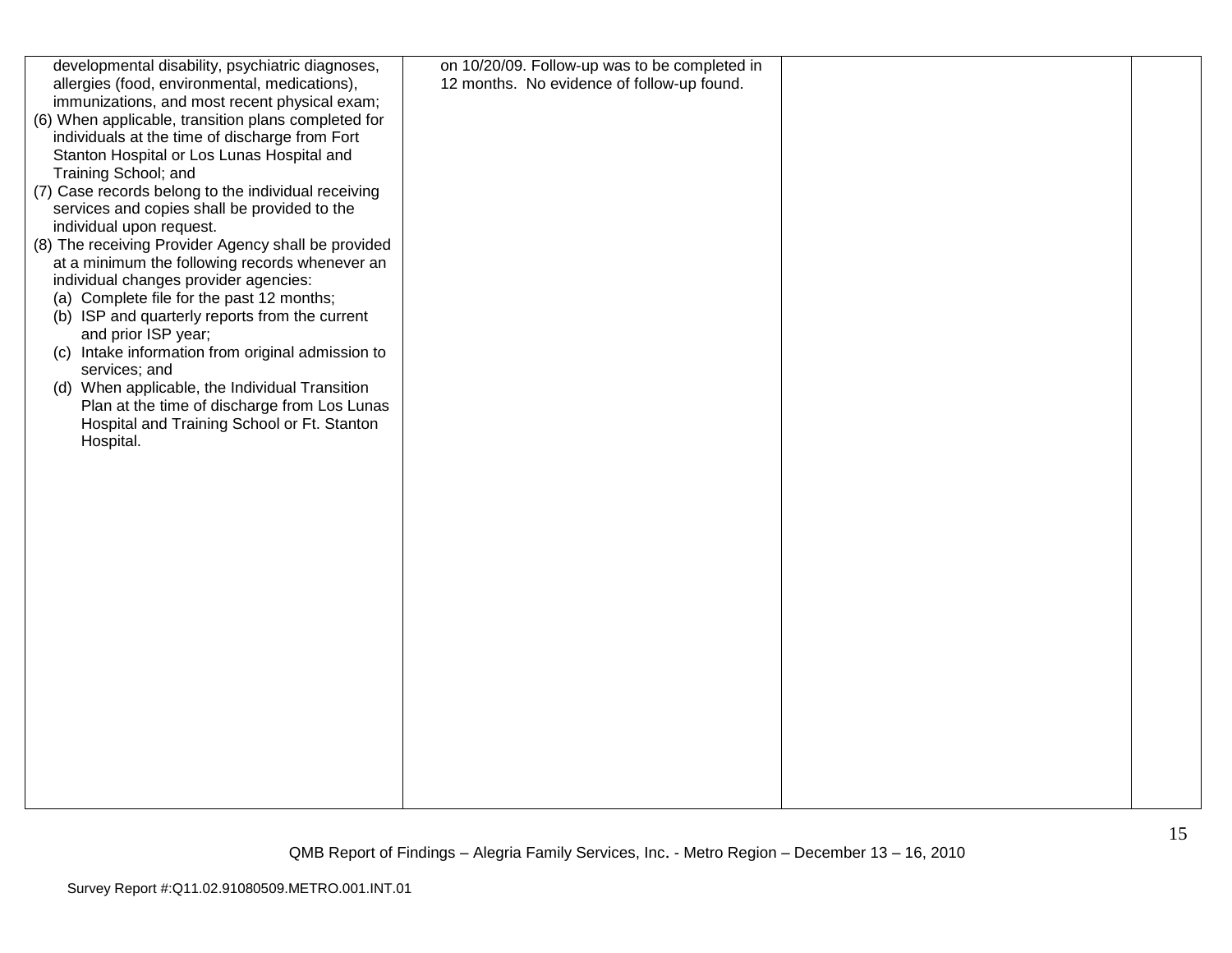| | | | |
|---|---|---|---|
| developmental disability, psychiatric diagnoses, allergies (food, environmental, medications), immunizations, and most recent physical exam;<br>(6) When applicable, transition plans completed for individuals at the time of discharge from Fort Stanton Hospital or Los Lunas Hospital and Training School; and<br>(7) Case records belong to the individual receiving services and copies shall be provided to the individual upon request.<br>(8) The receiving Provider Agency shall be provided at a minimum the following records whenever an individual changes provider agencies:<br>(a) Complete file for the past 12 months;<br>(b) ISP and quarterly reports from the current and prior ISP year;<br>(c) Intake information from original admission to services; and<br>(d) When applicable, the Individual Transition Plan at the time of discharge from Los Lunas Hospital and Training School or Ft. Stanton Hospital. | on 10/20/09. Follow-up was to be completed in 12 months. No evidence of follow-up found. | | |

QMB Report of Findings – Alegria Family Services, Inc. - Metro Region – December 13 – 16, 2010

Survey Report #:Q11.02.91080509.METRO.001.INT.01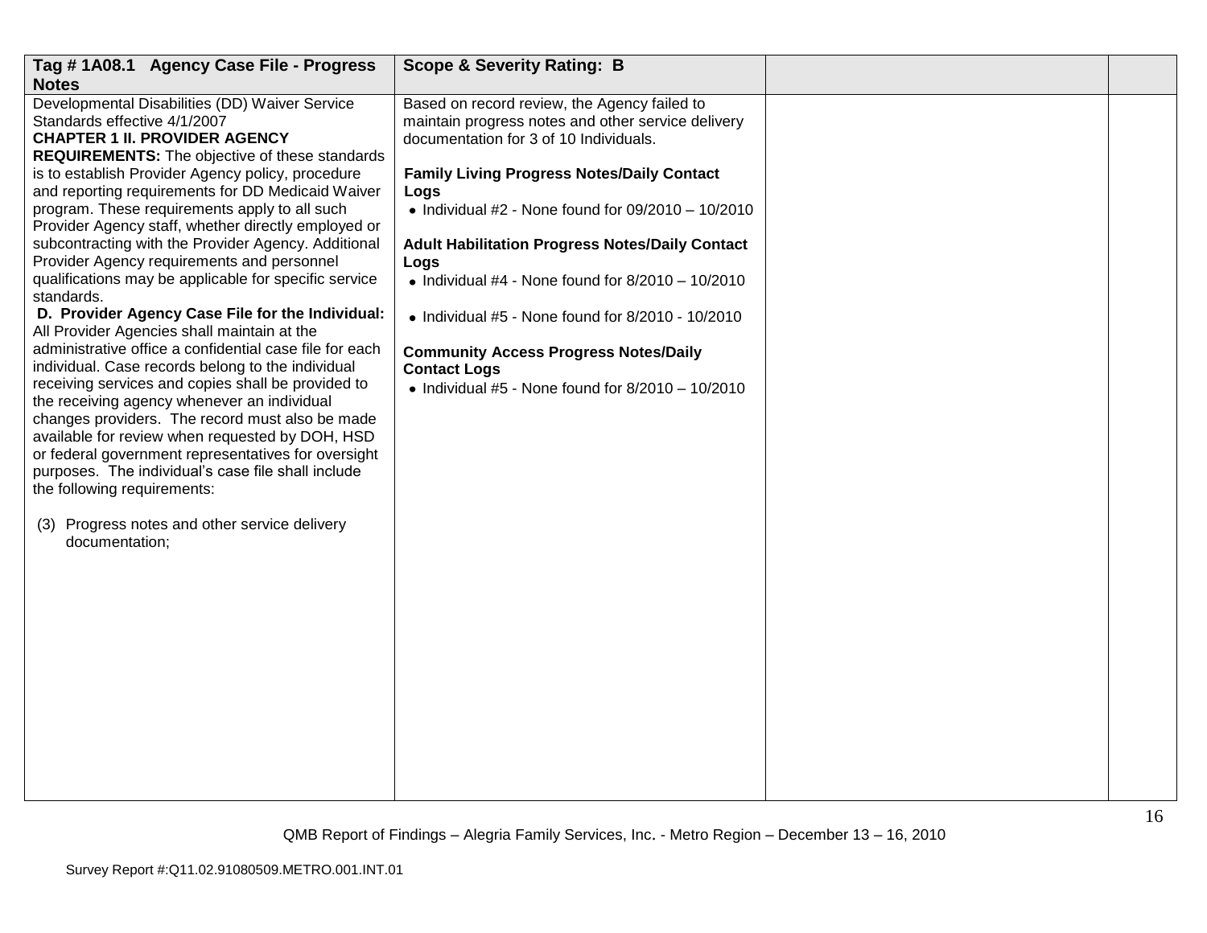| Tag # 1A08.1 Agency Case File - Progress Notes | Scope & Severity Rating: B | | |
|---|---|---|---|
| Developmental Disabilities (DD) Waiver Service Standards effective 4/1/2007<br>**CHAPTER 1 II. PROVIDER AGENCY REQUIREMENTS:** The objective of these standards is to establish Provider Agency policy, procedure and reporting requirements for DD Medicaid Waiver program. These requirements apply to all such Provider Agency staff, whether directly employed or subcontracting with the Provider Agency. Additional Provider Agency requirements and personnel qualifications may be applicable for specific service standards.<br>**D. Provider Agency Case File for the Individual:** All Provider Agencies shall maintain at the administrative office a confidential case file for each individual. Case records belong to the individual receiving services and copies shall be provided to the receiving agency whenever an individual changes providers. The record must also be made available for review when requested by DOH, HSD or federal government representatives for oversight purposes. The individual's case file shall include the following requirements:<br><br>(3) Progress notes and other service delivery documentation; | Based on record review, the Agency failed to maintain progress notes and other service delivery documentation for 3 of 10 Individuals.<br><br>**Family Living Progress Notes/Daily Contact Logs**<br>• Individual #2 - None found for 09/2010 – 10/2010<br><br>**Adult Habilitation Progress Notes/Daily Contact Logs**<br>• Individual #4 - None found for 8/2010 – 10/2010<br><br>• Individual #5 - None found for 8/2010 - 10/2010<br><br>**Community Access Progress Notes/Daily Contact Logs**<br>• Individual #5 - None found for 8/2010 – 10/2010 | | |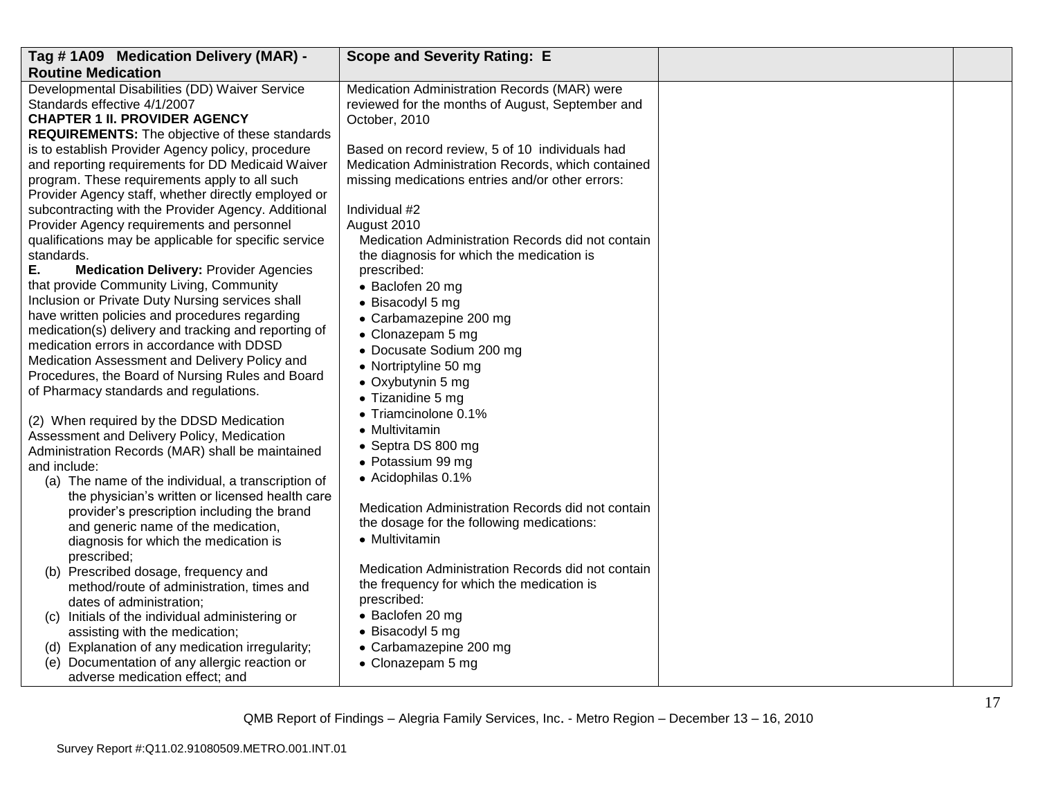| Tag # 1A09 Medication Delivery (MAR) - Routine Medication | Scope and Severity Rating: E | | |
|---|---|---|---|
| Developmental Disabilities (DD) Waiver Service Standards effective 4/1/2007<br>**CHAPTER 1 II. PROVIDER AGENCY REQUIREMENTS:** The objective of these standards is to establish Provider Agency policy, procedure and reporting requirements for DD Medicaid Waiver program. These requirements apply to all such Provider Agency staff, whether directly employed or subcontracting with the Provider Agency. Additional Provider Agency requirements and personnel qualifications may be applicable for specific service standards.<br>**E. Medication Delivery:** Provider Agencies that provide Community Living, Community Inclusion or Private Duty Nursing services shall have written policies and procedures regarding medication(s) delivery and tracking and reporting of medication errors in accordance with DDSD Medication Assessment and Delivery Policy and Procedures, the Board of Nursing Rules and Board of Pharmacy standards and regulations.<br><br>(2) When required by the DDSD Medication Assessment and Delivery Policy, Medication Administration Records (MAR) shall be maintained and include:<br>(a) The name of the individual, a transcription of the physician's written or licensed health care provider's prescription including the brand and generic name of the medication, diagnosis for which the medication is prescribed;<br>(b) Prescribed dosage, frequency and method/route of administration, times and dates of administration;<br>(c) Initials of the individual administering or assisting with the medication;<br>(d) Explanation of any medication irregularity;<br>(e) Documentation of any allergic reaction or adverse medication effect; and | Medication Administration Records (MAR) were reviewed for the months of August, September and October, 2010<br><br>Based on record review, 5 of 10 individuals had Medication Administration Records, which contained missing medications entries and/or other errors:<br><br>Individual #2<br>August 2010<br>Medication Administration Records did not contain the diagnosis for which the medication is prescribed:<br>• Baclofen 20 mg<br>• Bisacodyl 5 mg<br>• Carbamazepine 200 mg<br>• Clonazepam 5 mg<br>• Docusate Sodium 200 mg<br>• Nortriptyline 50 mg<br>• Oxybutynin 5 mg<br>• Tizanidine 5 mg<br>• Triamcinolone 0.1%<br>• Multivitamin<br>• Septra DS 800 mg<br>• Potassium 99 mg<br>• Acidophilas 0.1%<br><br>Medication Administration Records did not contain the dosage for the following medications:<br>• Multivitamin<br><br>Medication Administration Records did not contain the frequency for which the medication is prescribed:<br>• Baclofen 20 mg<br>• Bisacodyl 5 mg<br>• Carbamazepine 200 mg<br>• Clonazepam 5 mg | | |

QMB Report of Findings – Alegria Family Services, Inc. - Metro Region – December 13 – 16, 2010

Survey Report #:Q11.02.91080509.METRO.001.INT.01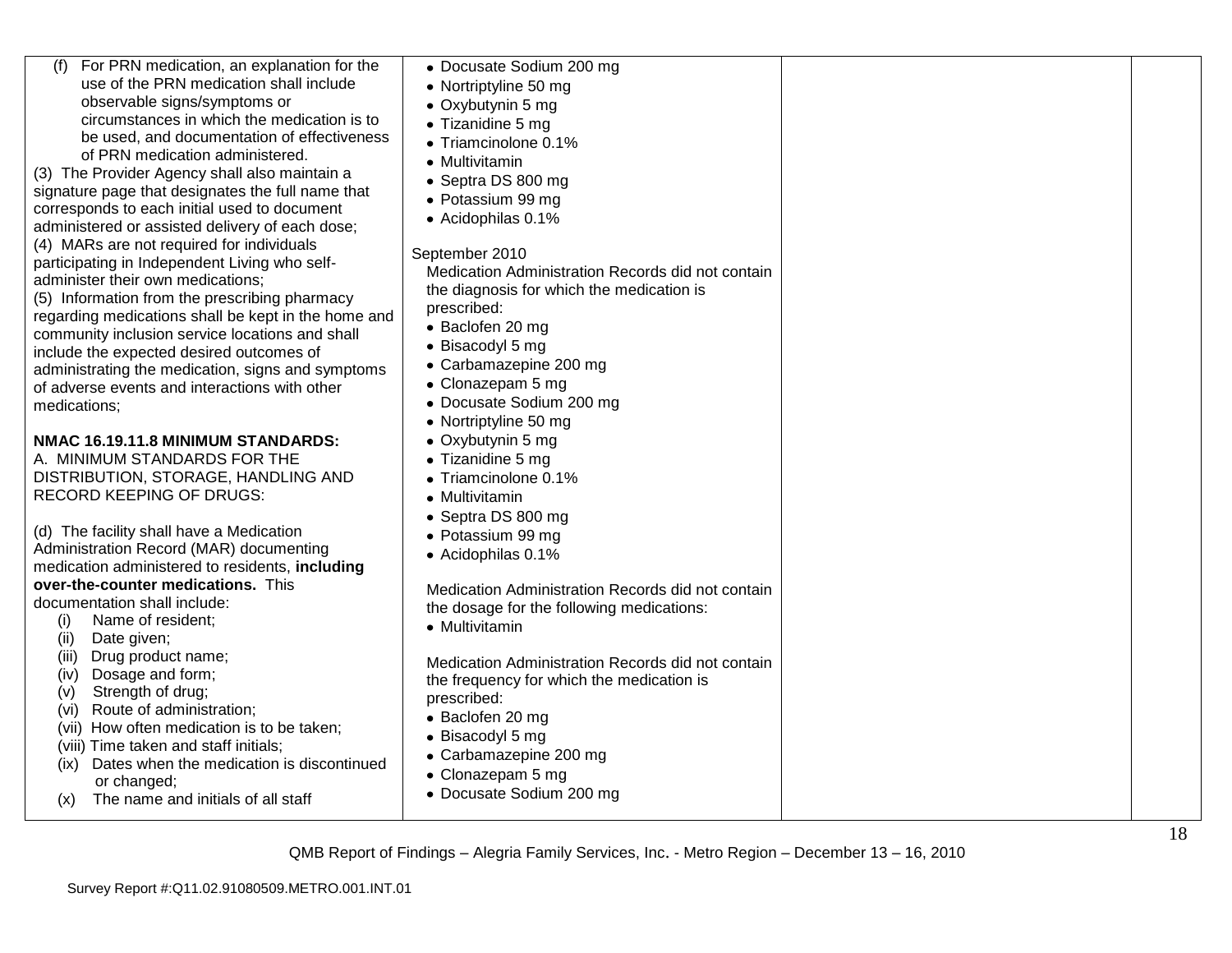| | | | |
|---|---|---|---|
| (f) For PRN medication, an explanation for the use of the PRN medication shall include observable signs/symptoms or circumstances in which the medication is to be used, and documentation of effectiveness of PRN medication administered.<br>(3) The Provider Agency shall also maintain a signature page that designates the full name that corresponds to each initial used to document administered or assisted delivery of each dose;<br>(4) MARs are not required for individuals participating in Independent Living who self-administer their own medications;<br>(5) Information from the prescribing pharmacy regarding medications shall be kept in the home and community inclusion service locations and shall include the expected desired outcomes of administrating the medication, signs and symptoms of adverse events and interactions with other medications;<br><br>**NMAC 16.19.11.8 MINIMUM STANDARDS:**<br>A. MINIMUM STANDARDS FOR THE DISTRIBUTION, STORAGE, HANDLING AND RECORD KEEPING OF DRUGS:<br><br>(d) The facility shall have a Medication Administration Record (MAR) documenting medication administered to residents, **including over-the-counter medications.** This documentation shall include:<br>(i) Name of resident;<br>(ii) Date given;<br>(iii) Drug product name;<br>(iv) Dosage and form;<br>(v) Strength of drug;<br>(vi) Route of administration;<br>(vii) How often medication is to be taken;<br>(viii) Time taken and staff initials;<br>(ix) Dates when the medication is discontinued or changed;<br>(x) The name and initials of all staff | • Docusate Sodium 200 mg<br>• Nortriptyline 50 mg<br>• Oxybutynin 5 mg<br>• Tizanidine 5 mg<br>• Triamcinolone 0.1%<br>• Multivitamin<br>• Septra DS 800 mg<br>• Potassium 99 mg<br>• Acidophilas 0.1%<br><br>September 2010<br>Medication Administration Records did not contain the diagnosis for which the medication is prescribed:<br>• Baclofen 20 mg<br>• Bisacodyl 5 mg<br>• Carbamazepine 200 mg<br>• Clonazepam 5 mg<br>• Docusate Sodium 200 mg<br>• Nortriptyline 50 mg<br>• Oxybutynin 5 mg<br>• Tizanidine 5 mg<br>• Triamcinolone 0.1%<br>• Multivitamin<br>• Septra DS 800 mg<br>• Potassium 99 mg<br>• Acidophilas 0.1%<br><br>Medication Administration Records did not contain the dosage for the following medications:<br>• Multivitamin<br><br>Medication Administration Records did not contain the frequency for which the medication is prescribed:<br>• Baclofen 20 mg<br>• Bisacodyl 5 mg<br>• Carbamazepine 200 mg<br>• Clonazepam 5 mg<br>• Docusate Sodium 200 mg | | |

QMB Report of Findings – Alegria Family Services, Inc. - Metro Region – December 13 – 16, 2010

Survey Report #:Q11.02.91080509.METRO.001.INT.01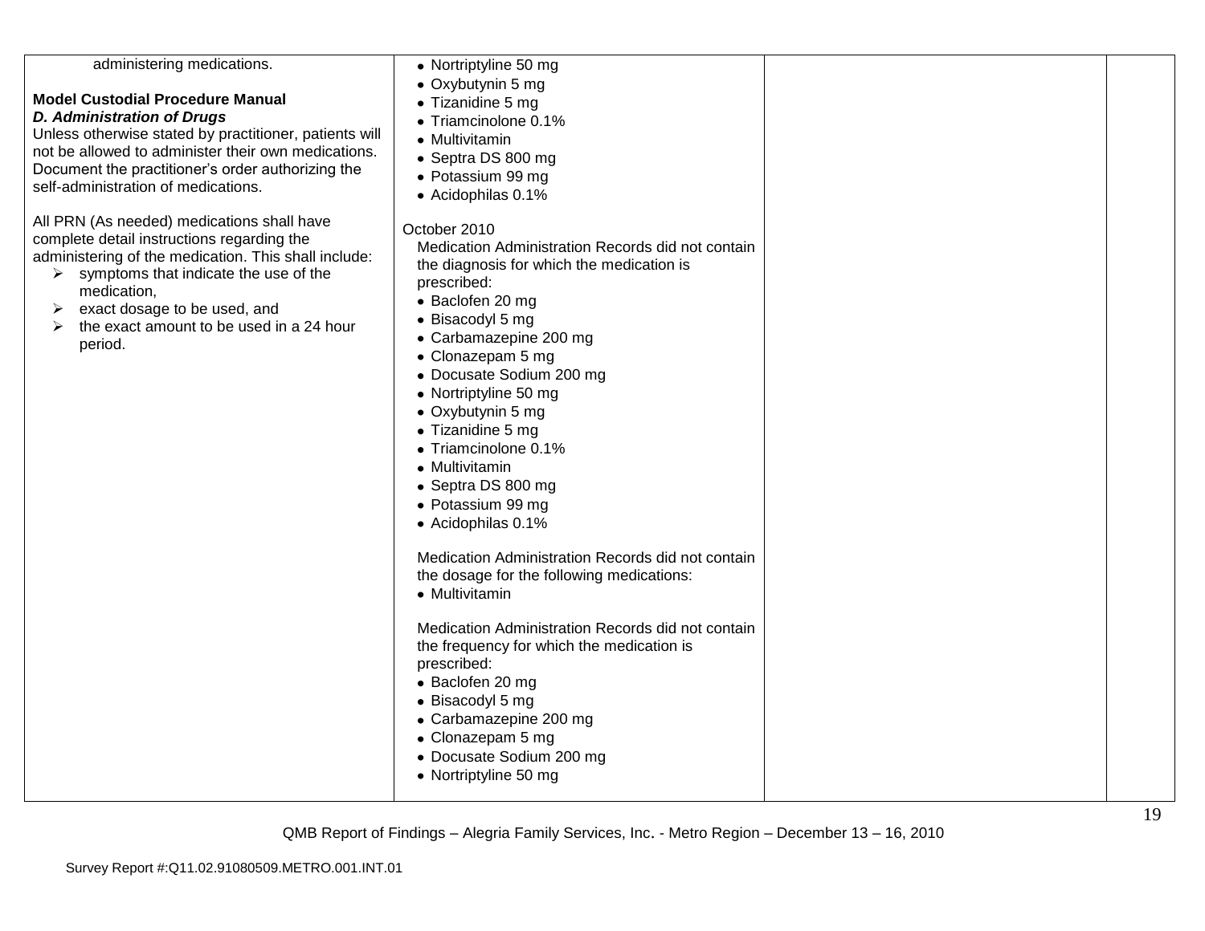| | | | |
|---|---|---|---|
| administering medications.<br><br>**Model Custodial Procedure Manual**<br>***D. Administration of Drugs***<br>Unless otherwise stated by practitioner, patients will not be allowed to administer their own medications. Document the practitioner's order authorizing the self-administration of medications.<br><br>All PRN (As needed) medications shall have complete detail instructions regarding the administering of the medication. This shall include:<br>➢ symptoms that indicate the use of the medication,<br>➢ exact dosage to be used, and<br>➢ the exact amount to be used in a 24 hour period. | • Nortriptyline 50 mg<br>• Oxybutynin 5 mg<br>• Tizanidine 5 mg<br>• Triamcinolone 0.1%<br>• Multivitamin<br>• Septra DS 800 mg<br>• Potassium 99 mg<br>• Acidophilas 0.1%<br><br>October 2010<br>Medication Administration Records did not contain the diagnosis for which the medication is prescribed:<br>• Baclofen 20 mg<br>• Bisacodyl 5 mg<br>• Carbamazepine 200 mg<br>• Clonazepam 5 mg<br>• Docusate Sodium 200 mg<br>• Nortriptyline 50 mg<br>• Oxybutynin 5 mg<br>• Tizanidine 5 mg<br>• Triamcinolone 0.1%<br>• Multivitamin<br>• Septra DS 800 mg<br>• Potassium 99 mg<br>• Acidophilas 0.1%<br><br>Medication Administration Records did not contain the dosage for the following medications:<br>• Multivitamin<br><br>Medication Administration Records did not contain the frequency for which the medication is prescribed:<br>• Baclofen 20 mg<br>• Bisacodyl 5 mg<br>• Carbamazepine 200 mg<br>• Clonazepam 5 mg<br>• Docusate Sodium 200 mg<br>• Nortriptyline 50 mg | | |

QMB Report of Findings – Alegria Family Services, Inc. - Metro Region – December 13 – 16, 2010

Survey Report #:Q11.02.91080509.METRO.001.INT.01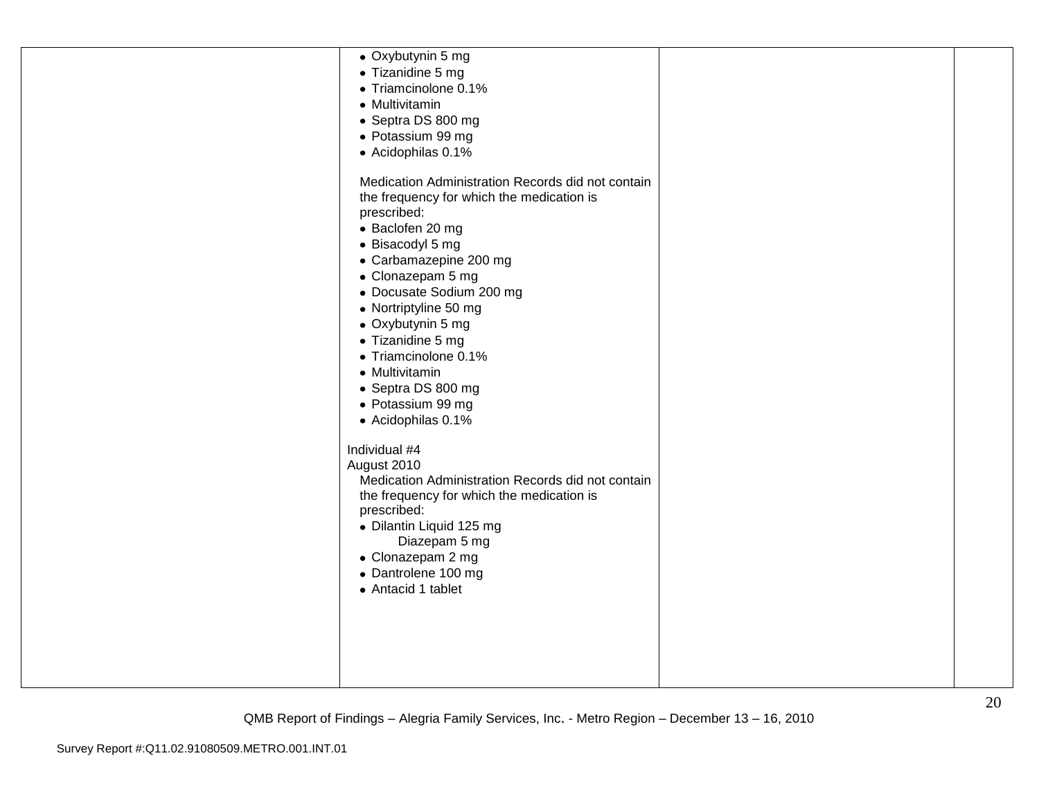| | | | |
|---|---|---|---|
| | • Oxybutynin 5 mg<br>• Tizanidine 5 mg<br>• Triamcinolone 0.1%<br>• Multivitamin<br>• Septra DS 800 mg<br>• Potassium 99 mg<br>• Acidophilas 0.1%<br><br>Medication Administration Records did not contain the frequency for which the medication is prescribed:<br>• Baclofen 20 mg<br>• Bisacodyl 5 mg<br>• Carbamazepine 200 mg<br>• Clonazepam 5 mg<br>• Docusate Sodium 200 mg<br>• Nortriptyline 50 mg<br>• Oxybutynin 5 mg<br>• Tizanidine 5 mg<br>• Triamcinolone 0.1%<br>• Multivitamin<br>• Septra DS 800 mg<br>• Potassium 99 mg<br>• Acidophilas 0.1%<br><br>Individual #4<br>August 2010<br>Medication Administration Records did not contain the frequency for which the medication is prescribed:<br>• Dilantin Liquid 125 mg<br>Diazepam 5 mg<br>• Clonazepam 2 mg<br>• Dantrolene 100 mg<br>• Antacid 1 tablet | | |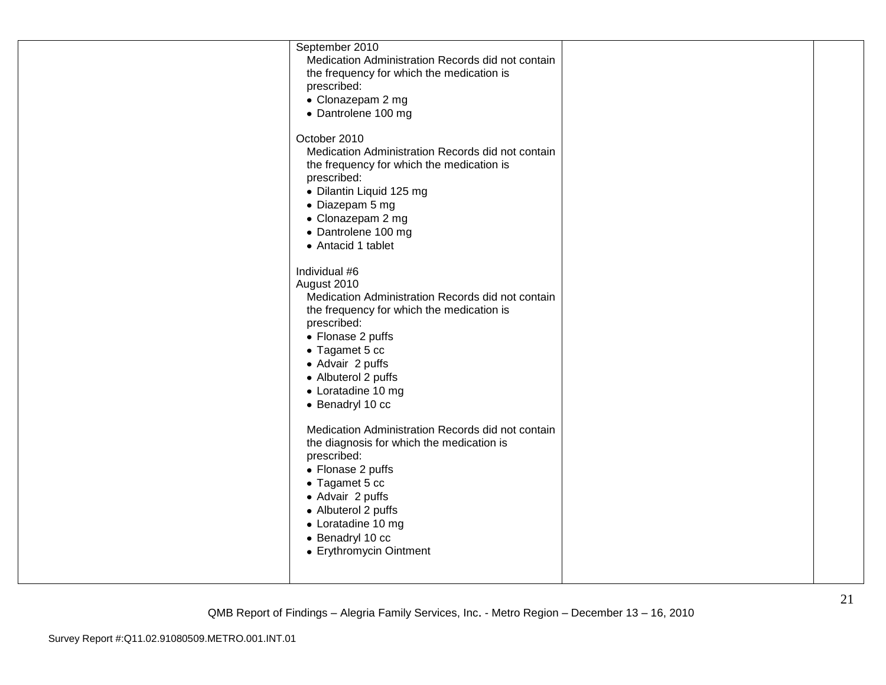| | | | |
|---|---|---|---|
| | September 2010<br>Medication Administration Records did not contain the frequency for which the medication is prescribed:<br>• Clonazepam 2 mg<br>• Dantrolene 100 mg<br><br>October 2010<br>Medication Administration Records did not contain the frequency for which the medication is prescribed:<br>• Dilantin Liquid 125 mg<br>• Diazepam 5 mg<br>• Clonazepam 2 mg<br>• Dantrolene 100 mg<br>• Antacid 1 tablet<br><br>Individual #6<br>August 2010<br>Medication Administration Records did not contain the frequency for which the medication is prescribed:<br>• Flonase 2 puffs<br>• Tagamet 5 cc<br>• Advair 2 puffs<br>• Albuterol 2 puffs<br>• Loratadine 10 mg<br>• Benadryl 10 cc<br><br>Medication Administration Records did not contain the diagnosis for which the medication is prescribed:<br>• Flonase 2 puffs<br>• Tagamet 5 cc<br>• Advair 2 puffs<br>• Albuterol 2 puffs<br>• Loratadine 10 mg<br>• Benadryl 10 cc<br>• Erythromycin Ointment | | |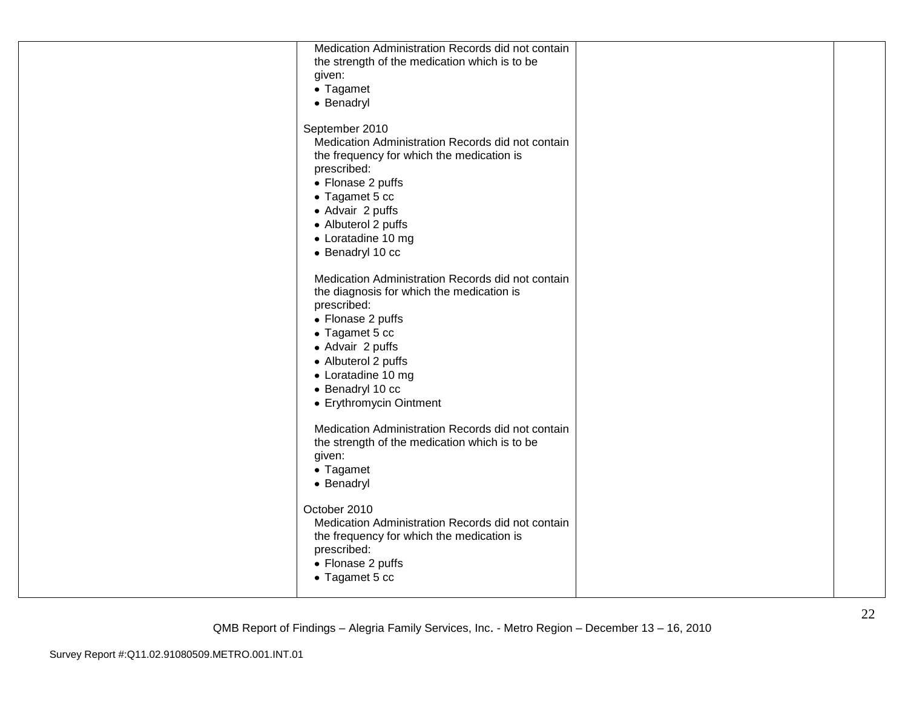| | | | |
|---|---|---|---|
| | Medication Administration Records did not contain the strength of the medication which is to be given:<br>• Tagamet<br>• Benadryl<br><br>September 2010<br>Medication Administration Records did not contain the frequency for which the medication is prescribed:<br>• Flonase 2 puffs<br>• Tagamet 5 cc<br>• Advair 2 puffs<br>• Albuterol 2 puffs<br>• Loratadine 10 mg<br>• Benadryl 10 cc<br><br>Medication Administration Records did not contain the diagnosis for which the medication is prescribed:<br>• Flonase 2 puffs<br>• Tagamet 5 cc<br>• Advair 2 puffs<br>• Albuterol 2 puffs<br>• Loratadine 10 mg<br>• Benadryl 10 cc<br>• Erythromycin Ointment<br><br>Medication Administration Records did not contain the strength of the medication which is to be given:<br>• Tagamet<br>• Benadryl<br><br>October 2010<br>Medication Administration Records did not contain the frequency for which the medication is prescribed:<br>• Flonase 2 puffs<br>• Tagamet 5 cc | | |

QMB Report of Findings – Alegria Family Services, Inc. - Metro Region – December 13 – 16, 2010

Survey Report #:Q11.02.91080509.METRO.001.INT.01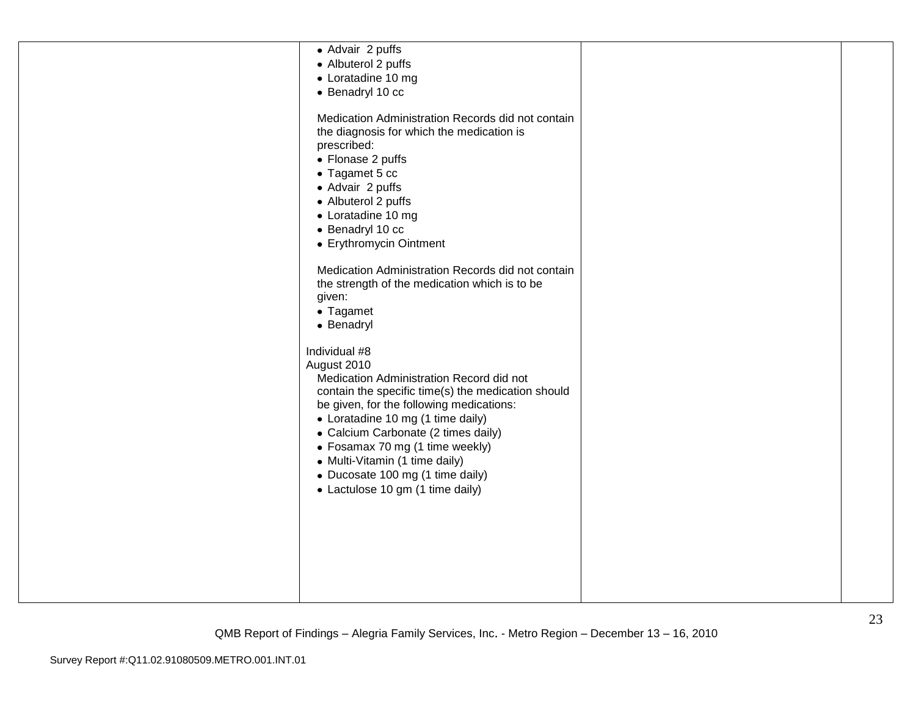| | • Advair 2 puffs<br>• Albuterol 2 puffs<br>• Loratadine 10 mg<br>• Benadryl 10 cc<br><br>Medication Administration Records did not contain the diagnosis for which the medication is prescribed:<br>• Flonase 2 puffs<br>• Tagamet 5 cc<br>• Advair 2 puffs<br>• Albuterol 2 puffs<br>• Loratadine 10 mg<br>• Benadryl 10 cc<br>• Erythromycin Ointment<br><br>Medication Administration Records did not contain the strength of the medication which is to be given:<br>• Tagamet<br>• Benadryl<br><br>Individual #8<br>August 2010<br>Medication Administration Record did not contain the specific time(s) the medication should be given, for the following medications:<br>• Loratadine 10 mg (1 time daily)<br>• Calcium Carbonate (2 times daily)<br>• Fosamax 70 mg (1 time weekly)<br>• Multi-Vitamin (1 time daily)<br>• Ducosate 100 mg (1 time daily)<br>• Lactulose 10 gm (1 time daily) | | |
|---|---|---|---|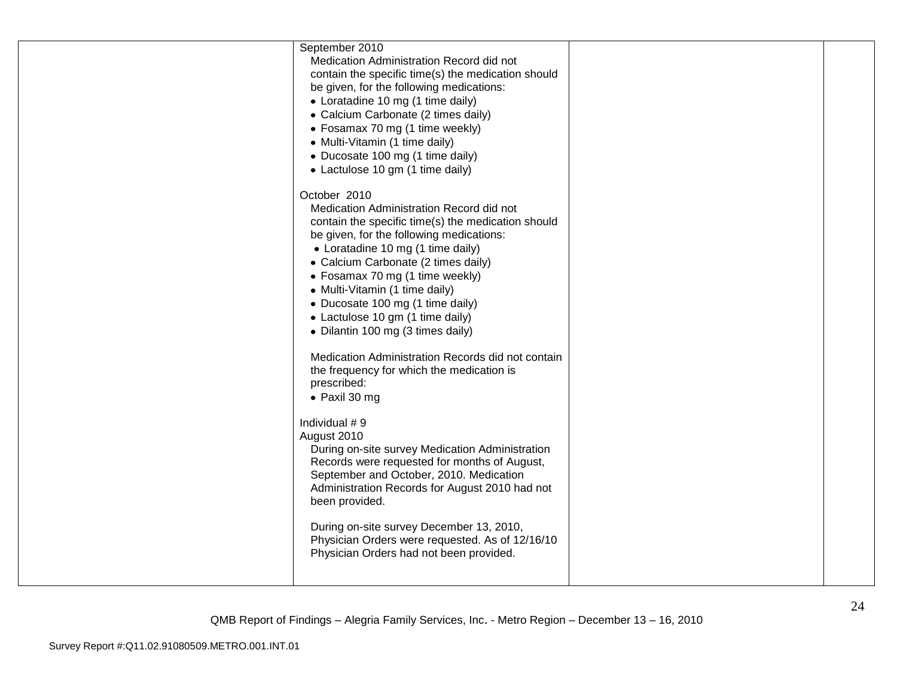| | | | |
|---|---|---|---|
| | September 2010<br>Medication Administration Record did not contain the specific time(s) the medication should be given, for the following medications:<br>• Loratadine 10 mg (1 time daily)<br>• Calcium Carbonate (2 times daily)<br>• Fosamax 70 mg (1 time weekly)<br>• Multi-Vitamin (1 time daily)<br>• Ducosate 100 mg (1 time daily)<br>• Lactulose 10 gm (1 time daily)<br><br>October 2010<br>Medication Administration Record did not contain the specific time(s) the medication should be given, for the following medications:<br>• Loratadine 10 mg (1 time daily)<br>• Calcium Carbonate (2 times daily)<br>• Fosamax 70 mg (1 time weekly)<br>• Multi-Vitamin (1 time daily)<br>• Ducosate 100 mg (1 time daily)<br>• Lactulose 10 gm (1 time daily)<br>• Dilantin 100 mg (3 times daily)<br><br>Medication Administration Records did not contain the frequency for which the medication is prescribed:<br>• Paxil 30 mg<br><br>Individual # 9<br>August 2010<br>During on-site survey Medication Administration Records were requested for months of August, September and October, 2010. Medication Administration Records for August 2010 had not been provided.<br><br>During on-site survey December 13, 2010, Physician Orders were requested. As of 12/16/10 Physician Orders had not been provided. | | |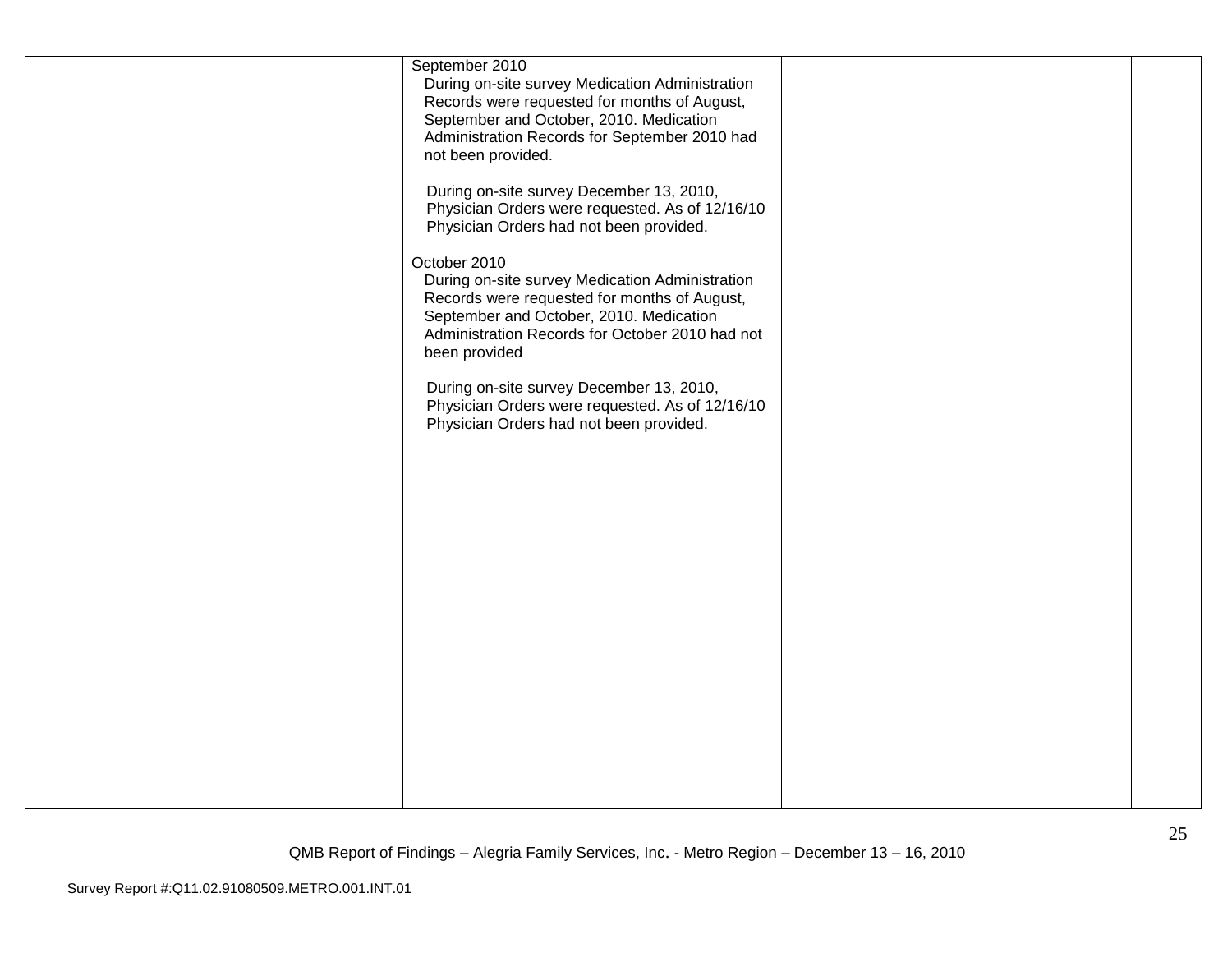| | | | |
|---|---|---|---|
| | September 2010<br>During on-site survey Medication Administration Records were requested for months of August, September and October, 2010. Medication Administration Records for September 2010 had not been provided.<br><br>During on-site survey December 13, 2010, Physician Orders were requested. As of 12/16/10 Physician Orders had not been provided.<br><br>October 2010<br>During on-site survey Medication Administration Records were requested for months of August, September and October, 2010. Medication Administration Records for October 2010 had not been provided<br><br>During on-site survey December 13, 2010, Physician Orders were requested. As of 12/16/10 Physician Orders had not been provided. | | |

QMB Report of Findings – Alegria Family Services, Inc. - Metro Region – December 13 – 16, 2010

Survey Report #:Q11.02.91080509.METRO.001.INT.01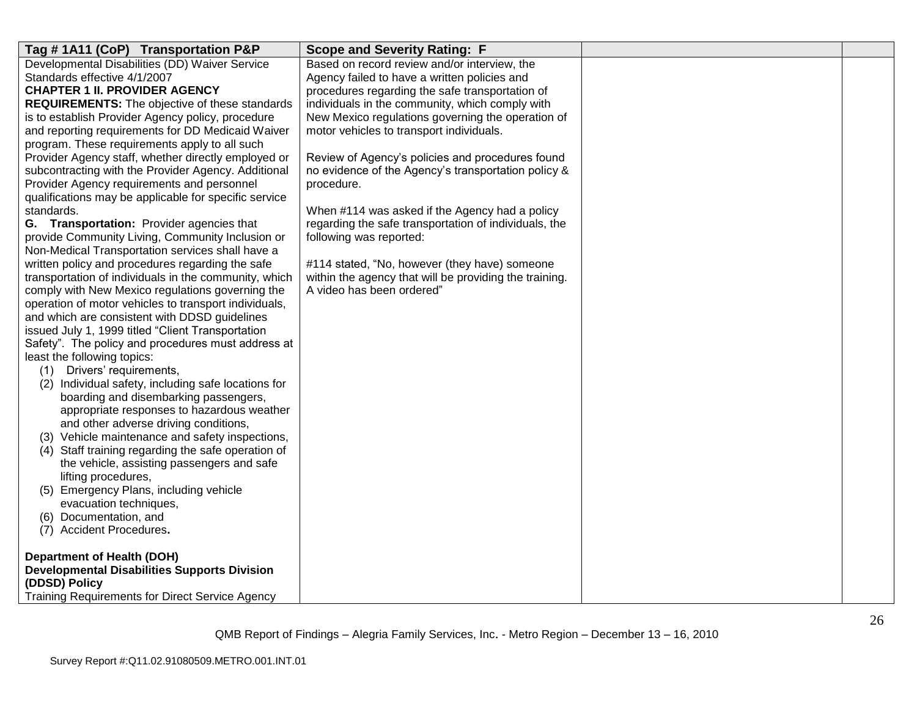| Tag # 1A11 (CoP) Transportation P&P | Scope and Severity Rating: F | | |
|---|---|---|---|
| Developmental Disabilities (DD) Waiver Service Standards effective 4/1/2007<br>**CHAPTER 1 II. PROVIDER AGENCY REQUIREMENTS:** The objective of these standards is to establish Provider Agency policy, procedure and reporting requirements for DD Medicaid Waiver program. These requirements apply to all such Provider Agency staff, whether directly employed or subcontracting with the Provider Agency. Additional Provider Agency requirements and personnel qualifications may be applicable for specific service standards.<br>**G. Transportation:** Provider agencies that provide Community Living, Community Inclusion or Non-Medical Transportation services shall have a written policy and procedures regarding the safe transportation of individuals in the community, which comply with New Mexico regulations governing the operation of motor vehicles to transport individuals, and which are consistent with DDSD guidelines issued July 1, 1999 titled "Client Transportation Safety". The policy and procedures must address at least the following topics:<br>(1) Drivers' requirements,<br>(2) Individual safety, including safe locations for boarding and disembarking passengers, appropriate responses to hazardous weather and other adverse driving conditions,<br>(3) Vehicle maintenance and safety inspections,<br>(4) Staff training regarding the safe operation of the vehicle, assisting passengers and safe lifting procedures,<br>(5) Emergency Plans, including vehicle evacuation techniques,<br>(6) Documentation, and<br>(7) Accident Procedures**.**<br><br>**Department of Health (DOH) Developmental Disabilities Supports Division (DDSD) Policy**<br>Training Requirements for Direct Service Agency | Based on record review and/or interview, the Agency failed to have a written policies and procedures regarding the safe transportation of individuals in the community, which comply with New Mexico regulations governing the operation of motor vehicles to transport individuals.<br><br>Review of Agency's policies and procedures found no evidence of the Agency's transportation policy & procedure.<br><br>When #114 was asked if the Agency had a policy regarding the safe transportation of individuals, the following was reported:<br><br>#114 stated, "No, however (they have) someone within the agency that will be providing the training. A video has been ordered" | | |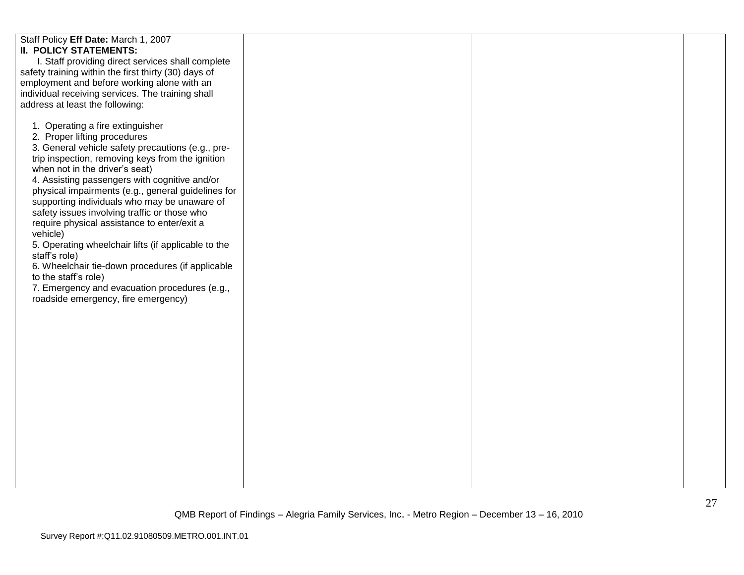| | | | |
|---|---|---|---|
| Staff Policy **Eff Date:** March 1, 2007<br>**II. POLICY STATEMENTS:**<br>I. Staff providing direct services shall complete safety training within the first thirty (30) days of employment and before working alone with an individual receiving services. The training shall address at least the following:<br><br>1. Operating a fire extinguisher<br>2. Proper lifting procedures<br>3. General vehicle safety precautions (e.g., pre-trip inspection, removing keys from the ignition when not in the driver's seat)<br>4. Assisting passengers with cognitive and/or physical impairments (e.g., general guidelines for supporting individuals who may be unaware of safety issues involving traffic or those who require physical assistance to enter/exit a vehicle)<br>5. Operating wheelchair lifts (if applicable to the staff's role)<br>6. Wheelchair tie-down procedures (if applicable to the staff's role)<br>7. Emergency and evacuation procedures (e.g., roadside emergency, fire emergency) | | | |

QMB Report of Findings – Alegria Family Services, Inc. - Metro Region – December 13 – 16, 2010

Survey Report #:Q11.02.91080509.METRO.001.INT.01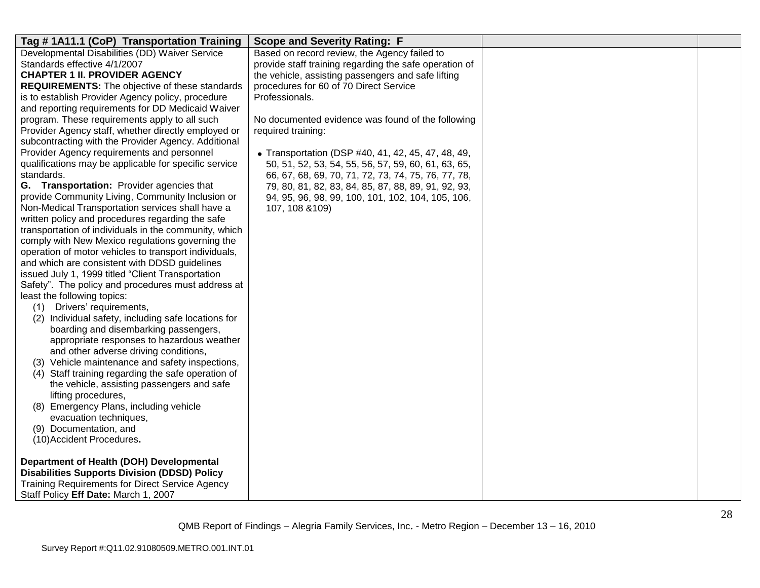| Tag # 1A11.1 (CoP) Transportation Training | Scope and Severity Rating: F | | |
|---|---|---|---|
| Developmental Disabilities (DD) Waiver Service Standards effective 4/1/2007<br>**CHAPTER 1 II. PROVIDER AGENCY REQUIREMENTS:** The objective of these standards is to establish Provider Agency policy, procedure and reporting requirements for DD Medicaid Waiver program. These requirements apply to all such Provider Agency staff, whether directly employed or subcontracting with the Provider Agency. Additional Provider Agency requirements and personnel qualifications may be applicable for specific service standards.<br>**G. Transportation:** Provider agencies that provide Community Living, Community Inclusion or Non-Medical Transportation services shall have a written policy and procedures regarding the safe transportation of individuals in the community, which comply with New Mexico regulations governing the operation of motor vehicles to transport individuals, and which are consistent with DDSD guidelines issued July 1, 1999 titled "Client Transportation Safety". The policy and procedures must address at least the following topics:<br>(1) Drivers' requirements,<br>(2) Individual safety, including safe locations for boarding and disembarking passengers, appropriate responses to hazardous weather and other adverse driving conditions,<br>(3) Vehicle maintenance and safety inspections,<br>(4) Staff training regarding the safe operation of the vehicle, assisting passengers and safe lifting procedures,<br>(8) Emergency Plans, including vehicle evacuation techniques,<br>(9) Documentation, and<br>(10)Accident Procedures**.**<br><br>**Department of Health (DOH) Developmental Disabilities Supports Division (DDSD) Policy** Training Requirements for Direct Service Agency Staff Policy **Eff Date:** March 1, 2007 | Based on record review, the Agency failed to provide staff training regarding the safe operation of the vehicle, assisting passengers and safe lifting procedures for 60 of 70 Direct Service Professionals.<br><br>No documented evidence was found of the following required training:<br><br>• Transportation (DSP #40, 41, 42, 45, 47, 48, 49, 50, 51, 52, 53, 54, 55, 56, 57, 59, 60, 61, 63, 65, 66, 67, 68, 69, 70, 71, 72, 73, 74, 75, 76, 77, 78, 79, 80, 81, 82, 83, 84, 85, 87, 88, 89, 91, 92, 93, 94, 95, 96, 98, 99, 100, 101, 102, 104, 105, 106, 107, 108 &109) | | |

QMB Report of Findings – Alegria Family Services, Inc. - Metro Region – December 13 – 16, 2010

Survey Report #:Q11.02.91080509.METRO.001.INT.01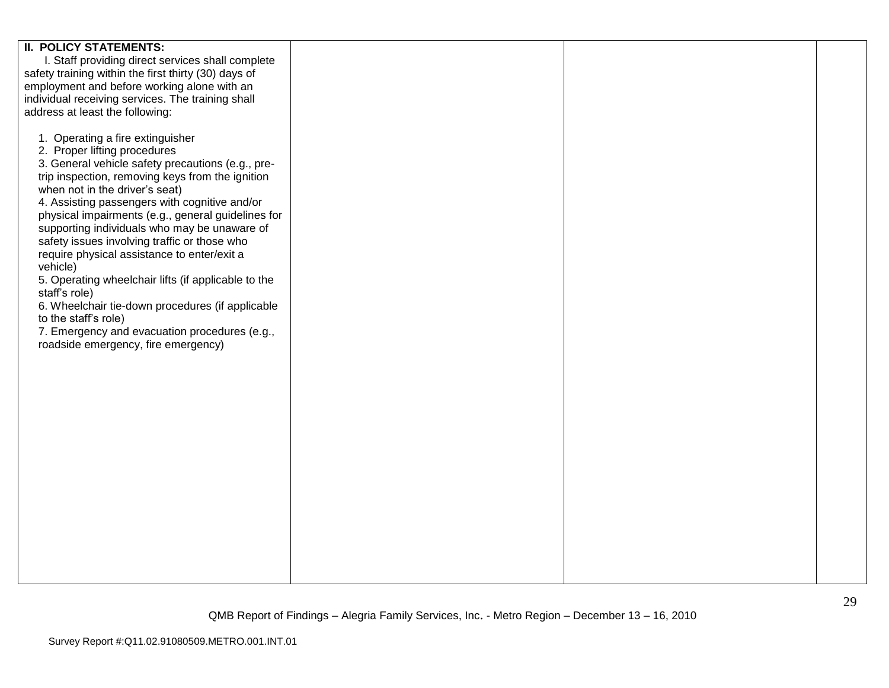| **II. POLICY STATEMENTS:**<br>I. Staff providing direct services shall complete safety training within the first thirty (30) days of employment and before working alone with an individual receiving services. The training shall address at least the following:<br><br>1. Operating a fire extinguisher<br>2. Proper lifting procedures<br>3. General vehicle safety precautions (e.g., pre-trip inspection, removing keys from the ignition when not in the driver's seat)<br>4. Assisting passengers with cognitive and/or physical impairments (e.g., general guidelines for supporting individuals who may be unaware of safety issues involving traffic or those who require physical assistance to enter/exit a vehicle)<br>5. Operating wheelchair lifts (if applicable to the staff's role)<br>6. Wheelchair tie-down procedures (if applicable to the staff's role)<br>7. Emergency and evacuation procedures (e.g., roadside emergency, fire emergency) | | | |
|---|---|---|---|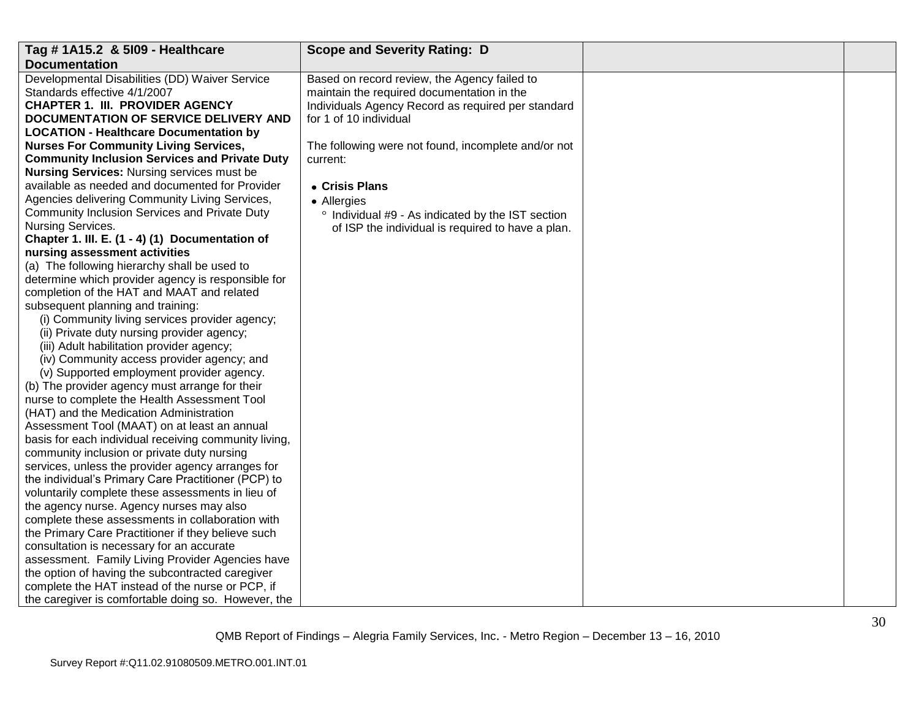| Tag # 1A15.2 & 5I09 - Healthcare Documentation | Scope and Severity Rating: D | | |
|---|---|---|---|
| Developmental Disabilities (DD) Waiver Service Standards effective 4/1/2007<br>**CHAPTER 1. III. PROVIDER AGENCY DOCUMENTATION OF SERVICE DELIVERY AND LOCATION - Healthcare Documentation by Nurses For Community Living Services, Community Inclusion Services and Private Duty Nursing Services:** Nursing services must be available as needed and documented for Provider Agencies delivering Community Living Services, Community Inclusion Services and Private Duty Nursing Services.<br>**Chapter 1. III. E. (1 - 4) (1) Documentation of nursing assessment activities**<br>(a) The following hierarchy shall be used to determine which provider agency is responsible for completion of the HAT and MAAT and related subsequent planning and training:<br>(i) Community living services provider agency;<br>(ii) Private duty nursing provider agency;<br>(iii) Adult habilitation provider agency;<br>(iv) Community access provider agency; and<br>(v) Supported employment provider agency.<br>(b) The provider agency must arrange for their nurse to complete the Health Assessment Tool (HAT) and the Medication Administration Assessment Tool (MAAT) on at least an annual basis for each individual receiving community living, community inclusion or private duty nursing services, unless the provider agency arranges for the individual's Primary Care Practitioner (PCP) to voluntarily complete these assessments in lieu of the agency nurse. Agency nurses may also complete these assessments in collaboration with the Primary Care Practitioner if they believe such consultation is necessary for an accurate assessment. Family Living Provider Agencies have the option of having the subcontracted caregiver complete the HAT instead of the nurse or PCP, if the caregiver is comfortable doing so. However, the | Based on record review, the Agency failed to maintain the required documentation in the Individuals Agency Record as required per standard for 1 of 10 individual<br><br>The following were not found, incomplete and/or not current:<br><br>• **Crisis Plans**<br>• Allergies<br>&nbsp;&nbsp;° Individual #9 - As indicated by the IST section of ISP the individual is required to have a plan. | | |

QMB Report of Findings – Alegria Family Services, Inc. - Metro Region – December 13 – 16, 2010

Survey Report #:Q11.02.91080509.METRO.001.INT.01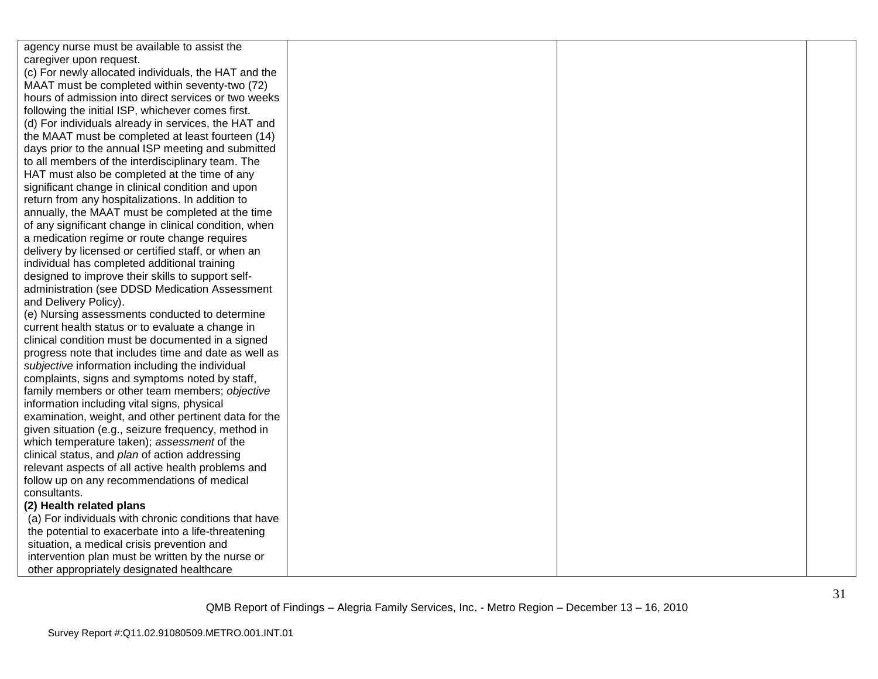| | | | |
|---|---|---|---|
| agency nurse must be available to assist the caregiver upon request.<br>(c) For newly allocated individuals, the HAT and the MAAT must be completed within seventy-two (72) hours of admission into direct services or two weeks following the initial ISP, whichever comes first.<br>(d) For individuals already in services, the HAT and the MAAT must be completed at least fourteen (14) days prior to the annual ISP meeting and submitted to all members of the interdisciplinary team. The HAT must also be completed at the time of any significant change in clinical condition and upon return from any hospitalizations. In addition to annually, the MAAT must be completed at the time of any significant change in clinical condition, when a medication regime or route change requires delivery by licensed or certified staff, or when an individual has completed additional training designed to improve their skills to support self-administration (see DDSD Medication Assessment and Delivery Policy).<br>(e) Nursing assessments conducted to determine current health status or to evaluate a change in clinical condition must be documented in a signed progress note that includes time and date as well as *subjective* information including the individual complaints, signs and symptoms noted by staff, family members or other team members; *objective* information including vital signs, physical examination, weight, and other pertinent data for the given situation (e.g., seizure frequency, method in which temperature taken); *assessment* of the clinical status, and *plan* of action addressing relevant aspects of all active health problems and follow up on any recommendations of medical consultants.<br>**(2) Health related plans**<br>(a) For individuals with chronic conditions that have the potential to exacerbate into a life-threatening situation, a medical crisis prevention and intervention plan must be written by the nurse or other appropriately designated healthcare | | | |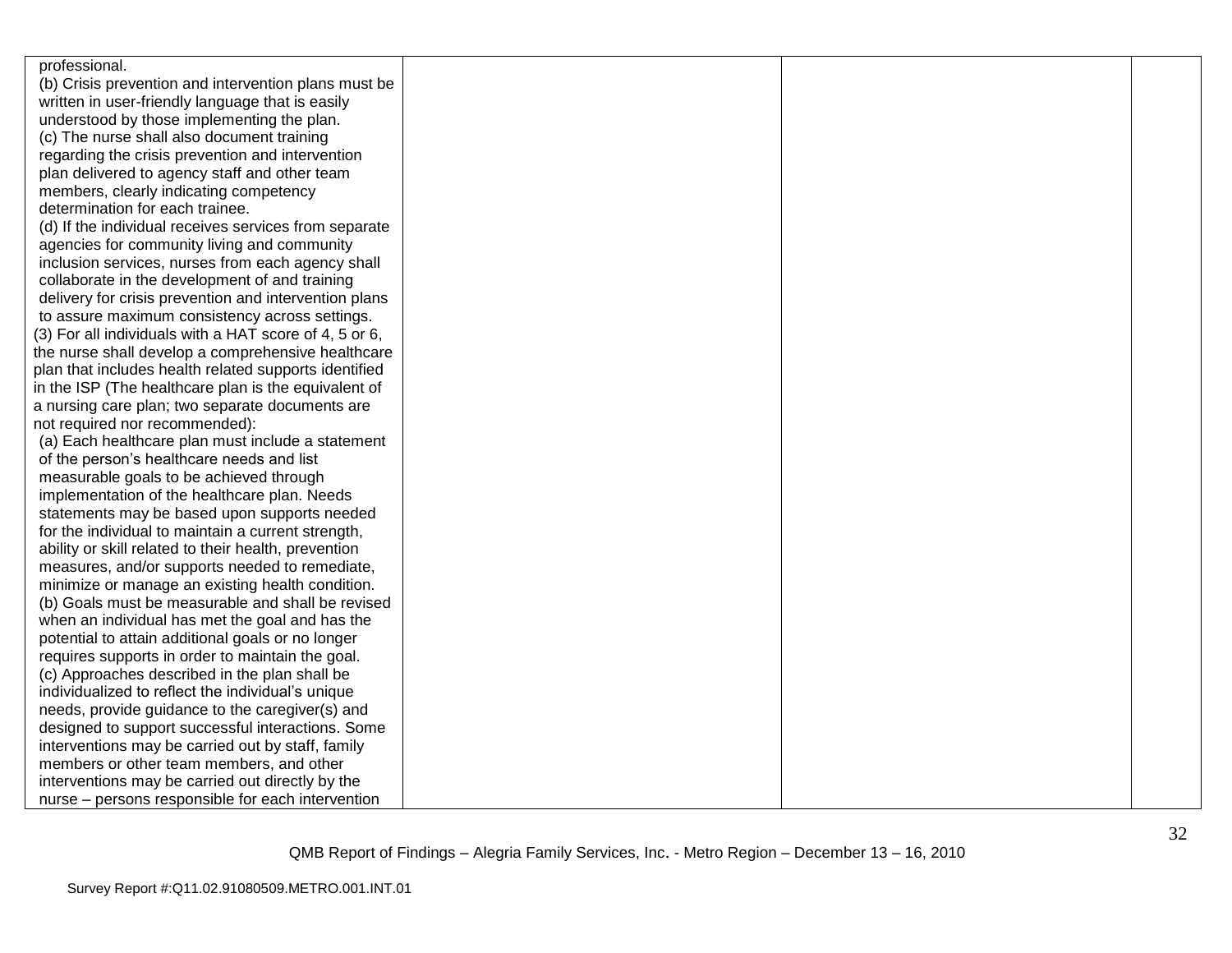| | | | |
|---|---|---|---|
| professional.<br>(b) Crisis prevention and intervention plans must be written in user-friendly language that is easily understood by those implementing the plan.<br>(c) The nurse shall also document training regarding the crisis prevention and intervention plan delivered to agency staff and other team members, clearly indicating competency determination for each trainee.<br>(d) If the individual receives services from separate agencies for community living and community inclusion services, nurses from each agency shall collaborate in the development of and training delivery for crisis prevention and intervention plans to assure maximum consistency across settings.<br>(3) For all individuals with a HAT score of 4, 5 or 6, the nurse shall develop a comprehensive healthcare plan that includes health related supports identified in the ISP (The healthcare plan is the equivalent of a nursing care plan; two separate documents are not required nor recommended):<br>(a) Each healthcare plan must include a statement of the person's healthcare needs and list measurable goals to be achieved through implementation of the healthcare plan. Needs statements may be based upon supports needed for the individual to maintain a current strength, ability or skill related to their health, prevention measures, and/or supports needed to remediate, minimize or manage an existing health condition.<br>(b) Goals must be measurable and shall be revised when an individual has met the goal and has the potential to attain additional goals or no longer requires supports in order to maintain the goal.<br>(c) Approaches described in the plan shall be individualized to reflect the individual's unique needs, provide guidance to the caregiver(s) and designed to support successful interactions. Some interventions may be carried out by staff, family members or other team members, and other interventions may be carried out directly by the nurse – persons responsible for each intervention | | | |

QMB Report of Findings – Alegria Family Services, Inc. - Metro Region – December 13 – 16, 2010

Survey Report #:Q11.02.91080509.METRO.001.INT.01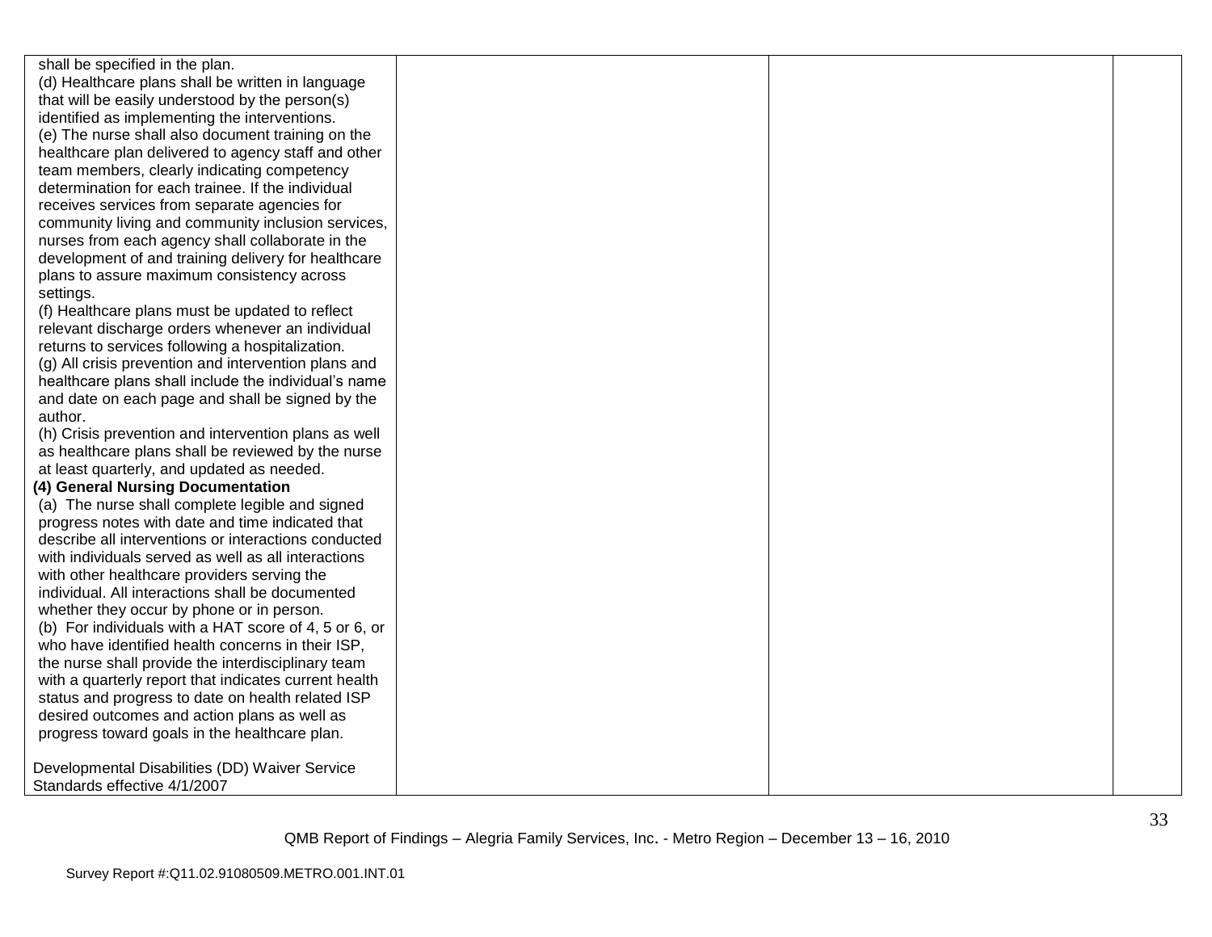| | | | |
|---|---|---|---|
| shall be specified in the plan.<br>(d) Healthcare plans shall be written in language that will be easily understood by the person(s) identified as implementing the interventions.<br>(e) The nurse shall also document training on the healthcare plan delivered to agency staff and other team members, clearly indicating competency determination for each trainee. If the individual receives services from separate agencies for community living and community inclusion services, nurses from each agency shall collaborate in the development of and training delivery for healthcare plans to assure maximum consistency across settings.<br>(f) Healthcare plans must be updated to reflect relevant discharge orders whenever an individual returns to services following a hospitalization.<br>(g) All crisis prevention and intervention plans and healthcare plans shall include the individual's name and date on each page and shall be signed by the author.<br>(h) Crisis prevention and intervention plans as well as healthcare plans shall be reviewed by the nurse at least quarterly, and updated as needed.<br>**(4) General Nursing Documentation**<br>(a) The nurse shall complete legible and signed progress notes with date and time indicated that describe all interventions or interactions conducted with individuals served as well as all interactions with other healthcare providers serving the individual. All interactions shall be documented whether they occur by phone or in person.<br>(b) For individuals with a HAT score of 4, 5 or 6, or who have identified health concerns in their ISP, the nurse shall provide the interdisciplinary team with a quarterly report that indicates current health status and progress to date on health related ISP desired outcomes and action plans as well as progress toward goals in the healthcare plan.<br><br>Developmental Disabilities (DD) Waiver Service Standards effective 4/1/2007 | | | |

QMB Report of Findings – Alegria Family Services, Inc. - Metro Region – December 13 – 16, 2010

Survey Report #:Q11.02.91080509.METRO.001.INT.01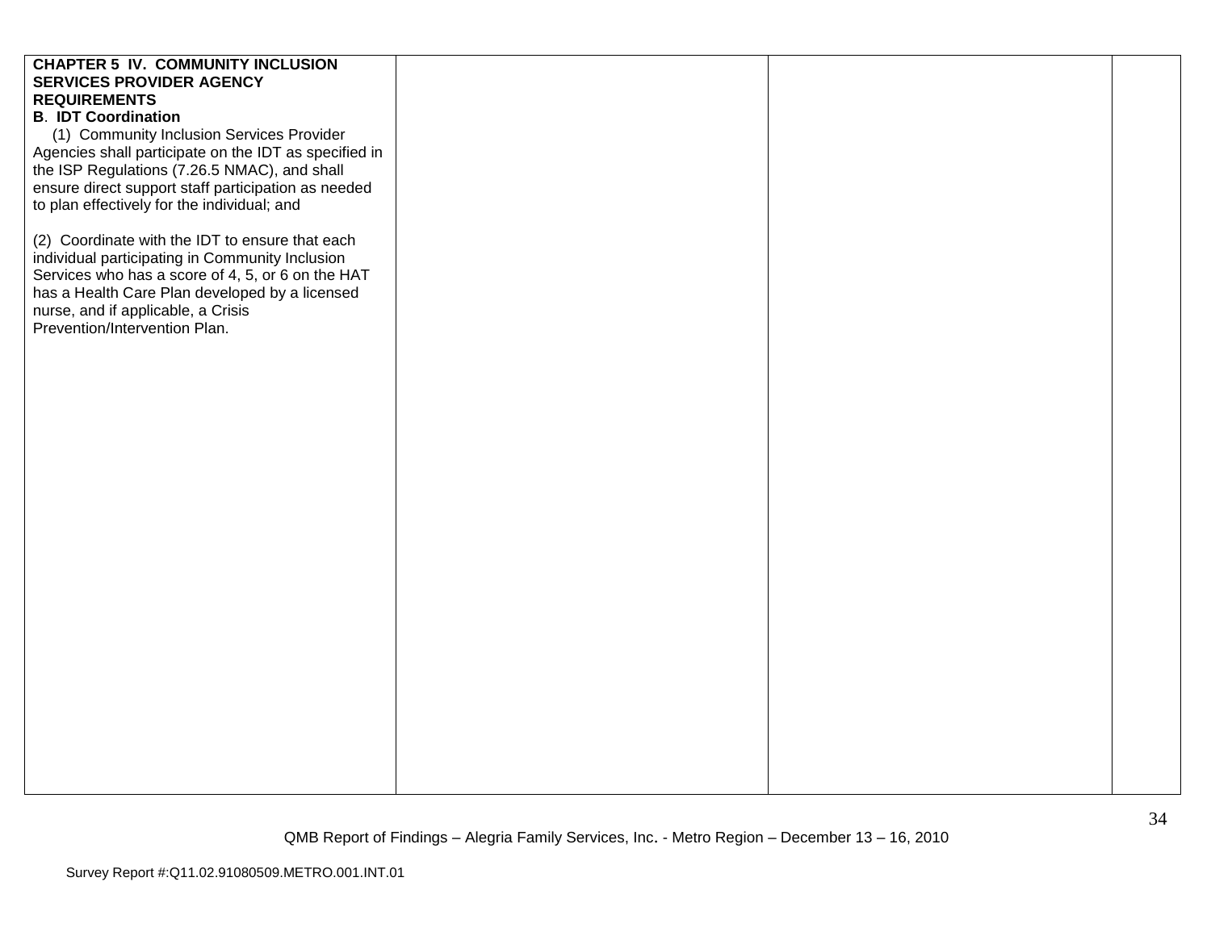| | | | |
|---|---|---|---|
| **CHAPTER 5 IV. COMMUNITY INCLUSION SERVICES PROVIDER AGENCY REQUIREMENTS**<br>**B. IDT Coordination**<br>(1) Community Inclusion Services Provider Agencies shall participate on the IDT as specified in the ISP Regulations (7.26.5 NMAC), and shall ensure direct support staff participation as needed to plan effectively for the individual; and<br><br>(2) Coordinate with the IDT to ensure that each individual participating in Community Inclusion Services who has a score of 4, 5, or 6 on the HAT has a Health Care Plan developed by a licensed nurse, and if applicable, a Crisis Prevention/Intervention Plan. | | | |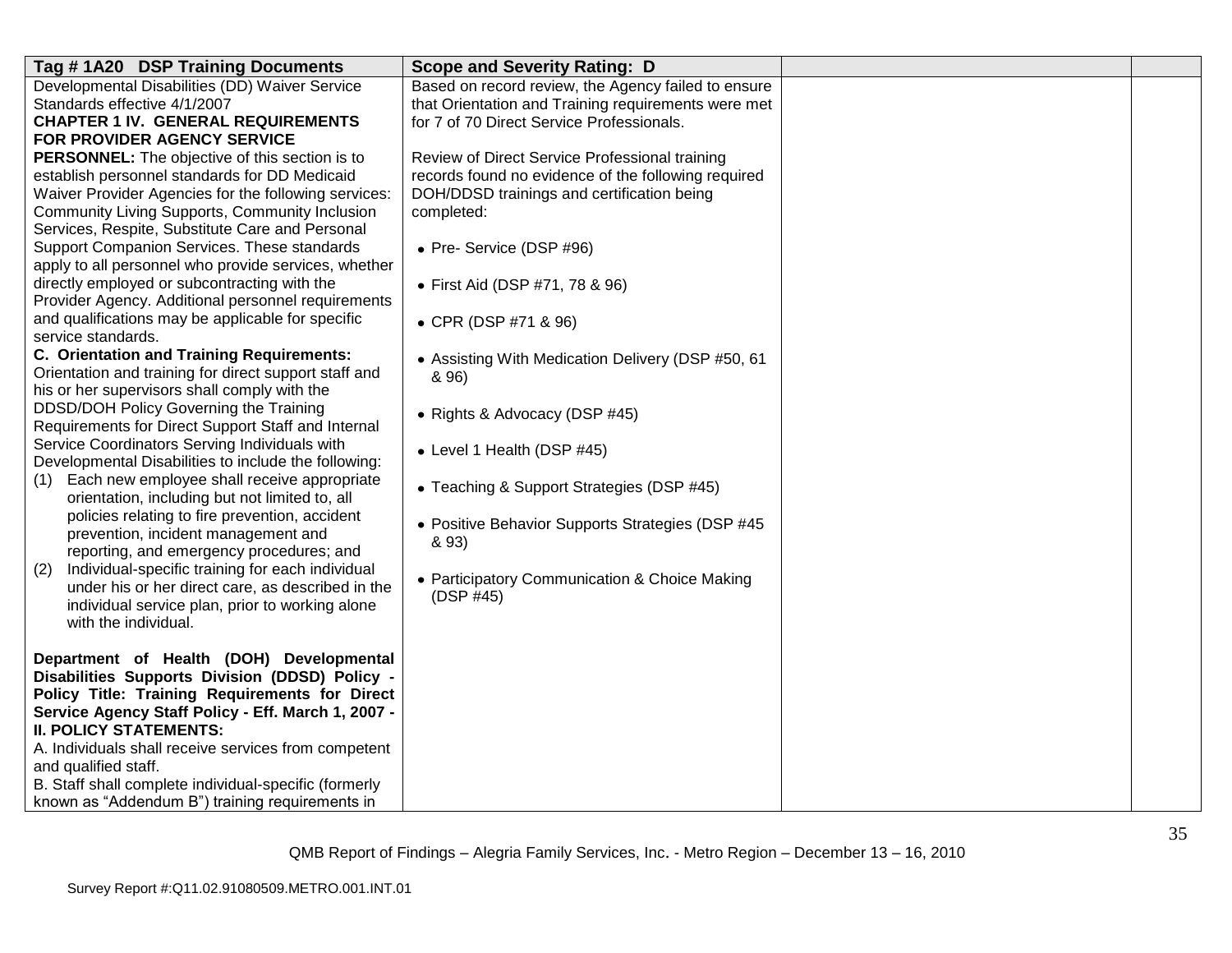| Tag # 1A20 DSP Training Documents | Scope and Severity Rating: D | | |
|---|---|---|---|
| Developmental Disabilities (DD) Waiver Service Standards effective 4/1/2007<br>**CHAPTER 1 IV. GENERAL REQUIREMENTS FOR PROVIDER AGENCY SERVICE PERSONNEL:** The objective of this section is to establish personnel standards for DD Medicaid Waiver Provider Agencies for the following services: Community Living Supports, Community Inclusion Services, Respite, Substitute Care and Personal Support Companion Services. These standards apply to all personnel who provide services, whether directly employed or subcontracting with the Provider Agency. Additional personnel requirements and qualifications may be applicable for specific service standards.<br>**C. Orientation and Training Requirements:** Orientation and training for direct support staff and his or her supervisors shall comply with the DDSD/DOH Policy Governing the Training Requirements for Direct Support Staff and Internal Service Coordinators Serving Individuals with Developmental Disabilities to include the following:<br>(1) Each new employee shall receive appropriate orientation, including but not limited to, all policies relating to fire prevention, accident prevention, incident management and reporting, and emergency procedures; and<br>(2) Individual-specific training for each individual under his or her direct care, as described in the individual service plan, prior to working alone with the individual.<br><br>**Department of Health (DOH) Developmental Disabilities Supports Division (DDSD) Policy - Policy Title: Training Requirements for Direct Service Agency Staff Policy - Eff. March 1, 2007 - II. POLICY STATEMENTS:**<br>A. Individuals shall receive services from competent and qualified staff.<br>B. Staff shall complete individual-specific (formerly known as "Addendum B") training requirements in | Based on record review, the Agency failed to ensure that Orientation and Training requirements were met for 7 of 70 Direct Service Professionals.<br><br>Review of Direct Service Professional training records found no evidence of the following required DOH/DDSD trainings and certification being completed:<br><br>• Pre- Service (DSP #96)<br><br>• First Aid (DSP #71, 78 & 96)<br><br>• CPR (DSP #71 & 96)<br><br>• Assisting With Medication Delivery (DSP #50, 61 & 96)<br><br>• Rights & Advocacy (DSP #45)<br><br>• Level 1 Health (DSP #45)<br><br>• Teaching & Support Strategies (DSP #45)<br><br>• Positive Behavior Supports Strategies (DSP #45 & 93)<br><br>• Participatory Communication & Choice Making (DSP #45) | | |

QMB Report of Findings – Alegria Family Services, Inc. - Metro Region – December 13 – 16, 2010

Survey Report #:Q11.02.91080509.METRO.001.INT.01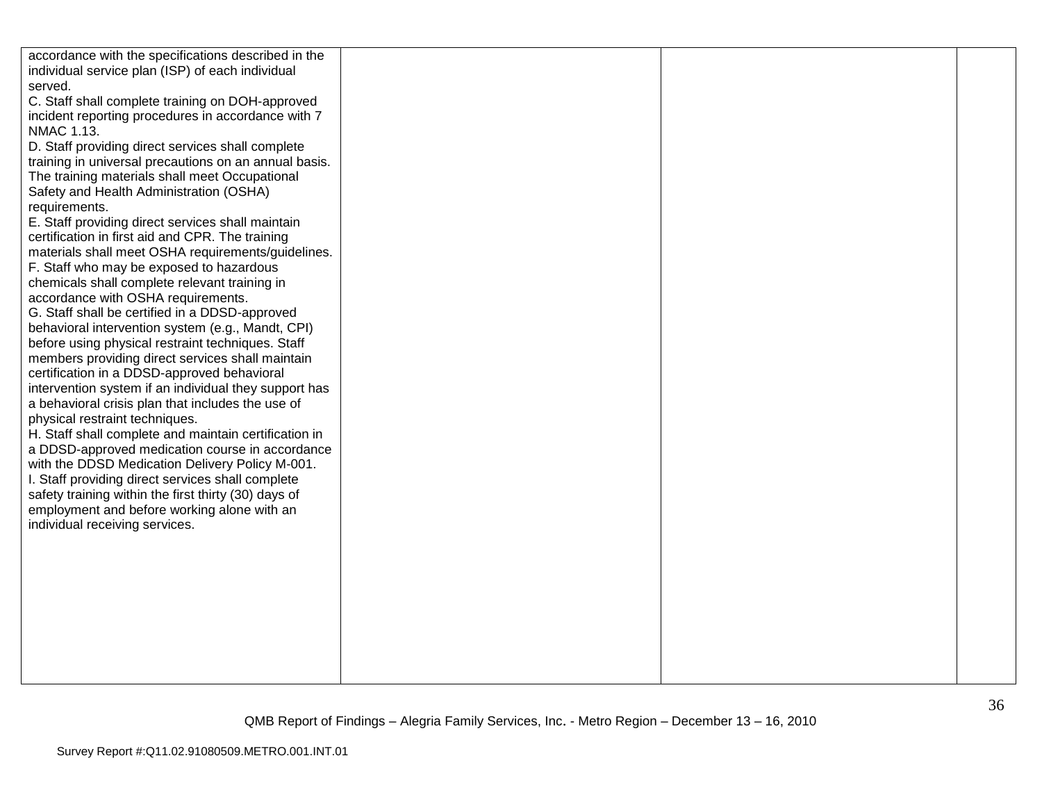| | | | |
|---|---|---|---|
| accordance with the specifications described in the individual service plan (ISP) of each individual served.<br>C. Staff shall complete training on DOH-approved incident reporting procedures in accordance with 7 NMAC 1.13.<br>D. Staff providing direct services shall complete training in universal precautions on an annual basis. The training materials shall meet Occupational Safety and Health Administration (OSHA) requirements.<br>E. Staff providing direct services shall maintain certification in first aid and CPR. The training materials shall meet OSHA requirements/guidelines.<br>F. Staff who may be exposed to hazardous chemicals shall complete relevant training in accordance with OSHA requirements.<br>G. Staff shall be certified in a DDSD-approved behavioral intervention system (e.g., Mandt, CPI) before using physical restraint techniques. Staff members providing direct services shall maintain certification in a DDSD-approved behavioral intervention system if an individual they support has a behavioral crisis plan that includes the use of physical restraint techniques.<br>H. Staff shall complete and maintain certification in a DDSD-approved medication course in accordance with the DDSD Medication Delivery Policy M-001.<br>I. Staff providing direct services shall complete safety training within the first thirty (30) days of employment and before working alone with an individual receiving services. | | | |

QMB Report of Findings – Alegria Family Services, Inc. - Metro Region – December 13 – 16, 2010

Survey Report #:Q11.02.91080509.METRO.001.INT.01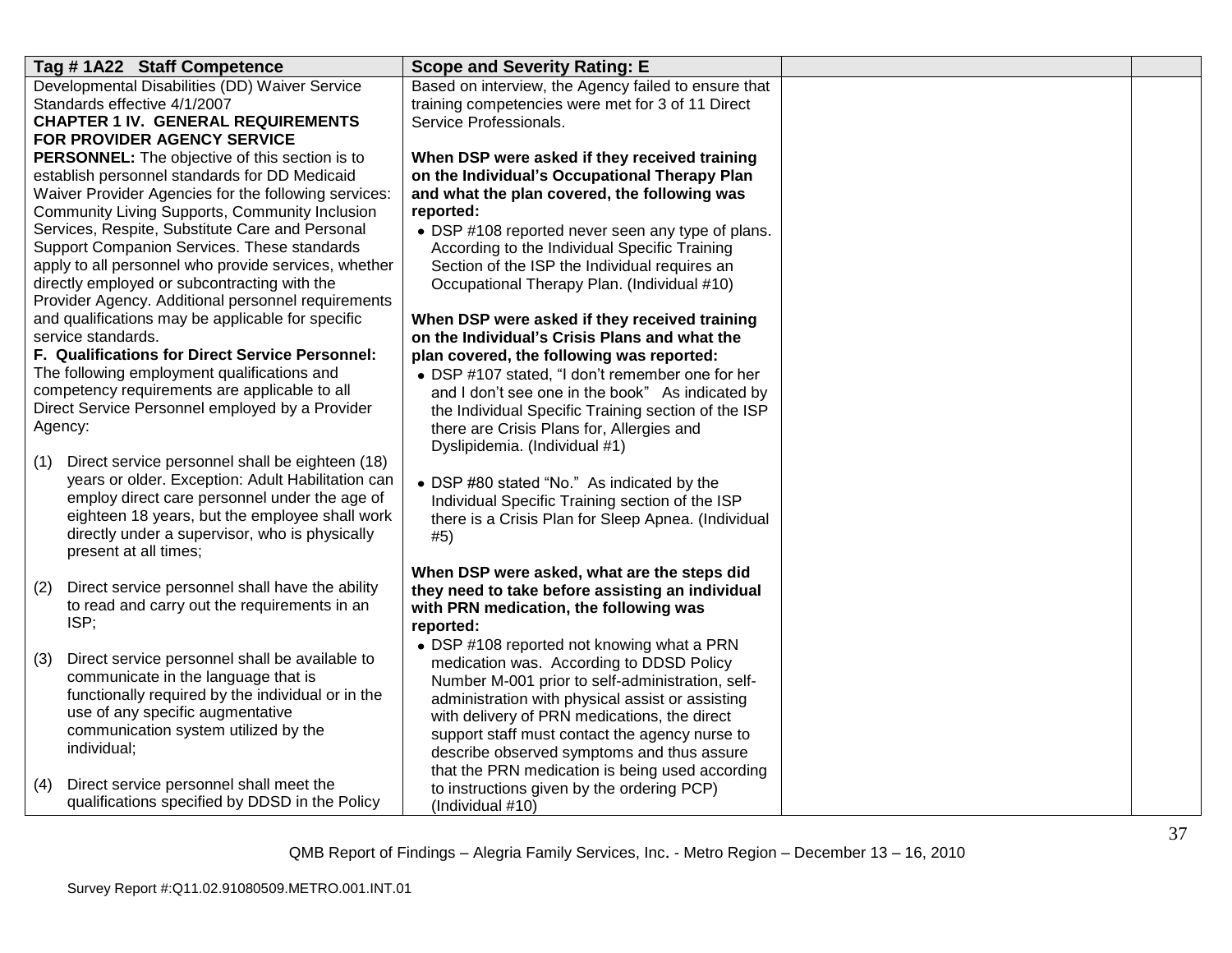| Tag # 1A22 Staff Competence | Scope and Severity Rating: E | | |
|---|---|---|---|
| Developmental Disabilities (DD) Waiver Service Standards effective 4/1/2007<br>**CHAPTER 1 IV. GENERAL REQUIREMENTS FOR PROVIDER AGENCY SERVICE PERSONNEL:** The objective of this section is to establish personnel standards for DD Medicaid Waiver Provider Agencies for the following services: Community Living Supports, Community Inclusion Services, Respite, Substitute Care and Personal Support Companion Services. These standards apply to all personnel who provide services, whether directly employed or subcontracting with the Provider Agency. Additional personnel requirements and qualifications may be applicable for specific service standards.<br>**F. Qualifications for Direct Service Personnel:** The following employment qualifications and competency requirements are applicable to all Direct Service Personnel employed by a Provider Agency:<br><br>(1) Direct service personnel shall be eighteen (18) years or older. Exception: Adult Habilitation can employ direct care personnel under the age of eighteen 18 years, but the employee shall work directly under a supervisor, who is physically present at all times;<br><br>(2) Direct service personnel shall have the ability to read and carry out the requirements in an ISP;<br><br>(3) Direct service personnel shall be available to communicate in the language that is functionally required by the individual or in the use of any specific augmentative communication system utilized by the individual;<br><br>(4) Direct service personnel shall meet the qualifications specified by DDSD in the Policy | Based on interview, the Agency failed to ensure that training competencies were met for 3 of 11 Direct Service Professionals.<br><br>**When DSP were asked if they received training on the Individual's Occupational Therapy Plan and what the plan covered, the following was reported:**<br>• DSP #108 reported never seen any type of plans. According to the Individual Specific Training Section of the ISP the Individual requires an Occupational Therapy Plan. (Individual #10)<br><br>**When DSP were asked if they received training on the Individual's Crisis Plans and what the plan covered, the following was reported:**<br>• DSP #107 stated, "I don't remember one for her and I don't see one in the book" As indicated by the Individual Specific Training section of the ISP there are Crisis Plans for, Allergies and Dyslipidemia. (Individual #1)<br><br>• DSP #80 stated "No." As indicated by the Individual Specific Training section of the ISP there is a Crisis Plan for Sleep Apnea. (Individual #5)<br><br>**When DSP were asked, what are the steps did they need to take before assisting an individual with PRN medication, the following was reported:**<br>• DSP #108 reported not knowing what a PRN medication was. According to DDSD Policy Number M-001 prior to self-administration, self-administration with physical assist or assisting with delivery of PRN medications, the direct support staff must contact the agency nurse to describe observed symptoms and thus assure that the PRN medication is being used according to instructions given by the ordering PCP) (Individual #10) | | |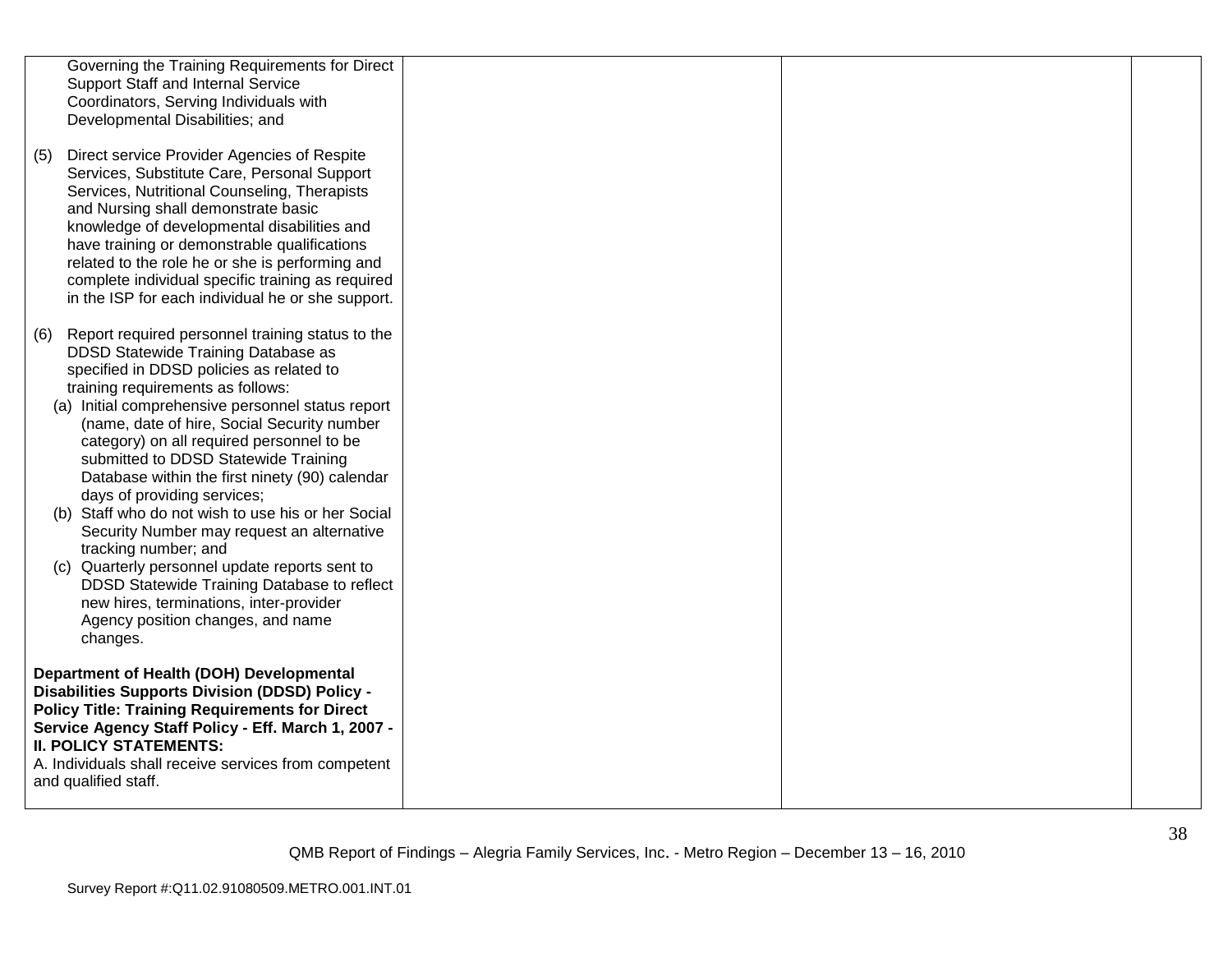| | | | |
|---|---|---|---|
| Governing the Training Requirements for Direct Support Staff and Internal Service Coordinators, Serving Individuals with Developmental Disabilities; and<br><br>(5) Direct service Provider Agencies of Respite Services, Substitute Care, Personal Support Services, Nutritional Counseling, Therapists and Nursing shall demonstrate basic knowledge of developmental disabilities and have training or demonstrable qualifications related to the role he or she is performing and complete individual specific training as required in the ISP for each individual he or she support.<br><br>(6) Report required personnel training status to the DDSD Statewide Training Database as specified in DDSD policies as related to training requirements as follows:<br>(a) Initial comprehensive personnel status report (name, date of hire, Social Security number category) on all required personnel to be submitted to DDSD Statewide Training Database within the first ninety (90) calendar days of providing services;<br>(b) Staff who do not wish to use his or her Social Security Number may request an alternative tracking number; and<br>(c) Quarterly personnel update reports sent to DDSD Statewide Training Database to reflect new hires, terminations, inter-provider Agency position changes, and name changes.<br><br>**Department of Health (DOH) Developmental Disabilities Supports Division (DDSD) Policy - Policy Title: Training Requirements for Direct Service Agency Staff Policy - Eff. March 1, 2007 - II. POLICY STATEMENTS:**<br>A. Individuals shall receive services from competent and qualified staff. | | | |

QMB Report of Findings – Alegria Family Services, Inc. - Metro Region – December 13 – 16, 2010

Survey Report #:Q11.02.91080509.METRO.001.INT.01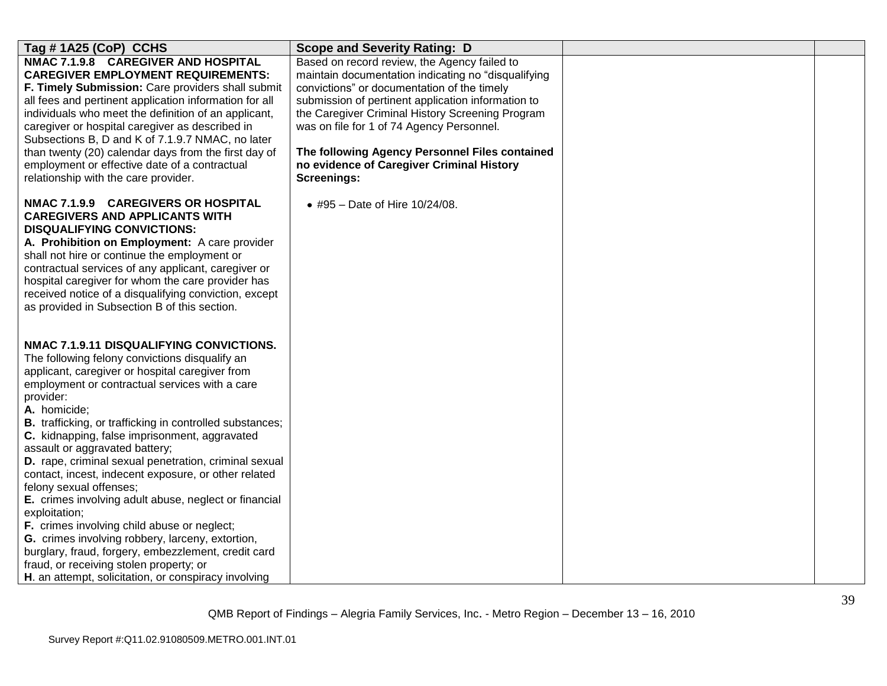| Tag # 1A25 (CoP) CCHS | Scope and Severity Rating: D | | |
|---|---|---|---|
| **NMAC 7.1.9.8 CAREGIVER AND HOSPITAL CAREGIVER EMPLOYMENT REQUIREMENTS:**<br>**F. Timely Submission:** Care providers shall submit all fees and pertinent application information for all individuals who meet the definition of an applicant, caregiver or hospital caregiver as described in Subsections B, D and K of 7.1.9.7 NMAC, no later than twenty (20) calendar days from the first day of employment or effective date of a contractual relationship with the care provider.<br><br>**NMAC 7.1.9.9 CAREGIVERS OR HOSPITAL CAREGIVERS AND APPLICANTS WITH DISQUALIFYING CONVICTIONS:**<br>**A. Prohibition on Employment:** A care provider shall not hire or continue the employment or contractual services of any applicant, caregiver or hospital caregiver for whom the care provider has received notice of a disqualifying conviction, except as provided in Subsection B of this section.<br><br>**NMAC 7.1.9.11 DISQUALIFYING CONVICTIONS.** The following felony convictions disqualify an applicant, caregiver or hospital caregiver from employment or contractual services with a care provider:<br>**A.** homicide;<br>**B.** trafficking, or trafficking in controlled substances;<br>**C.** kidnapping, false imprisonment, aggravated assault or aggravated battery;<br>**D.** rape, criminal sexual penetration, criminal sexual contact, incest, indecent exposure, or other related felony sexual offenses;<br>**E.** crimes involving adult abuse, neglect or financial exploitation;<br>**F.** crimes involving child abuse or neglect;<br>**G.** crimes involving robbery, larceny, extortion, burglary, fraud, forgery, embezzlement, credit card fraud, or receiving stolen property; or<br>**H**. an attempt, solicitation, or conspiracy involving | Based on record review, the Agency failed to maintain documentation indicating no "disqualifying convictions" or documentation of the timely submission of pertinent application information to the Caregiver Criminal History Screening Program was on file for 1 of 74 Agency Personnel.<br><br>**The following Agency Personnel Files contained no evidence of Caregiver Criminal History Screenings:**<br><br>• #95 – Date of Hire 10/24/08. | | |

QMB Report of Findings – Alegria Family Services, Inc. - Metro Region – December 13 – 16, 2010

Survey Report #:Q11.02.91080509.METRO.001.INT.01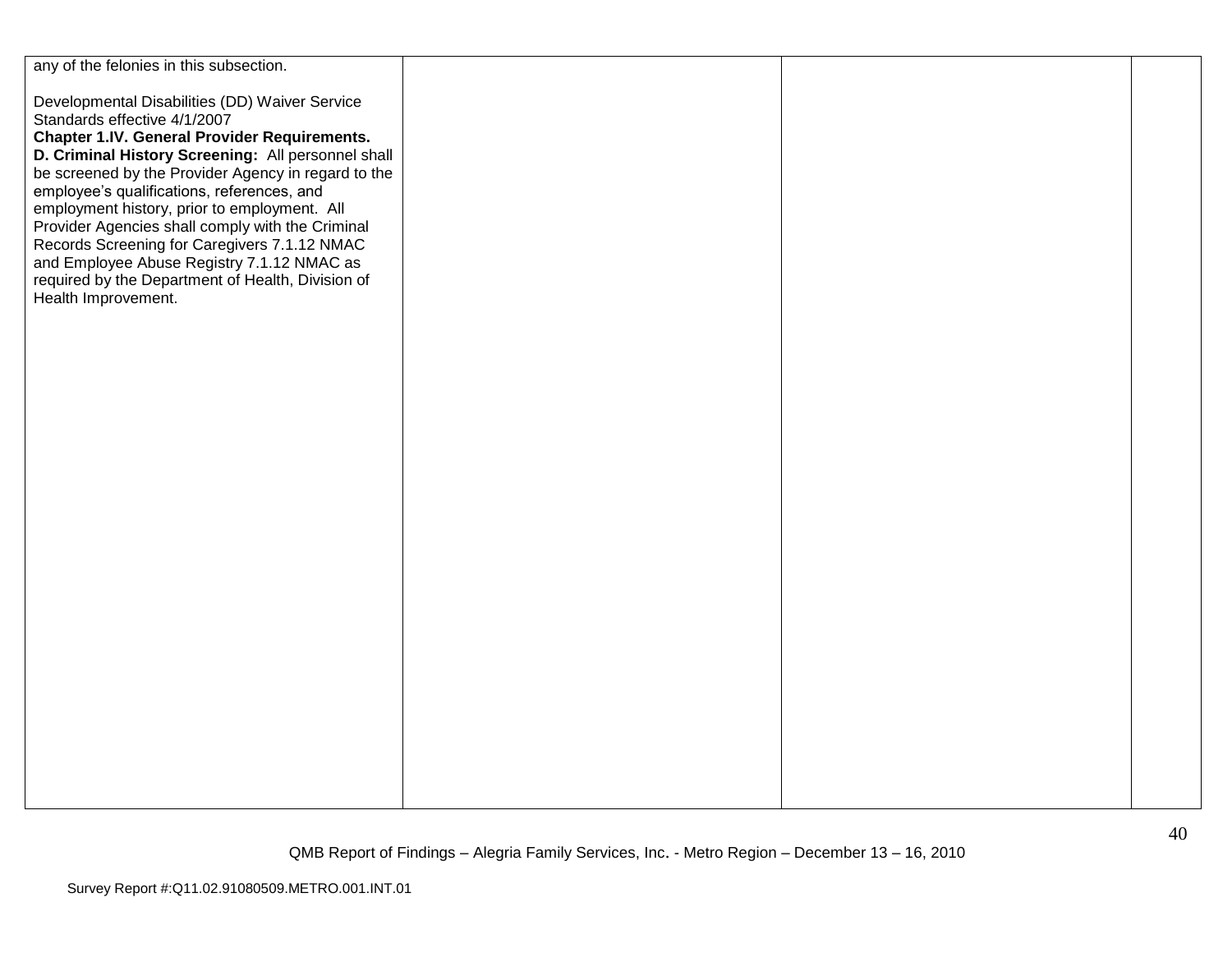| | | | |
|---|---|---|---|
| any of the felonies in this subsection.<br><br>Developmental Disabilities (DD) Waiver Service Standards effective 4/1/2007<br>**Chapter 1.IV. General Provider Requirements.**<br>**D. Criminal History Screening:** All personnel shall be screened by the Provider Agency in regard to the employee's qualifications, references, and employment history, prior to employment. All Provider Agencies shall comply with the Criminal Records Screening for Caregivers 7.1.12 NMAC and Employee Abuse Registry 7.1.12 NMAC as required by the Department of Health, Division of Health Improvement. | | | |

QMB Report of Findings – Alegria Family Services, Inc. - Metro Region – December 13 – 16, 2010

Survey Report #:Q11.02.91080509.METRO.001.INT.01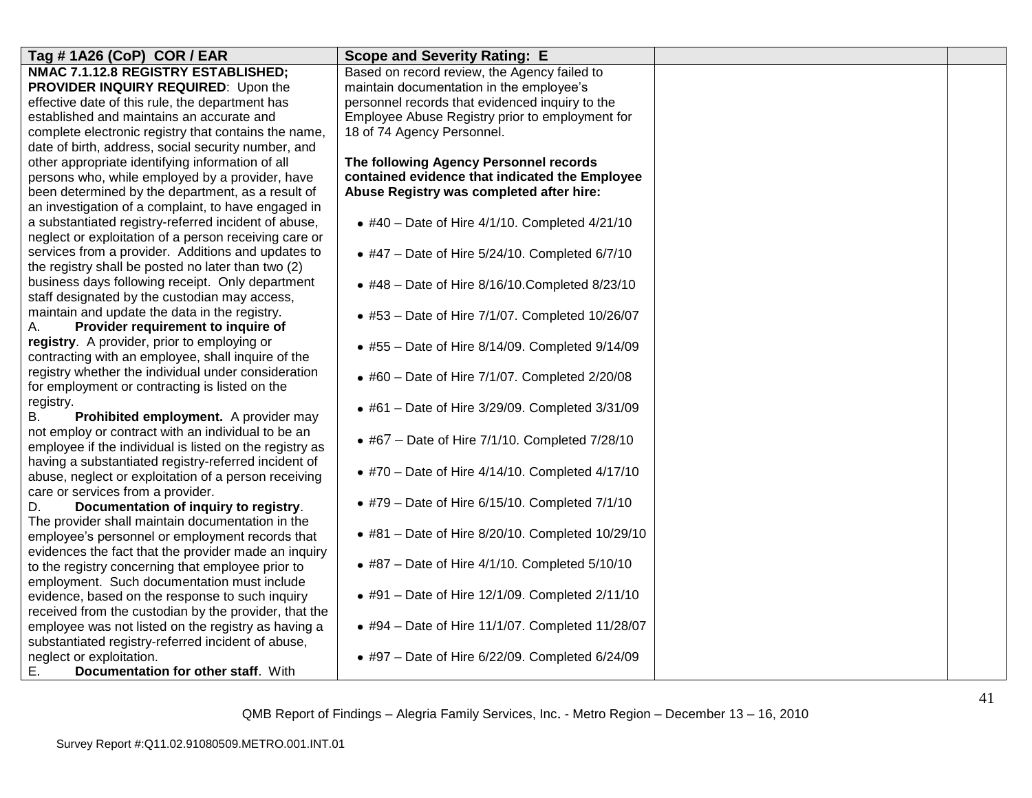| Tag # 1A26 (CoP) COR / EAR | Scope and Severity Rating: E | | |
|---|---|---|---|
| **NMAC 7.1.12.8 REGISTRY ESTABLISHED; PROVIDER INQUIRY REQUIRED**: Upon the effective date of this rule, the department has established and maintains an accurate and complete electronic registry that contains the name, date of birth, address, social security number, and other appropriate identifying information of all persons who, while employed by a provider, have been determined by the department, as a result of an investigation of a complaint, to have engaged in a substantiated registry-referred incident of abuse, neglect or exploitation of a person receiving care or services from a provider. Additions and updates to the registry shall be posted no later than two (2) business days following receipt. Only department staff designated by the custodian may access, maintain and update the data in the registry.<br>A. **Provider requirement to inquire of registry**. A provider, prior to employing or contracting with an employee, shall inquire of the registry whether the individual under consideration for employment or contracting is listed on the registry.<br>B. **Prohibited employment.** A provider may not employ or contract with an individual to be an employee if the individual is listed on the registry as having a substantiated registry-referred incident of abuse, neglect or exploitation of a person receiving care or services from a provider.<br>D. **Documentation of inquiry to registry**. The provider shall maintain documentation in the employee's personnel or employment records that evidences the fact that the provider made an inquiry to the registry concerning that employee prior to employment. Such documentation must include evidence, based on the response to such inquiry received from the custodian by the provider, that the employee was not listed on the registry as having a substantiated registry-referred incident of abuse, neglect or exploitation.<br>E. **Documentation for other staff**. With | Based on record review, the Agency failed to maintain documentation in the employee's personnel records that evidenced inquiry to the Employee Abuse Registry prior to employment for 18 of 74 Agency Personnel.<br><br>**The following Agency Personnel records contained evidence that indicated the Employee Abuse Registry was completed after hire:**<br><br>• #40 – Date of Hire 4/1/10. Completed 4/21/10<br><br>• #47 – Date of Hire 5/24/10. Completed 6/7/10<br><br>• #48 – Date of Hire 8/16/10.Completed 8/23/10<br><br>• #53 – Date of Hire 7/1/07. Completed 10/26/07<br><br>• #55 – Date of Hire 8/14/09. Completed 9/14/09<br><br>• #60 – Date of Hire 7/1/07. Completed 2/20/08<br><br>• #61 – Date of Hire 3/29/09. Completed 3/31/09<br><br>• #67 – Date of Hire 7/1/10. Completed 7/28/10<br><br>• #70 – Date of Hire 4/14/10. Completed 4/17/10<br><br>• #79 – Date of Hire 6/15/10. Completed 7/1/10<br><br>• #81 – Date of Hire 8/20/10. Completed 10/29/10<br><br>• #87 – Date of Hire 4/1/10. Completed 5/10/10<br><br>• #91 – Date of Hire 12/1/09. Completed 2/11/10<br><br>• #94 – Date of Hire 11/1/07. Completed 11/28/07<br><br>• #97 – Date of Hire 6/22/09. Completed 6/24/09 | | |

QMB Report of Findings – Alegria Family Services, Inc. - Metro Region – December 13 – 16, 2010

Survey Report #:Q11.02.91080509.METRO.001.INT.01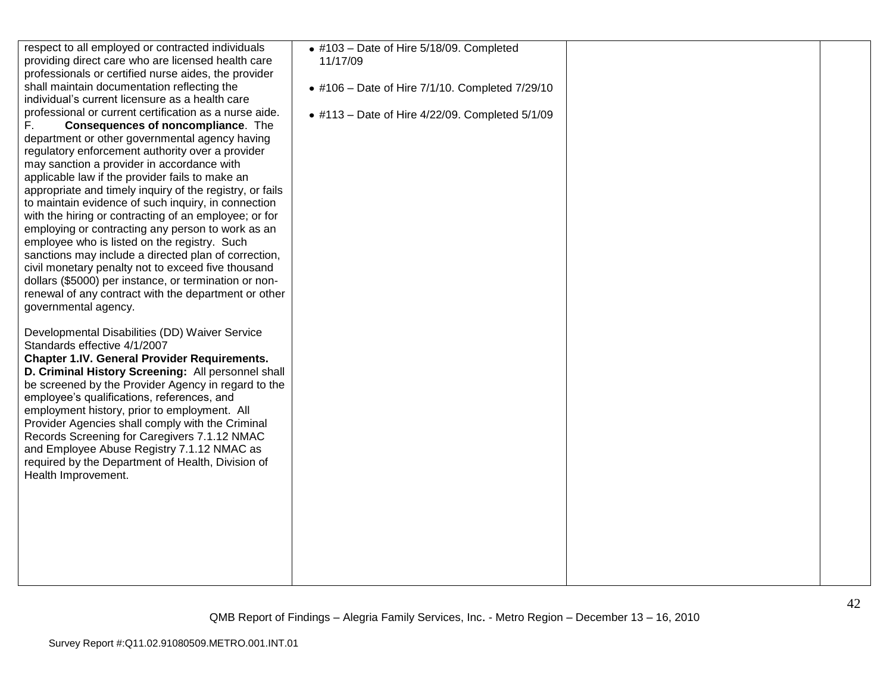| | | | |
|---|---|---|---|
| respect to all employed or contracted individuals providing direct care who are licensed health care professionals or certified nurse aides, the provider shall maintain documentation reflecting the individual's current licensure as a health care professional or current certification as a nurse aide.<br>F. **Consequences of noncompliance**. The department or other governmental agency having regulatory enforcement authority over a provider may sanction a provider in accordance with applicable law if the provider fails to make an appropriate and timely inquiry of the registry, or fails to maintain evidence of such inquiry, in connection with the hiring or contracting of an employee; or for employing or contracting any person to work as an employee who is listed on the registry. Such sanctions may include a directed plan of correction, civil monetary penalty not to exceed five thousand dollars ($5000) per instance, or termination or non-renewal of any contract with the department or other governmental agency.<br><br>Developmental Disabilities (DD) Waiver Service Standards effective 4/1/2007<br>**Chapter 1.IV. General Provider Requirements.**<br>**D. Criminal History Screening:** All personnel shall be screened by the Provider Agency in regard to the employee's qualifications, references, and employment history, prior to employment. All Provider Agencies shall comply with the Criminal Records Screening for Caregivers 7.1.12 NMAC and Employee Abuse Registry 7.1.12 NMAC as required by the Department of Health, Division of Health Improvement. | • #103 – Date of Hire 5/18/09. Completed 11/17/09<br><br>• #106 – Date of Hire 7/1/10. Completed 7/29/10<br><br>• #113 – Date of Hire 4/22/09. Completed 5/1/09 | | |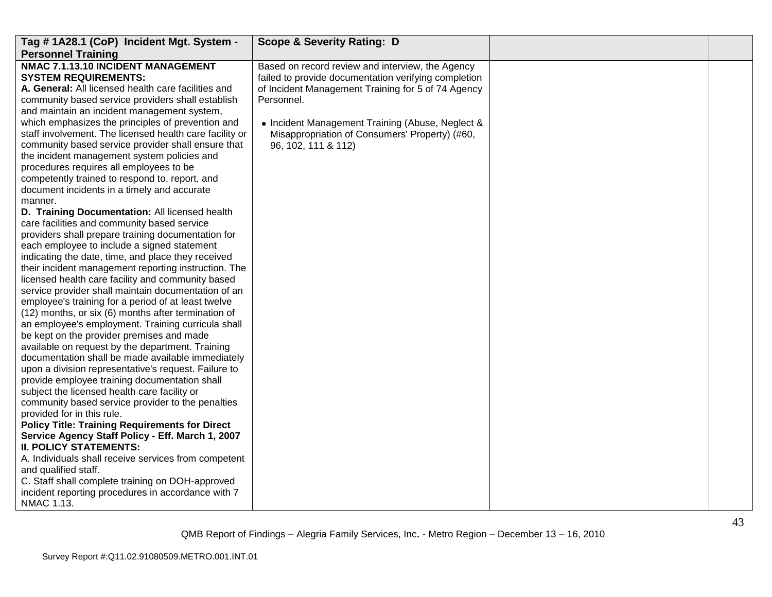| **Tag # 1A28.1 (CoP) Incident Mgt. System - Personnel Training** | **Scope & Severity Rating: D** | | |
|---|---|---|---|
| **NMAC 7.1.13.10 INCIDENT MANAGEMENT SYSTEM REQUIREMENTS:**<br>**A. General:** All licensed health care facilities and community based service providers shall establish and maintain an incident management system, which emphasizes the principles of prevention and staff involvement. The licensed health care facility or community based service provider shall ensure that the incident management system policies and procedures requires all employees to be competently trained to respond to, report, and document incidents in a timely and accurate manner.<br>**D. Training Documentation:** All licensed health care facilities and community based service providers shall prepare training documentation for each employee to include a signed statement indicating the date, time, and place they received their incident management reporting instruction. The licensed health care facility and community based service provider shall maintain documentation of an employee's training for a period of at least twelve (12) months, or six (6) months after termination of an employee's employment. Training curricula shall be kept on the provider premises and made available on request by the department. Training documentation shall be made available immediately upon a division representative's request. Failure to provide employee training documentation shall subject the licensed health care facility or community based service provider to the penalties provided for in this rule.<br>**Policy Title: Training Requirements for Direct Service Agency Staff Policy - Eff. March 1, 2007**<br>**II. POLICY STATEMENTS:**<br>A. Individuals shall receive services from competent and qualified staff.<br>C. Staff shall complete training on DOH-approved incident reporting procedures in accordance with 7 NMAC 1.13. | Based on record review and interview, the Agency failed to provide documentation verifying completion of Incident Management Training for 5 of 74 Agency Personnel.<br><br>• Incident Management Training (Abuse, Neglect & Misappropriation of Consumers' Property) (#60, 96, 102, 111 & 112) | | |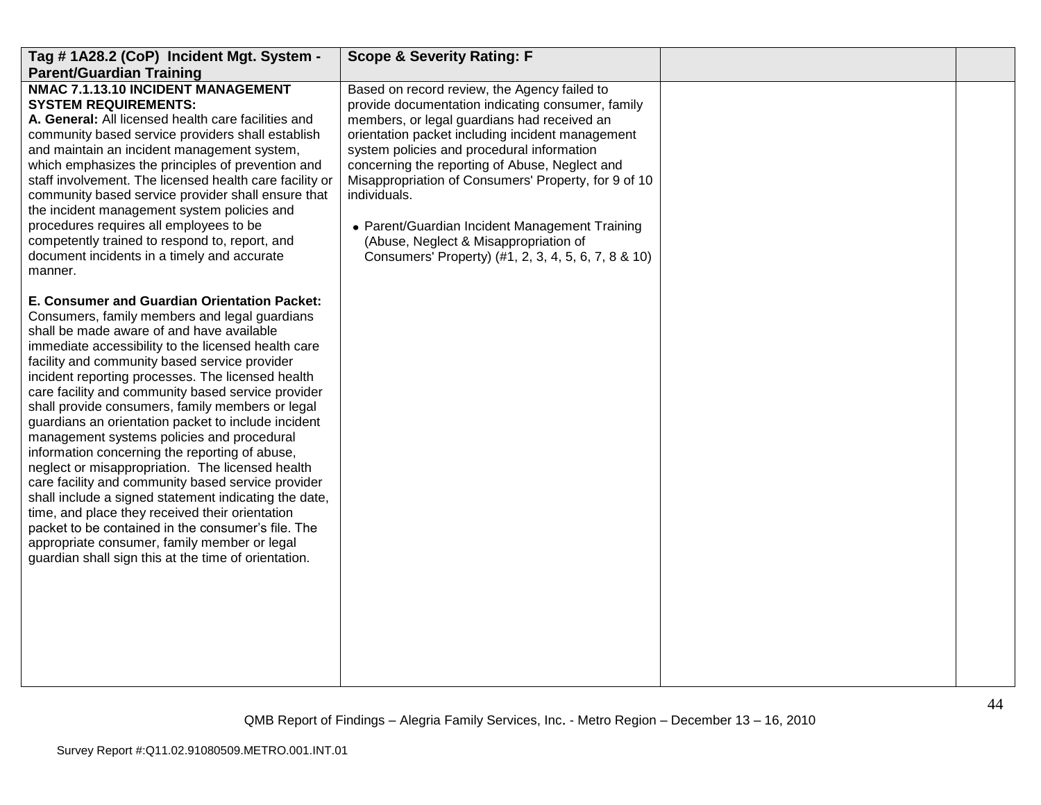| Tag # 1A28.2 (CoP) Incident Mgt. System - Parent/Guardian Training | Scope & Severity Rating: F | | |
|---|---|---|---|
| **NMAC 7.1.13.10 INCIDENT MANAGEMENT SYSTEM REQUIREMENTS:**<br>**A. General:** All licensed health care facilities and community based service providers shall establish and maintain an incident management system, which emphasizes the principles of prevention and staff involvement. The licensed health care facility or community based service provider shall ensure that the incident management system policies and procedures requires all employees to be competently trained to respond to, report, and document incidents in a timely and accurate manner.<br><br>**E. Consumer and Guardian Orientation Packet:** Consumers, family members and legal guardians shall be made aware of and have available immediate accessibility to the licensed health care facility and community based service provider incident reporting processes. The licensed health care facility and community based service provider shall provide consumers, family members or legal guardians an orientation packet to include incident management systems policies and procedural information concerning the reporting of abuse, neglect or misappropriation. The licensed health care facility and community based service provider shall include a signed statement indicating the date, time, and place they received their orientation packet to be contained in the consumer's file. The appropriate consumer, family member or legal guardian shall sign this at the time of orientation. | Based on record review, the Agency failed to provide documentation indicating consumer, family members, or legal guardians had received an orientation packet including incident management system policies and procedural information concerning the reporting of Abuse, Neglect and Misappropriation of Consumers' Property, for 9 of 10 individuals.<br><br>• Parent/Guardian Incident Management Training (Abuse, Neglect & Misappropriation of Consumers' Property) (#1, 2, 3, 4, 5, 6, 7, 8 & 10) | | |

QMB Report of Findings – Alegria Family Services, Inc. - Metro Region – December 13 – 16, 2010

Survey Report #:Q11.02.91080509.METRO.001.INT.01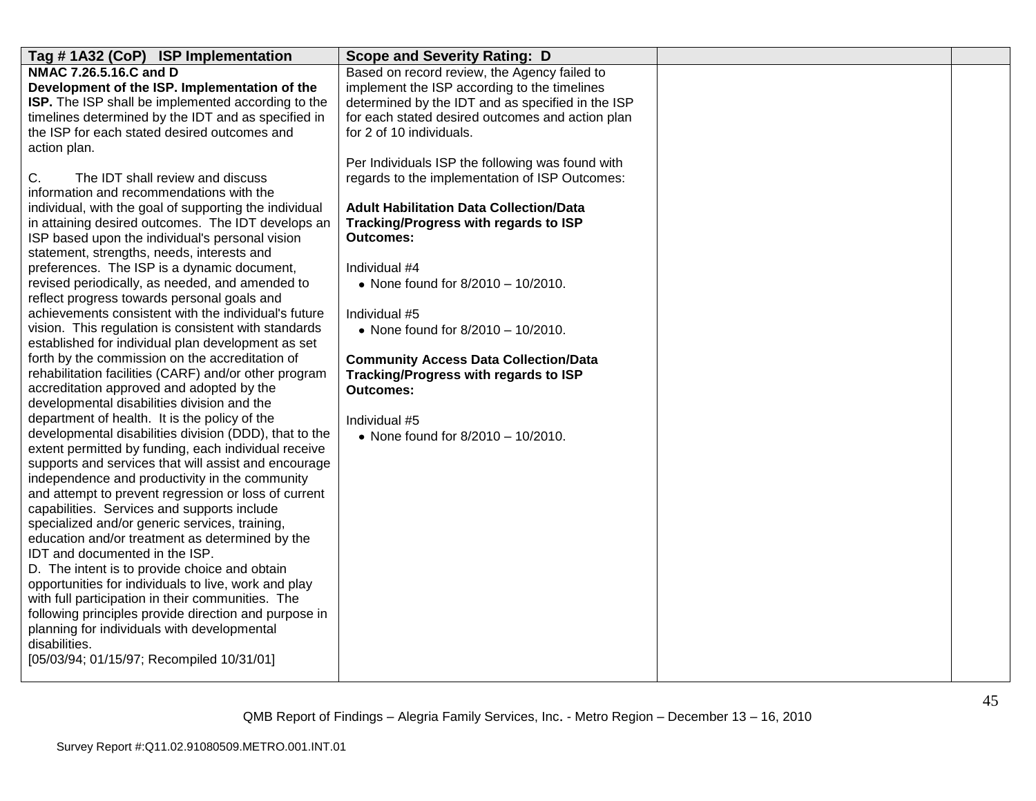| Tag # 1A32 (CoP) ISP Implementation | Scope and Severity Rating: D | | |
|---|---|---|---|
| **NMAC 7.26.5.16.C and D**<br>**Development of the ISP. Implementation of the ISP.** The ISP shall be implemented according to the timelines determined by the IDT and as specified in the ISP for each stated desired outcomes and action plan.<br><br>C. The IDT shall review and discuss information and recommendations with the individual, with the goal of supporting the individual in attaining desired outcomes. The IDT develops an ISP based upon the individual's personal vision statement, strengths, needs, interests and preferences. The ISP is a dynamic document, revised periodically, as needed, and amended to reflect progress towards personal goals and achievements consistent with the individual's future vision. This regulation is consistent with standards established for individual plan development as set forth by the commission on the accreditation of rehabilitation facilities (CARF) and/or other program accreditation approved and adopted by the developmental disabilities division and the department of health. It is the policy of the developmental disabilities division (DDD), that to the extent permitted by funding, each individual receive supports and services that will assist and encourage independence and productivity in the community and attempt to prevent regression or loss of current capabilities. Services and supports include specialized and/or generic services, training, education and/or treatment as determined by the IDT and documented in the ISP.<br>D. The intent is to provide choice and obtain opportunities for individuals to live, work and play with full participation in their communities. The following principles provide direction and purpose in planning for individuals with developmental disabilities.<br>[05/03/94; 01/15/97; Recompiled 10/31/01] | Based on record review, the Agency failed to implement the ISP according to the timelines determined by the IDT and as specified in the ISP for each stated desired outcomes and action plan for 2 of 10 individuals.<br><br>Per Individuals ISP the following was found with regards to the implementation of ISP Outcomes:<br><br>**Adult Habilitation Data Collection/Data Tracking/Progress with regards to ISP Outcomes:**<br><br>Individual #4<br>• None found for 8/2010 – 10/2010.<br><br>Individual #5<br>• None found for 8/2010 – 10/2010.<br><br>**Community Access Data Collection/Data Tracking/Progress with regards to ISP Outcomes:**<br><br>Individual #5<br>• None found for 8/2010 – 10/2010. | | |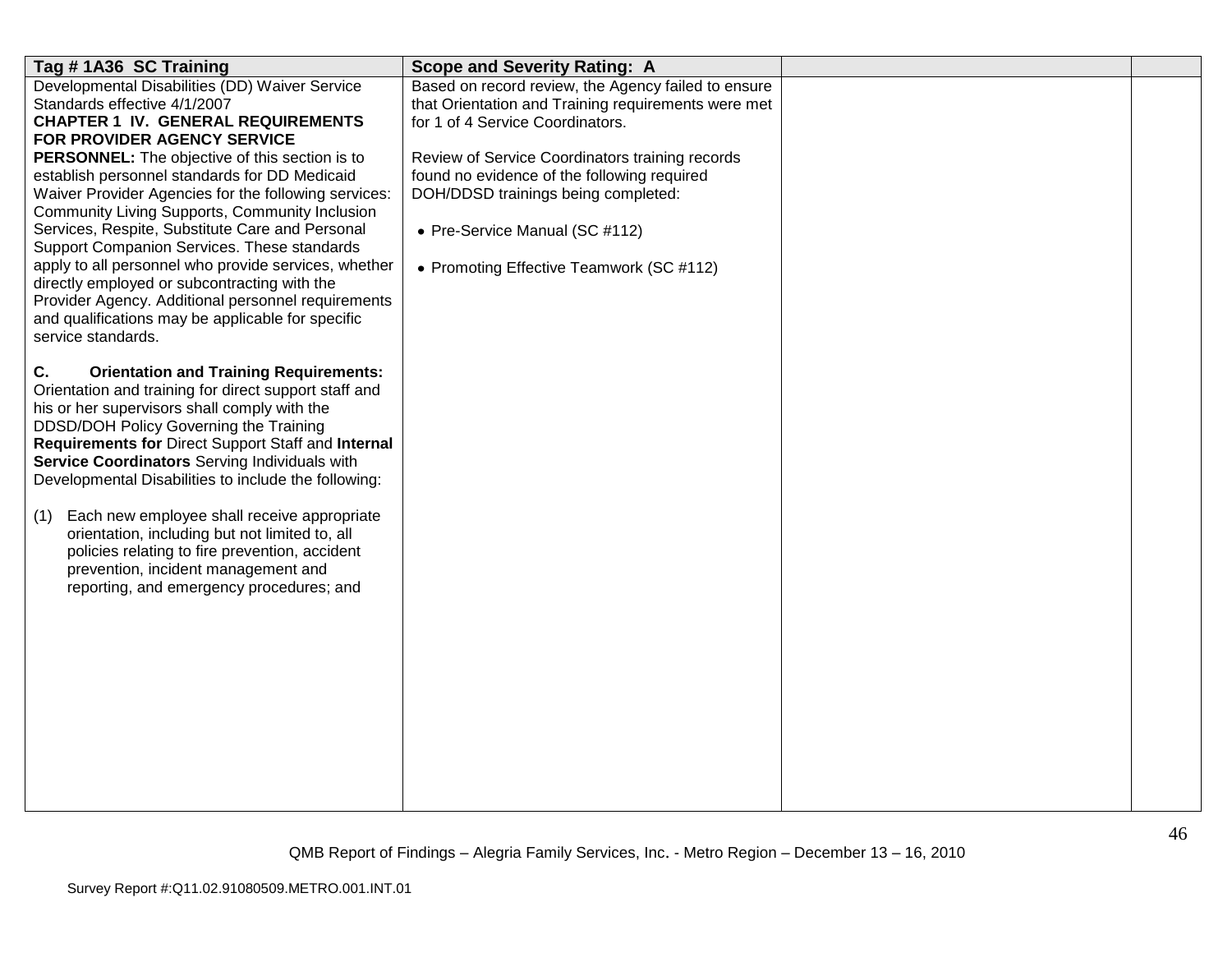| Tag # 1A36 SC Training | Scope and Severity Rating: A | | |
|---|---|---|---|
| Developmental Disabilities (DD) Waiver Service Standards effective 4/1/2007<br>**CHAPTER 1 IV. GENERAL REQUIREMENTS FOR PROVIDER AGENCY SERVICE PERSONNEL:** The objective of this section is to establish personnel standards for DD Medicaid Waiver Provider Agencies for the following services: Community Living Supports, Community Inclusion Services, Respite, Substitute Care and Personal Support Companion Services. These standards apply to all personnel who provide services, whether directly employed or subcontracting with the Provider Agency. Additional personnel requirements and qualifications may be applicable for specific service standards.<br><br>**C. Orientation and Training Requirements:** Orientation and training for direct support staff and his or her supervisors shall comply with the DDSD/DOH Policy Governing the Training **Requirements for** Direct Support Staff and **Internal Service Coordinators** Serving Individuals with Developmental Disabilities to include the following:<br><br>(1) Each new employee shall receive appropriate orientation, including but not limited to, all policies relating to fire prevention, accident prevention, incident management and reporting, and emergency procedures; and | Based on record review, the Agency failed to ensure that Orientation and Training requirements were met for 1 of 4 Service Coordinators.<br><br>Review of Service Coordinators training records found no evidence of the following required DOH/DDSD trainings being completed:<br><br>• Pre-Service Manual (SC #112)<br><br>• Promoting Effective Teamwork (SC #112) | | |

QMB Report of Findings – Alegria Family Services, Inc. - Metro Region – December 13 – 16, 2010

Survey Report #:Q11.02.91080509.METRO.001.INT.01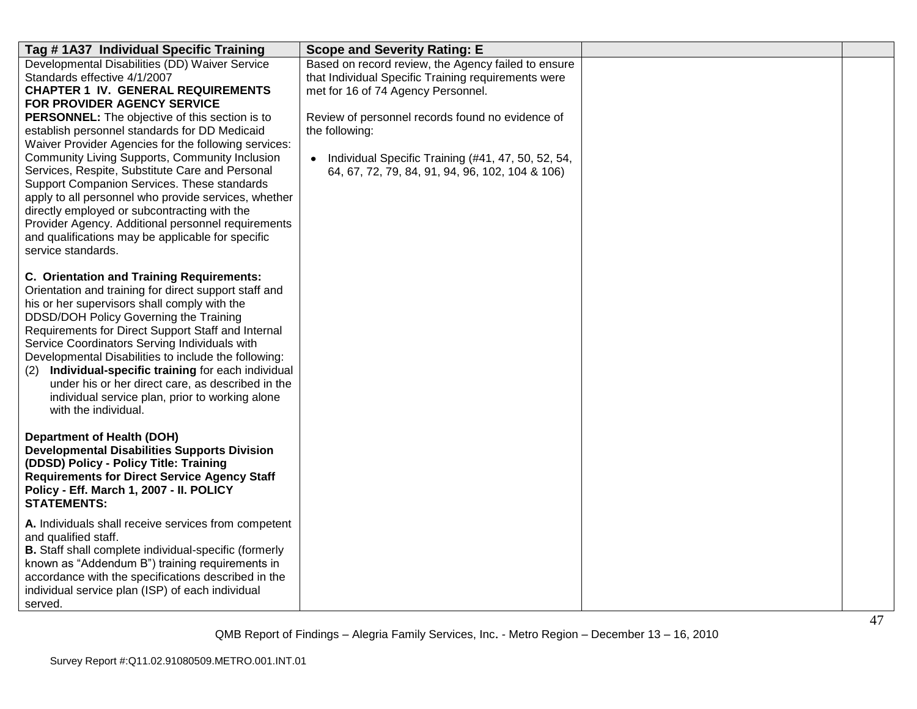| Tag # 1A37 Individual Specific Training | Scope and Severity Rating: E | | |
|---|---|---|---|
| Developmental Disabilities (DD) Waiver Service Standards effective 4/1/2007<br>**CHAPTER 1 IV. GENERAL REQUIREMENTS FOR PROVIDER AGENCY SERVICE PERSONNEL:** The objective of this section is to establish personnel standards for DD Medicaid Waiver Provider Agencies for the following services: Community Living Supports, Community Inclusion Services, Respite, Substitute Care and Personal Support Companion Services. These standards apply to all personnel who provide services, whether directly employed or subcontracting with the Provider Agency. Additional personnel requirements and qualifications may be applicable for specific service standards.<br><br>**C. Orientation and Training Requirements:** Orientation and training for direct support staff and his or her supervisors shall comply with the DDSD/DOH Policy Governing the Training Requirements for Direct Support Staff and Internal Service Coordinators Serving Individuals with Developmental Disabilities to include the following:<br>(2) **Individual-specific training** for each individual under his or her direct care, as described in the individual service plan, prior to working alone with the individual.<br><br>**Department of Health (DOH) Developmental Disabilities Supports Division (DDSD) Policy - Policy Title: Training Requirements for Direct Service Agency Staff Policy - Eff. March 1, 2007 - II. POLICY STATEMENTS:**<br><br>**A.** Individuals shall receive services from competent and qualified staff.<br>**B.** Staff shall complete individual-specific (formerly known as "Addendum B") training requirements in accordance with the specifications described in the individual service plan (ISP) of each individual served. | Based on record review, the Agency failed to ensure that Individual Specific Training requirements were met for 16 of 74 Agency Personnel.<br><br>Review of personnel records found no evidence of the following:<br><br>• Individual Specific Training (#41, 47, 50, 52, 54, 64, 67, 72, 79, 84, 91, 94, 96, 102, 104 & 106) | | |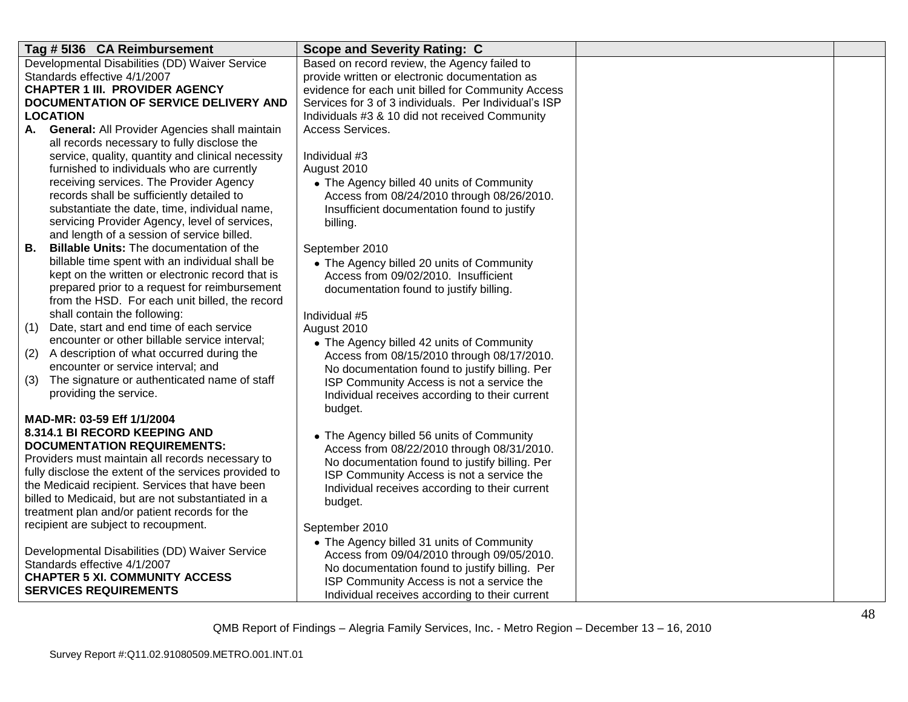| Tag # 5I36 CA Reimbursement | Scope and Severity Rating: C | | |
|---|---|---|---|
| Developmental Disabilities (DD) Waiver Service Standards effective 4/1/2007<br>**CHAPTER 1 III. PROVIDER AGENCY DOCUMENTATION OF SERVICE DELIVERY AND LOCATION**<br>**A. General:** All Provider Agencies shall maintain all records necessary to fully disclose the service, quality, quantity and clinical necessity furnished to individuals who are currently receiving services. The Provider Agency records shall be sufficiently detailed to substantiate the date, time, individual name, servicing Provider Agency, level of services, and length of a session of service billed.<br>**B. Billable Units:** The documentation of the billable time spent with an individual shall be kept on the written or electronic record that is prepared prior to a request for reimbursement from the HSD. For each unit billed, the record shall contain the following:<br>(1) Date, start and end time of each service encounter or other billable service interval;<br>(2) A description of what occurred during the encounter or service interval; and<br>(3) The signature or authenticated name of staff providing the service.<br><br>**MAD-MR: 03-59 Eff 1/1/2004**<br>**8.314.1 BI RECORD KEEPING AND DOCUMENTATION REQUIREMENTS:**<br>Providers must maintain all records necessary to fully disclose the extent of the services provided to the Medicaid recipient. Services that have been billed to Medicaid, but are not substantiated in a treatment plan and/or patient records for the recipient are subject to recoupment.<br><br>Developmental Disabilities (DD) Waiver Service Standards effective 4/1/2007<br>**CHAPTER 5 XI. COMMUNITY ACCESS SERVICES REQUIREMENTS** | Based on record review, the Agency failed to provide written or electronic documentation as evidence for each unit billed for Community Access Services for 3 of 3 individuals. Per Individual's ISP Individuals #3 & 10 did not received Community Access Services.<br><br>Individual #3<br>August 2010<br>• The Agency billed 40 units of Community Access from 08/24/2010 through 08/26/2010. Insufficient documentation found to justify billing.<br><br>September 2010<br>• The Agency billed 20 units of Community Access from 09/02/2010. Insufficient documentation found to justify billing.<br><br>Individual #5<br>August 2010<br>• The Agency billed 42 units of Community Access from 08/15/2010 through 08/17/2010. No documentation found to justify billing. Per ISP Community Access is not a service the Individual receives according to their current budget.<br><br>• The Agency billed 56 units of Community Access from 08/22/2010 through 08/31/2010. No documentation found to justify billing. Per ISP Community Access is not a service the Individual receives according to their current budget.<br><br>September 2010<br>• The Agency billed 31 units of Community Access from 09/04/2010 through 09/05/2010. No documentation found to justify billing. Per ISP Community Access is not a service the Individual receives according to their current | | |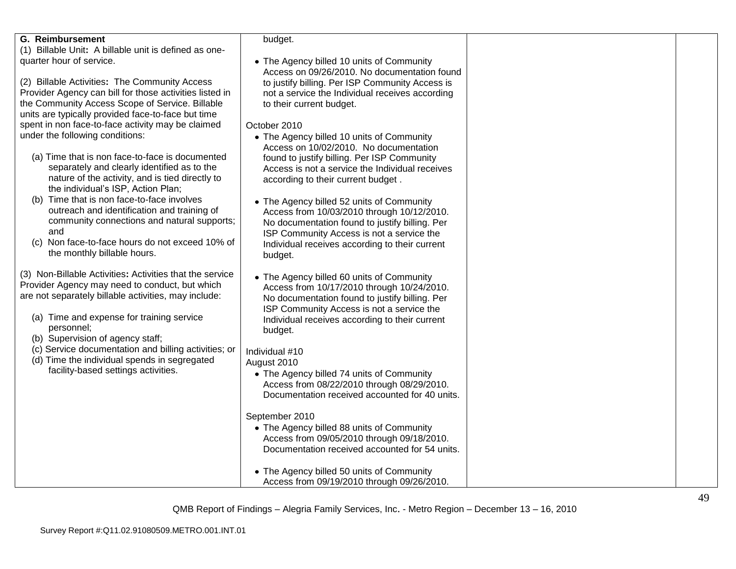| | | | |
|---|---|---|---|
| **G. Reimbursement**<br>(1) Billable Unit**:** A billable unit is defined as one-quarter hour of service.<br><br>(2) Billable Activities**:** The Community Access Provider Agency can bill for those activities listed in the Community Access Scope of Service. Billable units are typically provided face-to-face but time spent in non face-to-face activity may be claimed under the following conditions:<br><br>(a) Time that is non face-to-face is documented separately and clearly identified as to the nature of the activity, and is tied directly to the individual's ISP, Action Plan;<br>(b) Time that is non face-to-face involves outreach and identification and training of community connections and natural supports; and<br>(c) Non face-to-face hours do not exceed 10% of the monthly billable hours.<br><br>(3) Non-Billable Activities**:** Activities that the service Provider Agency may need to conduct, but which are not separately billable activities, may include:<br><br>(a) Time and expense for training service personnel;<br>(b) Supervision of agency staff;<br>(c) Service documentation and billing activities; or<br>(d) Time the individual spends in segregated facility-based settings activities. | budget.<br><br>• The Agency billed 10 units of Community Access on 09/26/2010. No documentation found to justify billing. Per ISP Community Access is not a service the Individual receives according to their current budget.<br><br>October 2010<br>• The Agency billed 10 units of Community Access on 10/02/2010. No documentation found to justify billing. Per ISP Community Access is not a service the Individual receives according to their current budget .<br><br>• The Agency billed 52 units of Community Access from 10/03/2010 through 10/12/2010. No documentation found to justify billing. Per ISP Community Access is not a service the Individual receives according to their current budget.<br><br>• The Agency billed 60 units of Community Access from 10/17/2010 through 10/24/2010. No documentation found to justify billing. Per ISP Community Access is not a service the Individual receives according to their current budget.<br><br>Individual #10<br>August 2010<br>• The Agency billed 74 units of Community Access from 08/22/2010 through 08/29/2010. Documentation received accounted for 40 units.<br><br>September 2010<br>• The Agency billed 88 units of Community Access from 09/05/2010 through 09/18/2010. Documentation received accounted for 54 units.<br><br>• The Agency billed 50 units of Community Access from 09/19/2010 through 09/26/2010. | | |

QMB Report of Findings – Alegria Family Services, Inc. - Metro Region – December 13 – 16, 2010

Survey Report #:Q11.02.91080509.METRO.001.INT.01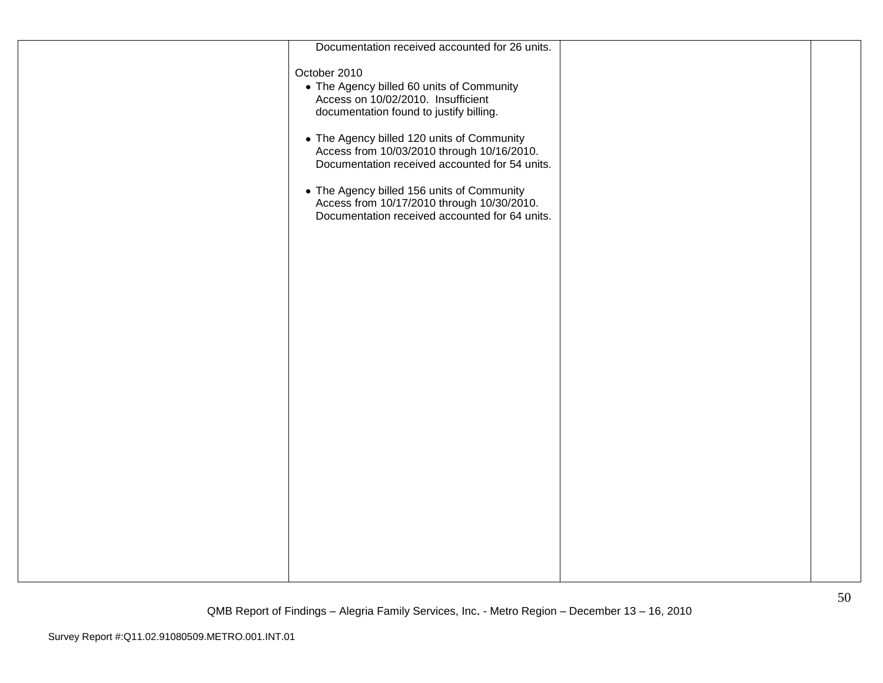| | | | |
|---|---|---|---|
| | Documentation received accounted for 26 units.<br><br>October 2010<br>• The Agency billed 60 units of Community Access on 10/02/2010. Insufficient documentation found to justify billing.<br><br>• The Agency billed 120 units of Community Access from 10/03/2010 through 10/16/2010. Documentation received accounted for 54 units.<br><br>• The Agency billed 156 units of Community Access from 10/17/2010 through 10/30/2010. Documentation received accounted for 64 units. | | |

QMB Report of Findings – Alegria Family Services, Inc. - Metro Region – December 13 – 16, 2010

Survey Report #:Q11.02.91080509.METRO.001.INT.01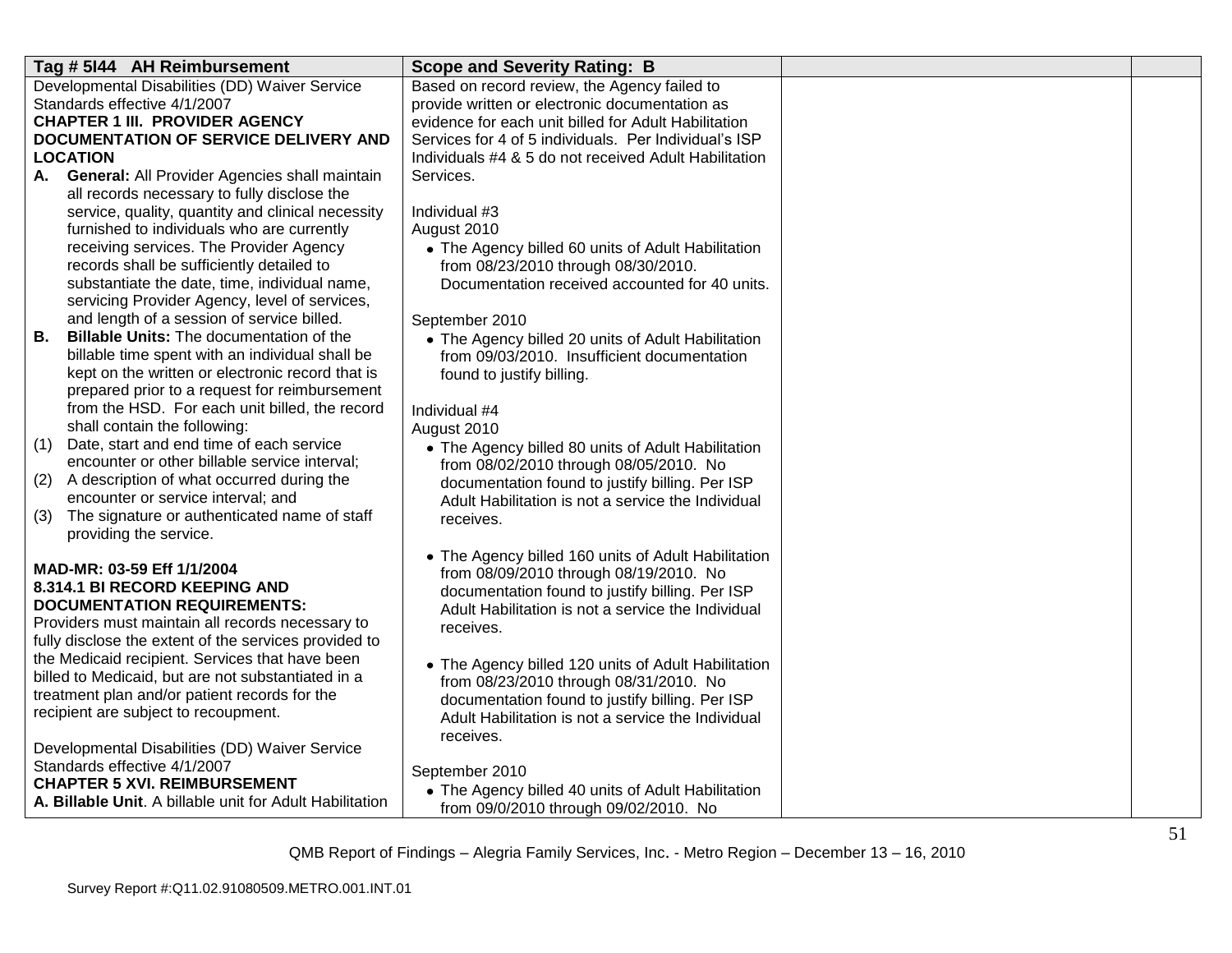| Tag # 5I44 AH Reimbursement | Scope and Severity Rating: B | | |
|---|---|---|---|
| Developmental Disabilities (DD) Waiver Service Standards effective 4/1/2007<br>**CHAPTER 1 III. PROVIDER AGENCY DOCUMENTATION OF SERVICE DELIVERY AND LOCATION**<br>**A. General:** All Provider Agencies shall maintain all records necessary to fully disclose the service, quality, quantity and clinical necessity furnished to individuals who are currently receiving services. The Provider Agency records shall be sufficiently detailed to substantiate the date, time, individual name, servicing Provider Agency, level of services, and length of a session of service billed.<br>**B. Billable Units:** The documentation of the billable time spent with an individual shall be kept on the written or electronic record that is prepared prior to a request for reimbursement from the HSD. For each unit billed, the record shall contain the following:<br>(1) Date, start and end time of each service encounter or other billable service interval;<br>(2) A description of what occurred during the encounter or service interval; and<br>(3) The signature or authenticated name of staff providing the service.<br><br>**MAD-MR: 03-59 Eff 1/1/2004**<br>**8.314.1 BI RECORD KEEPING AND DOCUMENTATION REQUIREMENTS:**<br>Providers must maintain all records necessary to fully disclose the extent of the services provided to the Medicaid recipient. Services that have been billed to Medicaid, but are not substantiated in a treatment plan and/or patient records for the recipient are subject to recoupment.<br><br>Developmental Disabilities (DD) Waiver Service Standards effective 4/1/2007<br>**CHAPTER 5 XVI. REIMBURSEMENT**<br>**A. Billable Unit**. A billable unit for Adult Habilitation | Based on record review, the Agency failed to provide written or electronic documentation as evidence for each unit billed for Adult Habilitation Services for 4 of 5 individuals. Per Individual's ISP Individuals #4 & 5 do not received Adult Habilitation Services.<br><br>Individual #3<br>August 2010<br>• The Agency billed 60 units of Adult Habilitation from 08/23/2010 through 08/30/2010. Documentation received accounted for 40 units.<br><br>September 2010<br>• The Agency billed 20 units of Adult Habilitation from 09/03/2010. Insufficient documentation found to justify billing.<br><br>Individual #4<br>August 2010<br>• The Agency billed 80 units of Adult Habilitation from 08/02/2010 through 08/05/2010. No documentation found to justify billing. Per ISP Adult Habilitation is not a service the Individual receives.<br><br>• The Agency billed 160 units of Adult Habilitation from 08/09/2010 through 08/19/2010. No documentation found to justify billing. Per ISP Adult Habilitation is not a service the Individual receives.<br><br>• The Agency billed 120 units of Adult Habilitation from 08/23/2010 through 08/31/2010. No documentation found to justify billing. Per ISP Adult Habilitation is not a service the Individual receives.<br><br>September 2010<br>• The Agency billed 40 units of Adult Habilitation from 09/0/2010 through 09/02/2010. No | | |

QMB Report of Findings – Alegria Family Services, Inc. - Metro Region – December 13 – 16, 2010

Survey Report #:Q11.02.91080509.METRO.001.INT.01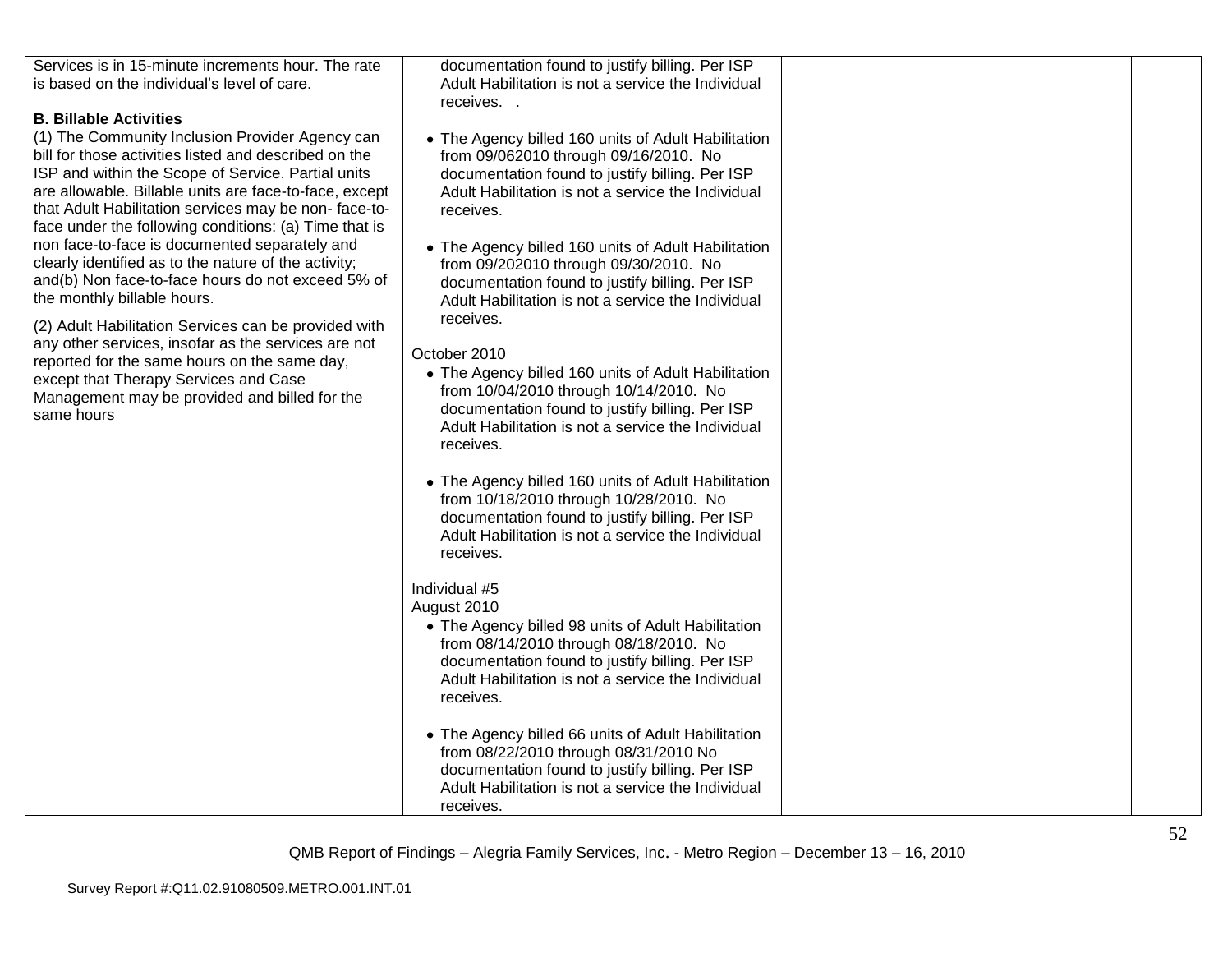| | | | |
|---|---|---|---|
| Services is in 15-minute increments hour. The rate is based on the individual's level of care.<br><br>**B. Billable Activities**<br>(1) The Community Inclusion Provider Agency can bill for those activities listed and described on the ISP and within the Scope of Service. Partial units are allowable. Billable units are face-to-face, except that Adult Habilitation services may be non- face-to-face under the following conditions: (a) Time that is non face-to-face is documented separately and clearly identified as to the nature of the activity; and(b) Non face-to-face hours do not exceed 5% of the monthly billable hours.<br><br>(2) Adult Habilitation Services can be provided with any other services, insofar as the services are not reported for the same hours on the same day, except that Therapy Services and Case Management may be provided and billed for the same hours | documentation found to justify billing. Per ISP Adult Habilitation is not a service the Individual receives. .<br><br>• The Agency billed 160 units of Adult Habilitation from 09/062010 through 09/16/2010. No documentation found to justify billing. Per ISP Adult Habilitation is not a service the Individual receives.<br><br>• The Agency billed 160 units of Adult Habilitation from 09/202010 through 09/30/2010. No documentation found to justify billing. Per ISP Adult Habilitation is not a service the Individual receives.<br><br>October 2010<br>• The Agency billed 160 units of Adult Habilitation from 10/04/2010 through 10/14/2010. No documentation found to justify billing. Per ISP Adult Habilitation is not a service the Individual receives.<br><br>• The Agency billed 160 units of Adult Habilitation from 10/18/2010 through 10/28/2010. No documentation found to justify billing. Per ISP Adult Habilitation is not a service the Individual receives.<br><br>Individual #5<br>August 2010<br>• The Agency billed 98 units of Adult Habilitation from 08/14/2010 through 08/18/2010. No documentation found to justify billing. Per ISP Adult Habilitation is not a service the Individual receives.<br><br>• The Agency billed 66 units of Adult Habilitation from 08/22/2010 through 08/31/2010 No documentation found to justify billing. Per ISP Adult Habilitation is not a service the Individual receives. | | |

QMB Report of Findings – Alegria Family Services, Inc. - Metro Region – December 13 – 16, 2010

Survey Report #:Q11.02.91080509.METRO.001.INT.01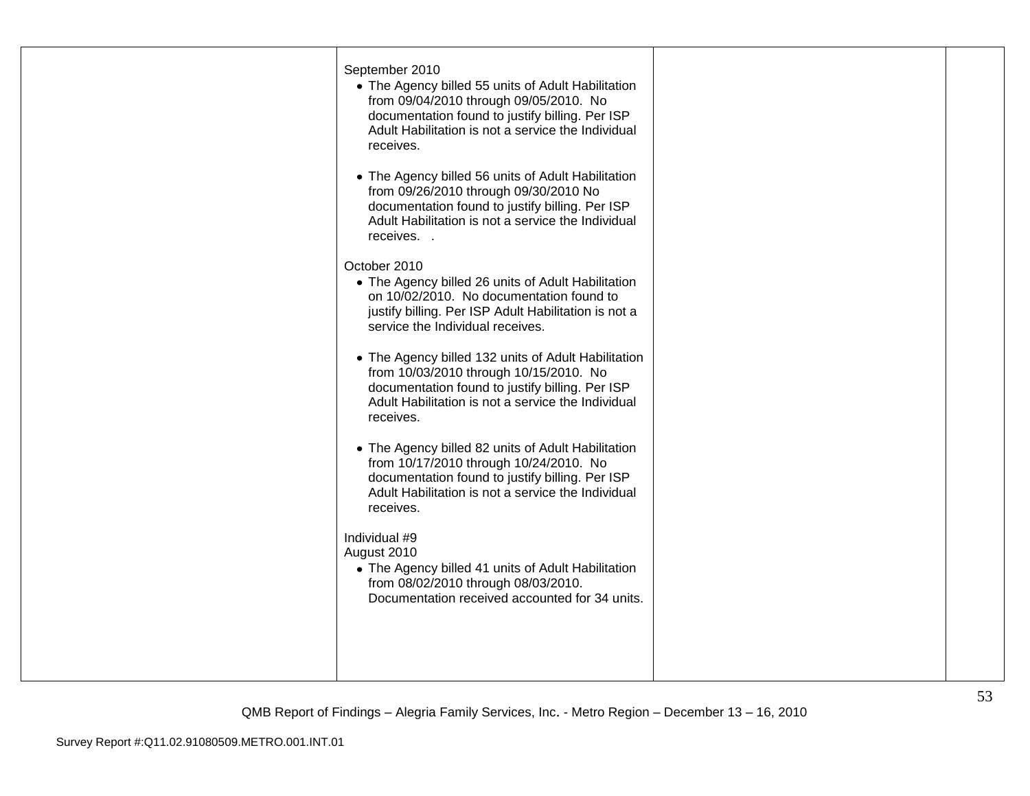| | | | |
|---|---|---|---|
| | September 2010<br>• The Agency billed 55 units of Adult Habilitation from 09/04/2010 through 09/05/2010. No documentation found to justify billing. Per ISP Adult Habilitation is not a service the Individual receives.<br><br>• The Agency billed 56 units of Adult Habilitation from 09/26/2010 through 09/30/2010 No documentation found to justify billing. Per ISP Adult Habilitation is not a service the Individual receives. .<br><br>October 2010<br>• The Agency billed 26 units of Adult Habilitation on 10/02/2010. No documentation found to justify billing. Per ISP Adult Habilitation is not a service the Individual receives.<br><br>• The Agency billed 132 units of Adult Habilitation from 10/03/2010 through 10/15/2010. No documentation found to justify billing. Per ISP Adult Habilitation is not a service the Individual receives.<br><br>• The Agency billed 82 units of Adult Habilitation from 10/17/2010 through 10/24/2010. No documentation found to justify billing. Per ISP Adult Habilitation is not a service the Individual receives.<br><br>Individual #9<br>August 2010<br>• The Agency billed 41 units of Adult Habilitation from 08/02/2010 through 08/03/2010. Documentation received accounted for 34 units. | | |

QMB Report of Findings – Alegria Family Services, Inc. - Metro Region – December 13 – 16, 2010

Survey Report #:Q11.02.91080509.METRO.001.INT.01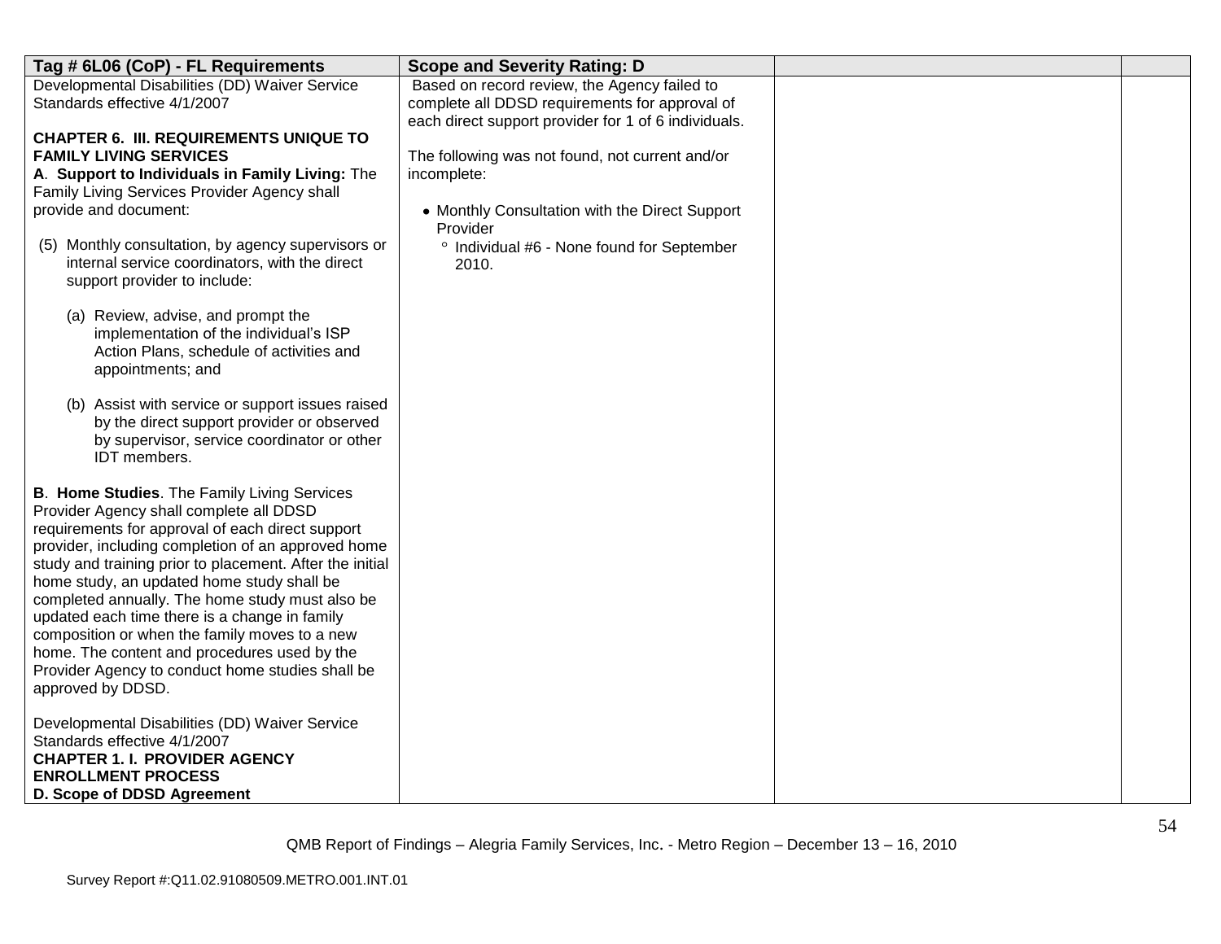| Tag # 6L06 (CoP) - FL Requirements | Scope and Severity Rating: D | | |
|---|---|---|---|
| Developmental Disabilities (DD) Waiver Service Standards effective 4/1/2007<br><br>**CHAPTER 6. III. REQUIREMENTS UNIQUE TO FAMILY LIVING SERVICES**<br>**A**. **Support to Individuals in Family Living:** The Family Living Services Provider Agency shall provide and document:<br><br>(5) Monthly consultation, by agency supervisors or internal service coordinators, with the direct support provider to include:<br><br>(a) Review, advise, and prompt the implementation of the individual's ISP Action Plans, schedule of activities and appointments; and<br><br>(b) Assist with service or support issues raised by the direct support provider or observed by supervisor, service coordinator or other IDT members.<br><br>**B**. **Home Studies**. The Family Living Services Provider Agency shall complete all DDSD requirements for approval of each direct support provider, including completion of an approved home study and training prior to placement. After the initial home study, an updated home study shall be completed annually. The home study must also be updated each time there is a change in family composition or when the family moves to a new home. The content and procedures used by the Provider Agency to conduct home studies shall be approved by DDSD.<br><br>Developmental Disabilities (DD) Waiver Service Standards effective 4/1/2007<br>**CHAPTER 1. I. PROVIDER AGENCY ENROLLMENT PROCESS**<br>**D. Scope of DDSD Agreement** | Based on record review, the Agency failed to complete all DDSD requirements for approval of each direct support provider for 1 of 6 individuals.<br><br>The following was not found, not current and/or incomplete:<br><br>• Monthly Consultation with the Direct Support Provider<br>° Individual #6 - None found for September 2010. | | |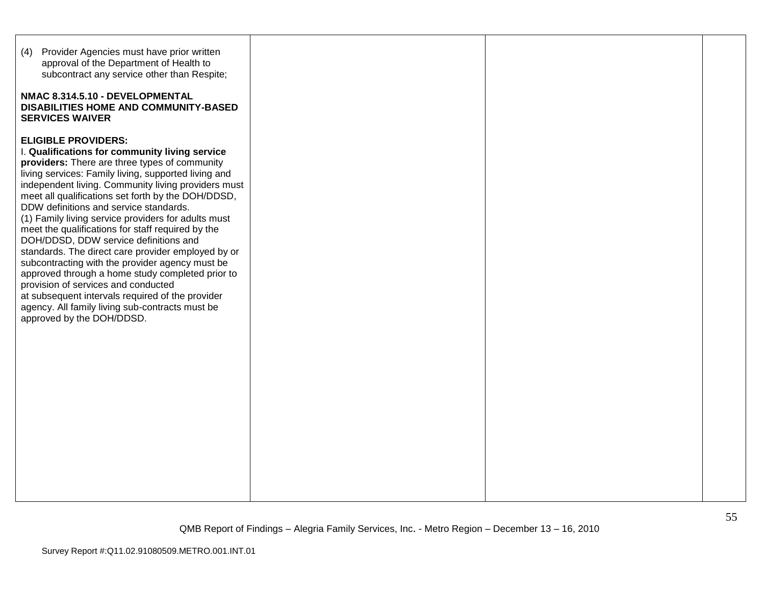| | | | |
|---|---|---|---|
| (4) Provider Agencies must have prior written approval of the Department of Health to subcontract any service other than Respite;<br><br>**NMAC 8.314.5.10 - DEVELOPMENTAL DISABILITIES HOME AND COMMUNITY-BASED SERVICES WAIVER**<br><br>**ELIGIBLE PROVIDERS:**<br>I. **Qualifications for community living service providers:** There are three types of community living services: Family living, supported living and independent living. Community living providers must meet all qualifications set forth by the DOH/DDSD, DDW definitions and service standards.<br>(1) Family living service providers for adults must meet the qualifications for staff required by the DOH/DDSD, DDW service definitions and standards. The direct care provider employed by or subcontracting with the provider agency must be approved through a home study completed prior to provision of services and conducted at subsequent intervals required of the provider agency. All family living sub-contracts must be approved by the DOH/DDSD. | | | |

QMB Report of Findings – Alegria Family Services, Inc. - Metro Region – December 13 – 16, 2010

Survey Report #:Q11.02.91080509.METRO.001.INT.01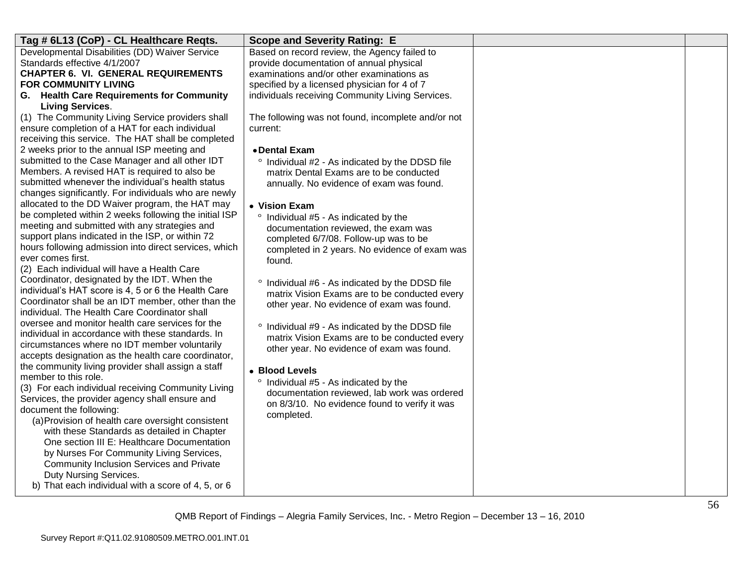| Tag # 6L13 (CoP) - CL Healthcare Reqts. | Scope and Severity Rating: E | | |
|---|---|---|---|
| Developmental Disabilities (DD) Waiver Service Standards effective 4/1/2007<br>**CHAPTER 6. VI. GENERAL REQUIREMENTS FOR COMMUNITY LIVING**<br>**G. Health Care Requirements for Community Living Services**.<br>(1) The Community Living Service providers shall ensure completion of a HAT for each individual receiving this service. The HAT shall be completed 2 weeks prior to the annual ISP meeting and submitted to the Case Manager and all other IDT Members. A revised HAT is required to also be submitted whenever the individual's health status changes significantly. For individuals who are newly allocated to the DD Waiver program, the HAT may be completed within 2 weeks following the initial ISP meeting and submitted with any strategies and support plans indicated in the ISP, or within 72 hours following admission into direct services, which ever comes first.<br>(2) Each individual will have a Health Care Coordinator, designated by the IDT. When the individual's HAT score is 4, 5 or 6 the Health Care Coordinator shall be an IDT member, other than the individual. The Health Care Coordinator shall oversee and monitor health care services for the individual in accordance with these standards. In circumstances where no IDT member voluntarily accepts designation as the health care coordinator, the community living provider shall assign a staff member to this role.<br>(3) For each individual receiving Community Living Services, the provider agency shall ensure and document the following:<br>(a) Provision of health care oversight consistent with these Standards as detailed in Chapter One section III E: Healthcare Documentation by Nurses For Community Living Services, Community Inclusion Services and Private Duty Nursing Services.<br>b) That each individual with a score of 4, 5, or 6 | Based on record review, the Agency failed to provide documentation of annual physical examinations and/or other examinations as specified by a licensed physician for 4 of 7 individuals receiving Community Living Services.<br><br>The following was not found, incomplete and/or not current:<br><br>• **Dental Exam**<br>° Individual #2 - As indicated by the DDSD file matrix Dental Exams are to be conducted annually. No evidence of exam was found.<br><br>• **Vision Exam**<br>° Individual #5 - As indicated by the documentation reviewed, the exam was completed 6/7/08. Follow-up was to be completed in 2 years. No evidence of exam was found.<br><br>° Individual #6 - As indicated by the DDSD file matrix Vision Exams are to be conducted every other year. No evidence of exam was found.<br><br>° Individual #9 - As indicated by the DDSD file matrix Vision Exams are to be conducted every other year. No evidence of exam was found.<br><br>• **Blood Levels**<br>° Individual #5 - As indicated by the documentation reviewed, lab work was ordered on 8/3/10. No evidence found to verify it was completed. | | |

QMB Report of Findings – Alegria Family Services, Inc. - Metro Region – December 13 – 16, 2010

Survey Report #:Q11.02.91080509.METRO.001.INT.01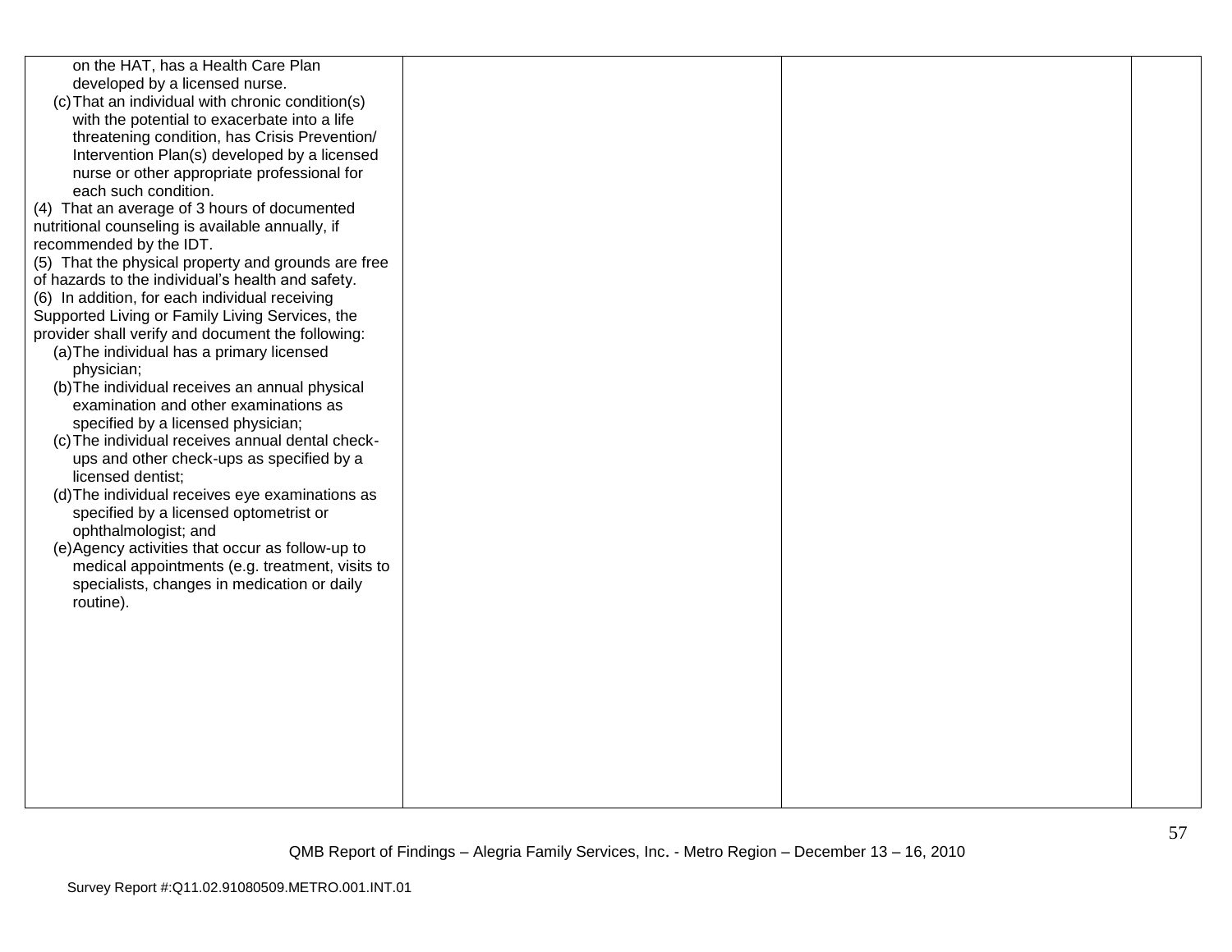| | | | |
|---|---|---|---|
| on the HAT, has a Health Care Plan developed by a licensed nurse.<br>(c) That an individual with chronic condition(s) with the potential to exacerbate into a life threatening condition, has Crisis Prevention/ Intervention Plan(s) developed by a licensed nurse or other appropriate professional for each such condition.<br>(4) That an average of 3 hours of documented nutritional counseling is available annually, if recommended by the IDT.<br>(5) That the physical property and grounds are free of hazards to the individual's health and safety.<br>(6) In addition, for each individual receiving Supported Living or Family Living Services, the provider shall verify and document the following:<br>(a) The individual has a primary licensed physician;<br>(b) The individual receives an annual physical examination and other examinations as specified by a licensed physician;<br>(c) The individual receives annual dental check-ups and other check-ups as specified by a licensed dentist;<br>(d) The individual receives eye examinations as specified by a licensed optometrist or ophthalmologist; and<br>(e) Agency activities that occur as follow-up to medical appointments (e.g. treatment, visits to specialists, changes in medication or daily routine). | | | |

QMB Report of Findings – Alegria Family Services, Inc. - Metro Region – December 13 – 16, 2010

Survey Report #:Q11.02.91080509.METRO.001.INT.01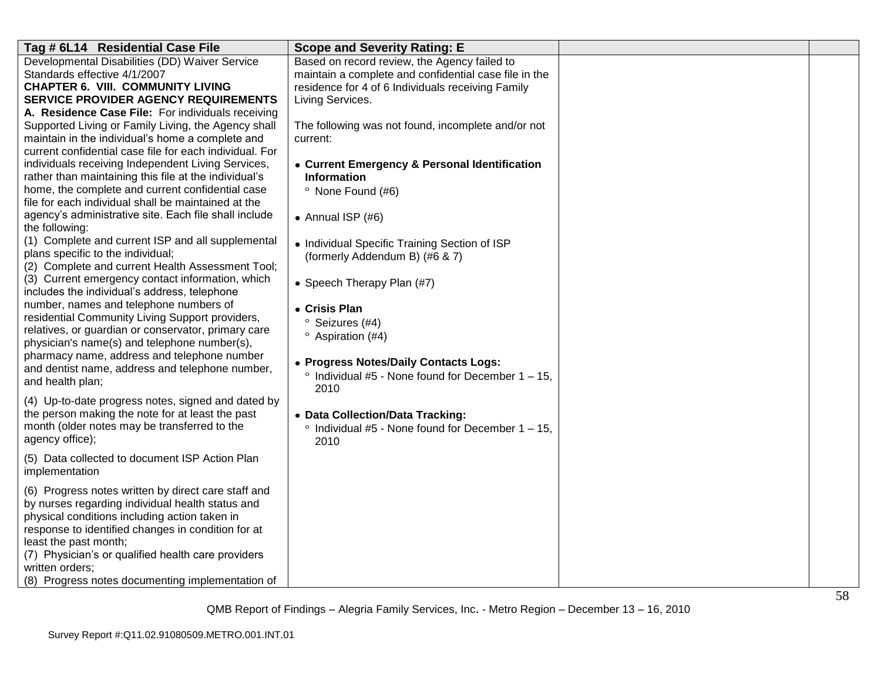| Tag # 6L14 Residential Case File | Scope and Severity Rating: E | | |
|---|---|---|---|
| Developmental Disabilities (DD) Waiver Service Standards effective 4/1/2007<br>**CHAPTER 6. VIII. COMMUNITY LIVING SERVICE PROVIDER AGENCY REQUIREMENTS**<br>**A. Residence Case File:** For individuals receiving Supported Living or Family Living, the Agency shall maintain in the individual's home a complete and current confidential case file for each individual. For individuals receiving Independent Living Services, rather than maintaining this file at the individual's home, the complete and current confidential case file for each individual shall be maintained at the agency's administrative site. Each file shall include the following:<br>(1) Complete and current ISP and all supplemental plans specific to the individual;<br>(2) Complete and current Health Assessment Tool;<br>(3) Current emergency contact information, which includes the individual's address, telephone number, names and telephone numbers of residential Community Living Support providers, relatives, or guardian or conservator, primary care physician's name(s) and telephone number(s), pharmacy name, address and telephone number and dentist name, address and telephone number, and health plan;<br>(4) Up-to-date progress notes, signed and dated by the person making the note for at least the past month (older notes may be transferred to the agency office);<br>(5) Data collected to document ISP Action Plan implementation<br>(6) Progress notes written by direct care staff and by nurses regarding individual health status and physical conditions including action taken in response to identified changes in condition for at least the past month;<br>(7) Physician's or qualified health care providers written orders;<br>(8) Progress notes documenting implementation of | Based on record review, the Agency failed to maintain a complete and confidential case file in the residence for 4 of 6 Individuals receiving Family Living Services.<br><br>The following was not found, incomplete and/or not current:<br><br>• **Current Emergency & Personal Identification Information**<br>° None Found (#6)<br><br>• Annual ISP (#6)<br><br>• Individual Specific Training Section of ISP (formerly Addendum B) (#6 & 7)<br><br>• Speech Therapy Plan (#7)<br><br>• **Crisis Plan**<br>° Seizures (#4)<br>° Aspiration (#4)<br><br>• **Progress Notes/Daily Contacts Logs:**<br>° Individual #5 - None found for December 1 – 15, 2010<br><br>• **Data Collection/Data Tracking:**<br>° Individual #5 - None found for December 1 – 15, 2010 | | |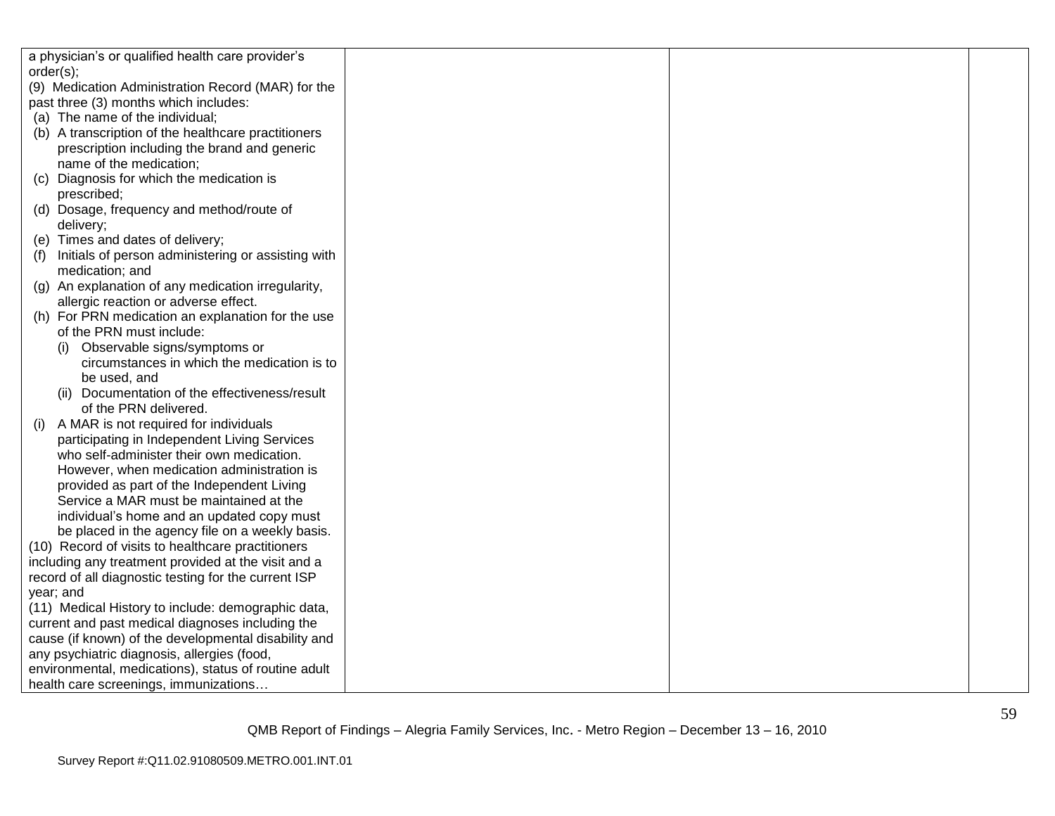| | | | |
|---|---|---|---|
| a physician's or qualified health care provider's order(s);<br>(9) Medication Administration Record (MAR) for the past three (3) months which includes:<br>(a) The name of the individual;<br>(b) A transcription of the healthcare practitioners prescription including the brand and generic name of the medication;<br>(c) Diagnosis for which the medication is prescribed;<br>(d) Dosage, frequency and method/route of delivery;<br>(e) Times and dates of delivery;<br>(f) Initials of person administering or assisting with medication; and<br>(g) An explanation of any medication irregularity, allergic reaction or adverse effect.<br>(h) For PRN medication an explanation for the use of the PRN must include:<br>(i) Observable signs/symptoms or circumstances in which the medication is to be used, and<br>(ii) Documentation of the effectiveness/result of the PRN delivered.<br>(i) A MAR is not required for individuals participating in Independent Living Services who self-administer their own medication. However, when medication administration is provided as part of the Independent Living Service a MAR must be maintained at the individual's home and an updated copy must be placed in the agency file on a weekly basis.<br>(10) Record of visits to healthcare practitioners including any treatment provided at the visit and a record of all diagnostic testing for the current ISP year; and<br>(11) Medical History to include: demographic data, current and past medical diagnoses including the cause (if known) of the developmental disability and any psychiatric diagnosis, allergies (food, environmental, medications), status of routine adult health care screenings, immunizations… | | | |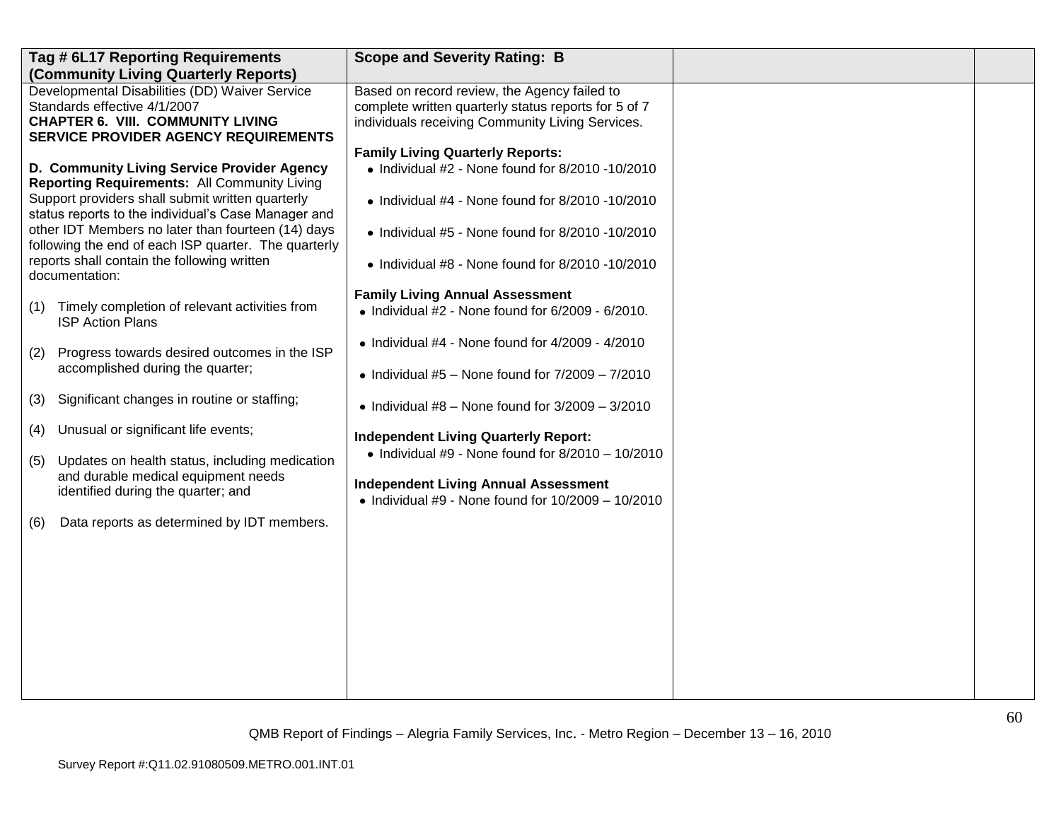| Tag # 6L17 Reporting Requirements (Community Living Quarterly Reports) | Scope and Severity Rating: B | | |
|---|---|---|---|
| Developmental Disabilities (DD) Waiver Service Standards effective 4/1/2007<br>**CHAPTER 6. VIII. COMMUNITY LIVING SERVICE PROVIDER AGENCY REQUIREMENTS**<br><br>**D. Community Living Service Provider Agency Reporting Requirements:** All Community Living Support providers shall submit written quarterly status reports to the individual's Case Manager and other IDT Members no later than fourteen (14) days following the end of each ISP quarter. The quarterly reports shall contain the following written documentation:<br><br>(1) Timely completion of relevant activities from ISP Action Plans<br><br>(2) Progress towards desired outcomes in the ISP accomplished during the quarter;<br><br>(3) Significant changes in routine or staffing;<br><br>(4) Unusual or significant life events;<br><br>(5) Updates on health status, including medication and durable medical equipment needs identified during the quarter; and<br><br>(6) Data reports as determined by IDT members. | Based on record review, the Agency failed to complete written quarterly status reports for 5 of 7 individuals receiving Community Living Services.<br><br>**Family Living Quarterly Reports:**<br>• Individual #2 - None found for 8/2010 -10/2010<br>• Individual #4 - None found for 8/2010 -10/2010<br>• Individual #5 - None found for 8/2010 -10/2010<br>• Individual #8 - None found for 8/2010 -10/2010<br><br>**Family Living Annual Assessment**<br>• Individual #2 - None found for 6/2009 - 6/2010.<br>• Individual #4 - None found for 4/2009 - 4/2010<br>• Individual #5 – None found for 7/2009 – 7/2010<br>• Individual #8 – None found for 3/2009 – 3/2010<br><br>**Independent Living Quarterly Report:**<br>• Individual #9 - None found for 8/2010 – 10/2010<br><br>**Independent Living Annual Assessment**<br>• Individual #9 - None found for 10/2009 – 10/2010 | | |

QMB Report of Findings – Alegria Family Services, Inc. - Metro Region – December 13 – 16, 2010

Survey Report #:Q11.02.91080509.METRO.001.INT.01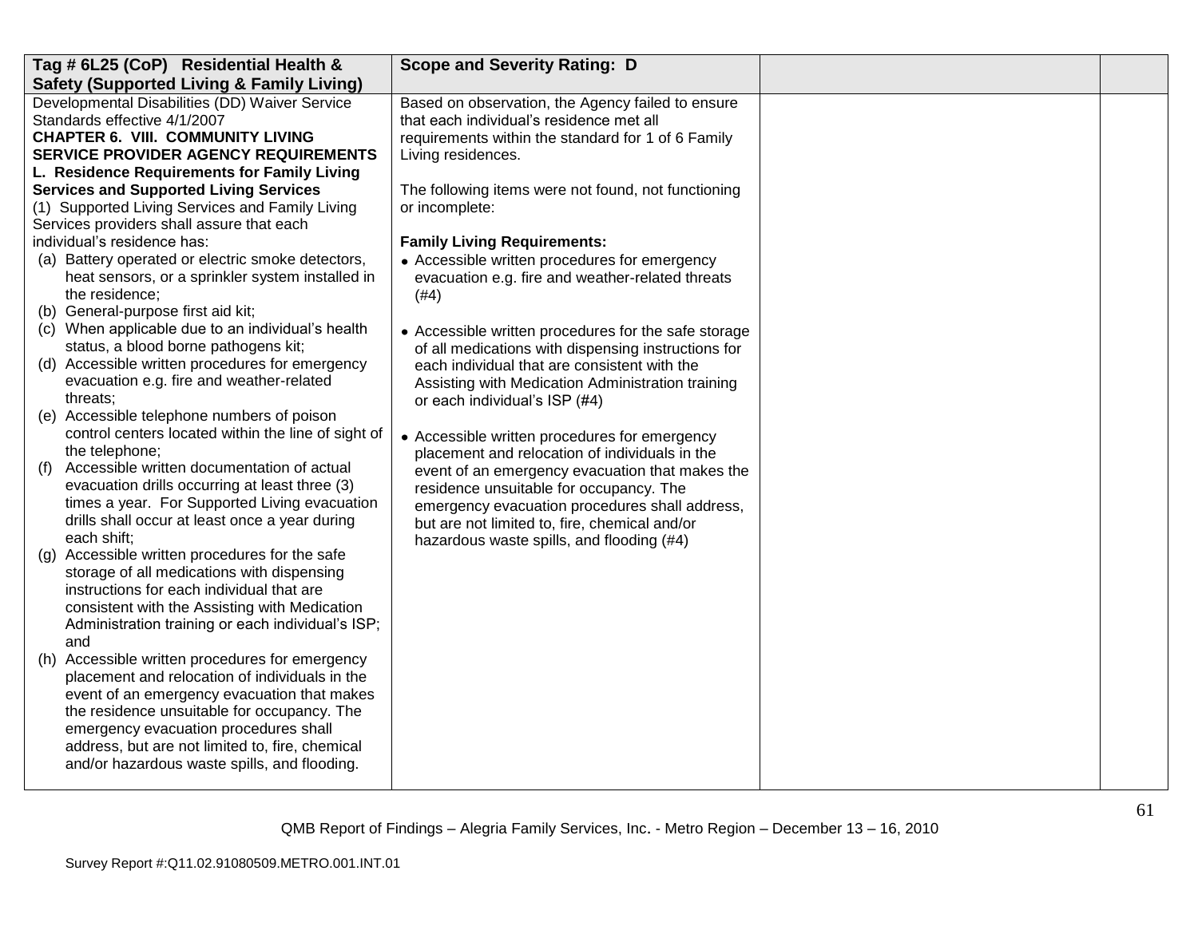| Tag # 6L25 (CoP) Residential Health & Safety (Supported Living & Family Living) | Scope and Severity Rating: D | | |
|---|---|---|---|
| Developmental Disabilities (DD) Waiver Service Standards effective 4/1/2007<br>**CHAPTER 6. VIII. COMMUNITY LIVING SERVICE PROVIDER AGENCY REQUIREMENTS**<br>**L. Residence Requirements for Family Living Services and Supported Living Services**<br>(1) Supported Living Services and Family Living Services providers shall assure that each individual's residence has:<br>(a) Battery operated or electric smoke detectors, heat sensors, or a sprinkler system installed in the residence;<br>(b) General-purpose first aid kit;<br>(c) When applicable due to an individual's health status, a blood borne pathogens kit;<br>(d) Accessible written procedures for emergency evacuation e.g. fire and weather-related threats;<br>(e) Accessible telephone numbers of poison control centers located within the line of sight of the telephone;<br>(f) Accessible written documentation of actual evacuation drills occurring at least three (3) times a year. For Supported Living evacuation drills shall occur at least once a year during each shift;<br>(g) Accessible written procedures for the safe storage of all medications with dispensing instructions for each individual that are consistent with the Assisting with Medication Administration training or each individual's ISP; and<br>(h) Accessible written procedures for emergency placement and relocation of individuals in the event of an emergency evacuation that makes the residence unsuitable for occupancy. The emergency evacuation procedures shall address, but are not limited to, fire, chemical and/or hazardous waste spills, and flooding. | Based on observation, the Agency failed to ensure that each individual's residence met all requirements within the standard for 1 of 6 Family Living residences.<br><br>The following items were not found, not functioning or incomplete:<br><br>**Family Living Requirements:**<br>• Accessible written procedures for emergency evacuation e.g. fire and weather-related threats (#4)<br><br>• Accessible written procedures for the safe storage of all medications with dispensing instructions for each individual that are consistent with the Assisting with Medication Administration training or each individual's ISP (#4)<br><br>• Accessible written procedures for emergency placement and relocation of individuals in the event of an emergency evacuation that makes the residence unsuitable for occupancy. The emergency evacuation procedures shall address, but are not limited to, fire, chemical and/or hazardous waste spills, and flooding (#4) | | |

QMB Report of Findings – Alegria Family Services, Inc. - Metro Region – December 13 – 16, 2010

Survey Report #:Q11.02.91080509.METRO.001.INT.01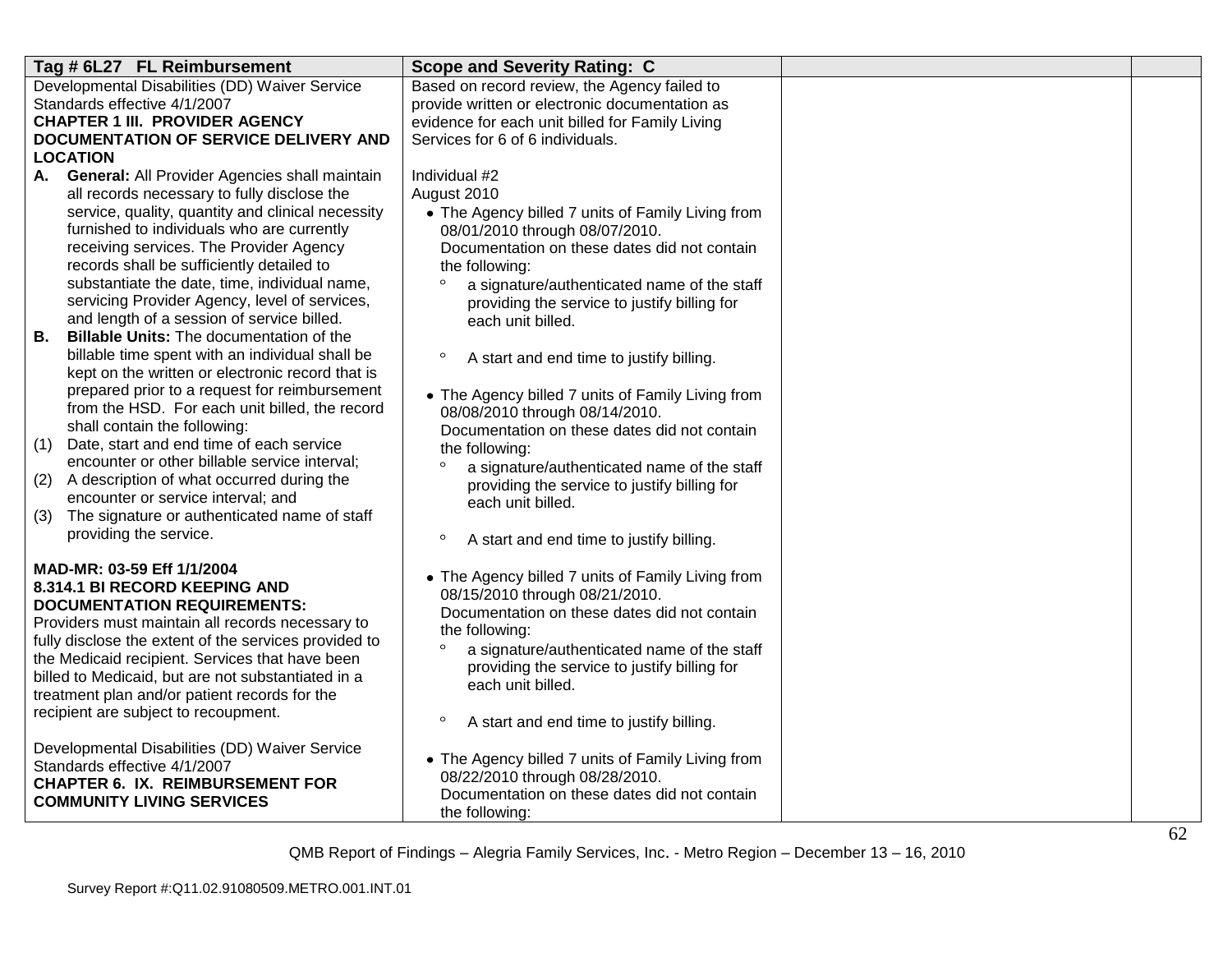| Tag # 6L27 FL Reimbursement | Scope and Severity Rating: C | | |
|---|---|---|---|
| Developmental Disabilities (DD) Waiver Service Standards effective 4/1/2007<br>**CHAPTER 1 III. PROVIDER AGENCY DOCUMENTATION OF SERVICE DELIVERY AND LOCATION**<br>**A. General:** All Provider Agencies shall maintain all records necessary to fully disclose the service, quality, quantity and clinical necessity furnished to individuals who are currently receiving services. The Provider Agency records shall be sufficiently detailed to substantiate the date, time, individual name, servicing Provider Agency, level of services, and length of a session of service billed.<br>**B. Billable Units:** The documentation of the billable time spent with an individual shall be kept on the written or electronic record that is prepared prior to a request for reimbursement from the HSD. For each unit billed, the record shall contain the following:<br>(1) Date, start and end time of each service encounter or other billable service interval;<br>(2) A description of what occurred during the encounter or service interval; and<br>(3) The signature or authenticated name of staff providing the service.<br><br>**MAD-MR: 03-59 Eff 1/1/2004**<br>**8.314.1 BI RECORD KEEPING AND DOCUMENTATION REQUIREMENTS:**<br>Providers must maintain all records necessary to fully disclose the extent of the services provided to the Medicaid recipient. Services that have been billed to Medicaid, but are not substantiated in a treatment plan and/or patient records for the recipient are subject to recoupment.<br><br>Developmental Disabilities (DD) Waiver Service Standards effective 4/1/2007<br>**CHAPTER 6. IX. REIMBURSEMENT FOR COMMUNITY LIVING SERVICES** | Based on record review, the Agency failed to provide written or electronic documentation as evidence for each unit billed for Family Living Services for 6 of 6 individuals.<br><br>Individual #2<br>August 2010<br>• The Agency billed 7 units of Family Living from 08/01/2010 through 08/07/2010. Documentation on these dates did not contain the following:<br>° a signature/authenticated name of the staff providing the service to justify billing for each unit billed.<br>° A start and end time to justify billing.<br><br>• The Agency billed 7 units of Family Living from 08/08/2010 through 08/14/2010. Documentation on these dates did not contain the following:<br>° a signature/authenticated name of the staff providing the service to justify billing for each unit billed.<br>° A start and end time to justify billing.<br><br>• The Agency billed 7 units of Family Living from 08/15/2010 through 08/21/2010. Documentation on these dates did not contain the following:<br>° a signature/authenticated name of the staff providing the service to justify billing for each unit billed.<br>° A start and end time to justify billing.<br><br>• The Agency billed 7 units of Family Living from 08/22/2010 through 08/28/2010. Documentation on these dates did not contain the following: | | |

QMB Report of Findings – Alegria Family Services, Inc. - Metro Region – December 13 – 16, 2010

Survey Report #:Q11.02.91080509.METRO.001.INT.01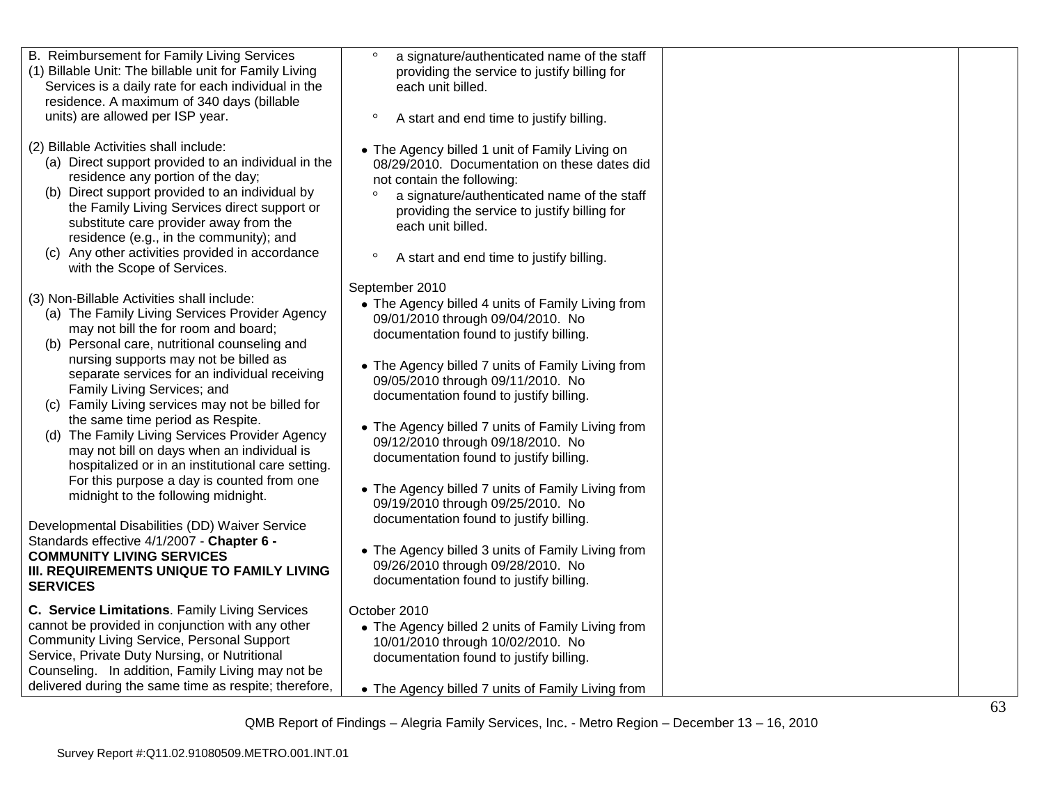| | | | |
|---|---|---|---|
| B. Reimbursement for Family Living Services<br>(1) Billable Unit: The billable unit for Family Living Services is a daily rate for each individual in the residence. A maximum of 340 days (billable units) are allowed per ISP year.<br><br>(2) Billable Activities shall include:<br>(a) Direct support provided to an individual in the residence any portion of the day;<br>(b) Direct support provided to an individual by the Family Living Services direct support or substitute care provider away from the residence (e.g., in the community); and<br>(c) Any other activities provided in accordance with the Scope of Services.<br><br>(3) Non-Billable Activities shall include:<br>(a) The Family Living Services Provider Agency may not bill the for room and board;<br>(b) Personal care, nutritional counseling and nursing supports may not be billed as separate services for an individual receiving Family Living Services; and<br>(c) Family Living services may not be billed for the same time period as Respite.<br>(d) The Family Living Services Provider Agency may not bill on days when an individual is hospitalized or in an institutional care setting. For this purpose a day is counted from one midnight to the following midnight.<br><br>Developmental Disabilities (DD) Waiver Service Standards effective 4/1/2007 - **Chapter 6 - COMMUNITY LIVING SERVICES III. REQUIREMENTS UNIQUE TO FAMILY LIVING SERVICES**<br><br>**C. Service Limitations**. Family Living Services cannot be provided in conjunction with any other Community Living Service, Personal Support Service, Private Duty Nursing, or Nutritional Counseling. In addition, Family Living may not be delivered during the same time as respite; therefore, | ◦ a signature/authenticated name of the staff providing the service to justify billing for each unit billed.<br><br>◦ A start and end time to justify billing.<br><br>• The Agency billed 1 unit of Family Living on 08/29/2010. Documentation on these dates did not contain the following:<br>◦ a signature/authenticated name of the staff providing the service to justify billing for each unit billed.<br><br>◦ A start and end time to justify billing.<br><br>September 2010<br>• The Agency billed 4 units of Family Living from 09/01/2010 through 09/04/2010. No documentation found to justify billing.<br><br>• The Agency billed 7 units of Family Living from 09/05/2010 through 09/11/2010. No documentation found to justify billing.<br><br>• The Agency billed 7 units of Family Living from 09/12/2010 through 09/18/2010. No documentation found to justify billing.<br><br>• The Agency billed 7 units of Family Living from 09/19/2010 through 09/25/2010. No documentation found to justify billing.<br><br>• The Agency billed 3 units of Family Living from 09/26/2010 through 09/28/2010. No documentation found to justify billing.<br><br>October 2010<br>• The Agency billed 2 units of Family Living from 10/01/2010 through 10/02/2010. No documentation found to justify billing.<br><br>• The Agency billed 7 units of Family Living from | | |

QMB Report of Findings – Alegria Family Services, Inc. - Metro Region – December 13 – 16, 2010

Survey Report #:Q11.02.91080509.METRO.001.INT.01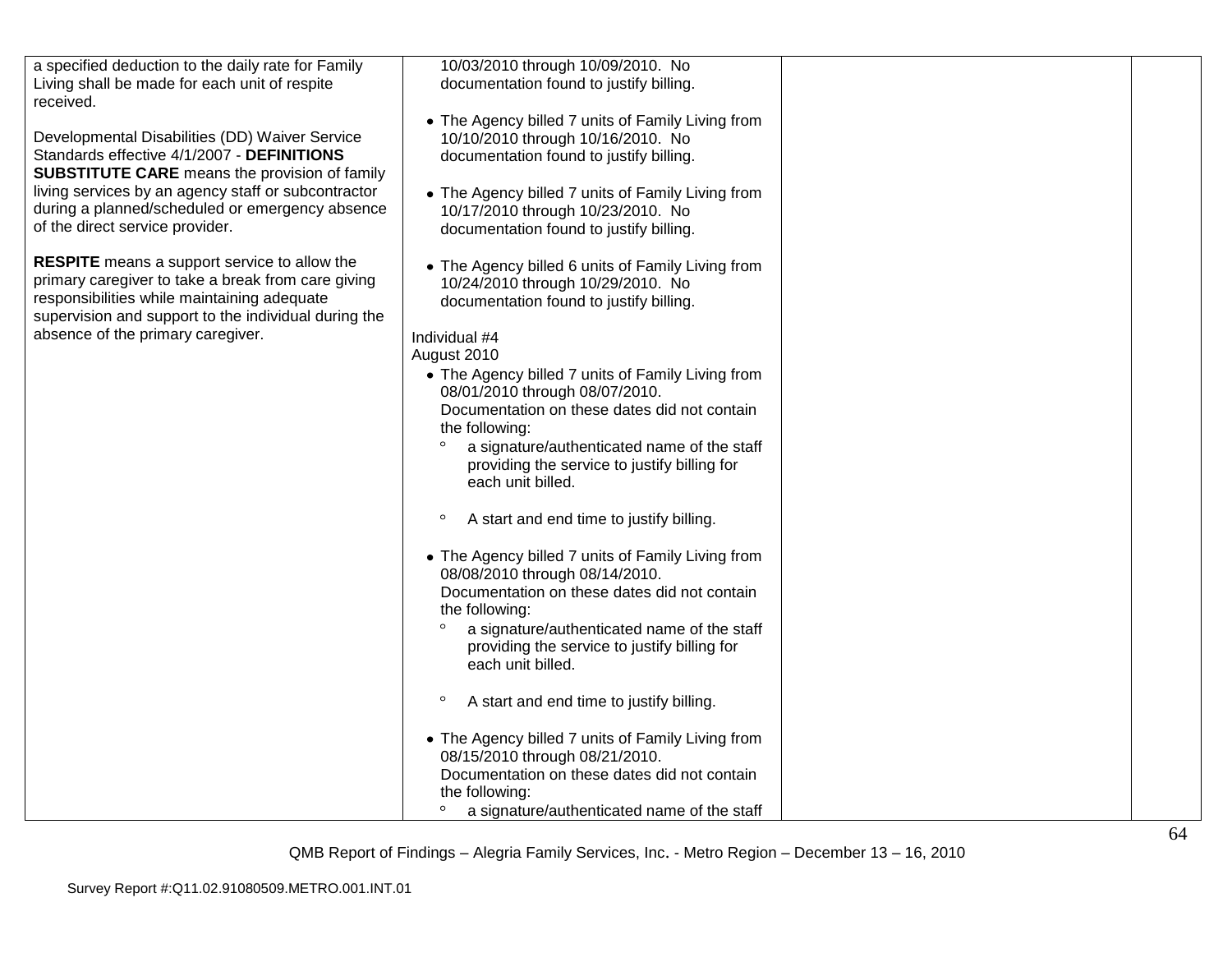| | | | |
|---|---|---|---|
| a specified deduction to the daily rate for Family Living shall be made for each unit of respite received.<br><br>Developmental Disabilities (DD) Waiver Service Standards effective 4/1/2007 - **DEFINITIONS SUBSTITUTE CARE** means the provision of family living services by an agency staff or subcontractor during a planned/scheduled or emergency absence of the direct service provider.<br><br>**RESPITE** means a support service to allow the primary caregiver to take a break from care giving responsibilities while maintaining adequate supervision and support to the individual during the absence of the primary caregiver. | 10/03/2010 through 10/09/2010. No documentation found to justify billing.<br><br>• The Agency billed 7 units of Family Living from 10/10/2010 through 10/16/2010. No documentation found to justify billing.<br><br>• The Agency billed 7 units of Family Living from 10/17/2010 through 10/23/2010. No documentation found to justify billing.<br><br>• The Agency billed 6 units of Family Living from 10/24/2010 through 10/29/2010. No documentation found to justify billing.<br><br>Individual #4<br>August 2010<br>• The Agency billed 7 units of Family Living from 08/01/2010 through 08/07/2010. Documentation on these dates did not contain the following:<br>° a signature/authenticated name of the staff providing the service to justify billing for each unit billed.<br><br>° A start and end time to justify billing.<br><br>• The Agency billed 7 units of Family Living from 08/08/2010 through 08/14/2010. Documentation on these dates did not contain the following:<br>° a signature/authenticated name of the staff providing the service to justify billing for each unit billed.<br><br>° A start and end time to justify billing.<br><br>• The Agency billed 7 units of Family Living from 08/15/2010 through 08/21/2010. Documentation on these dates did not contain the following:<br>° a signature/authenticated name of the staff | | |

QMB Report of Findings – Alegria Family Services, Inc. - Metro Region – December 13 – 16, 2010

Survey Report #:Q11.02.91080509.METRO.001.INT.01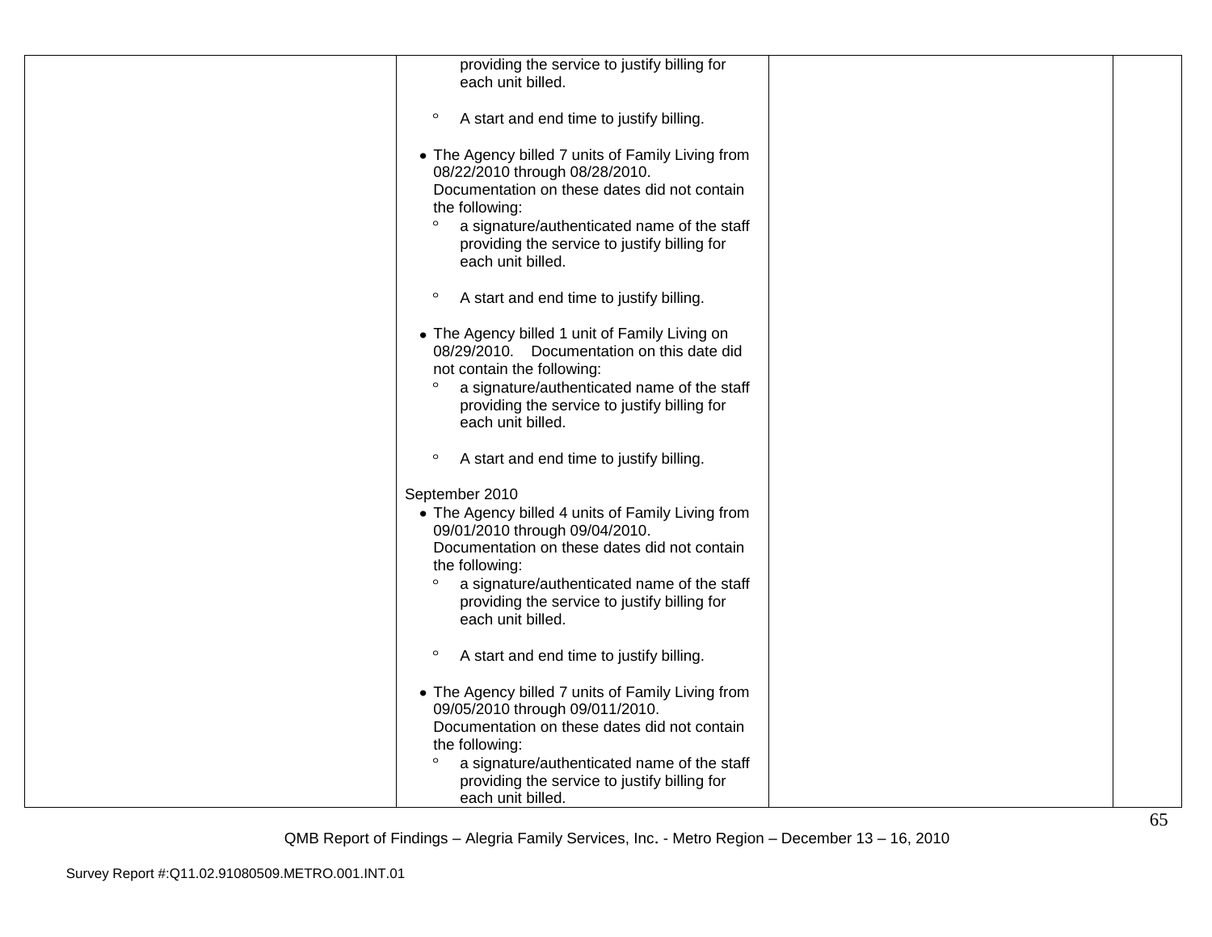| | providing the service to justify billing for each unit billed.<br><br>° A start and end time to justify billing.<br><br>• The Agency billed 7 units of Family Living from 08/22/2010 through 08/28/2010. Documentation on these dates did not contain the following:<br>° a signature/authenticated name of the staff providing the service to justify billing for each unit billed.<br><br>° A start and end time to justify billing.<br><br>• The Agency billed 1 unit of Family Living on 08/29/2010. Documentation on this date did not contain the following:<br>° a signature/authenticated name of the staff providing the service to justify billing for each unit billed.<br><br>° A start and end time to justify billing.<br><br>September 2010<br>• The Agency billed 4 units of Family Living from 09/01/2010 through 09/04/2010. Documentation on these dates did not contain the following:<br>° a signature/authenticated name of the staff providing the service to justify billing for each unit billed.<br><br>° A start and end time to justify billing.<br><br>• The Agency billed 7 units of Family Living from 09/05/2010 through 09/011/2010. Documentation on these dates did not contain the following:<br>° a signature/authenticated name of the staff providing the service to justify billing for each unit billed. | | |
|---|---|---|---|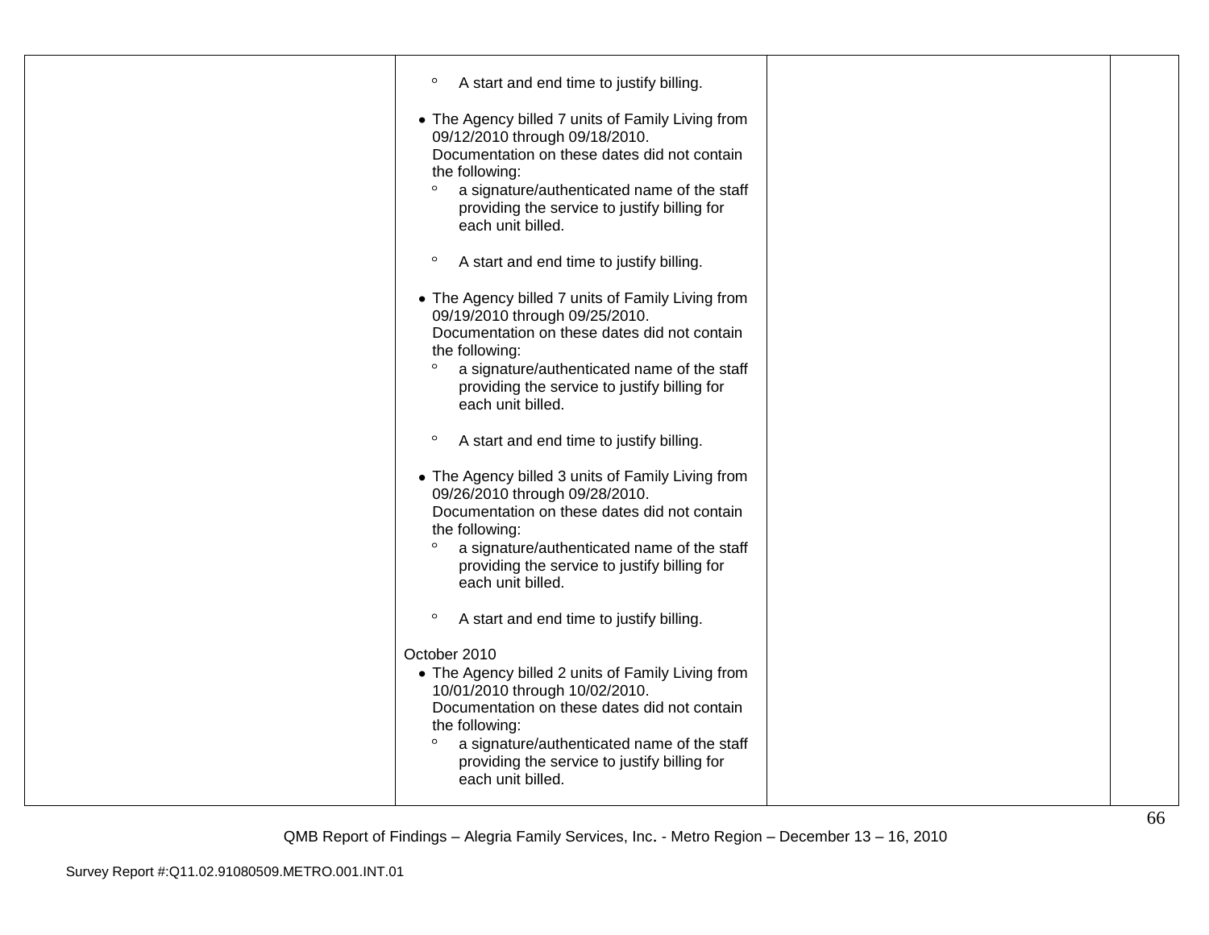| | | | |
|---|---|---|---|
| | ◦ A start and end time to justify billing.<br><br>• The Agency billed 7 units of Family Living from 09/12/2010 through 09/18/2010. Documentation on these dates did not contain the following:<br>◦ a signature/authenticated name of the staff providing the service to justify billing for each unit billed.<br>◦ A start and end time to justify billing.<br><br>• The Agency billed 7 units of Family Living from 09/19/2010 through 09/25/2010. Documentation on these dates did not contain the following:<br>◦ a signature/authenticated name of the staff providing the service to justify billing for each unit billed.<br>◦ A start and end time to justify billing.<br><br>• The Agency billed 3 units of Family Living from 09/26/2010 through 09/28/2010. Documentation on these dates did not contain the following:<br>◦ a signature/authenticated name of the staff providing the service to justify billing for each unit billed.<br>◦ A start and end time to justify billing.<br><br>October 2010<br>• The Agency billed 2 units of Family Living from 10/01/2010 through 10/02/2010. Documentation on these dates did not contain the following:<br>◦ a signature/authenticated name of the staff providing the service to justify billing for each unit billed. | | |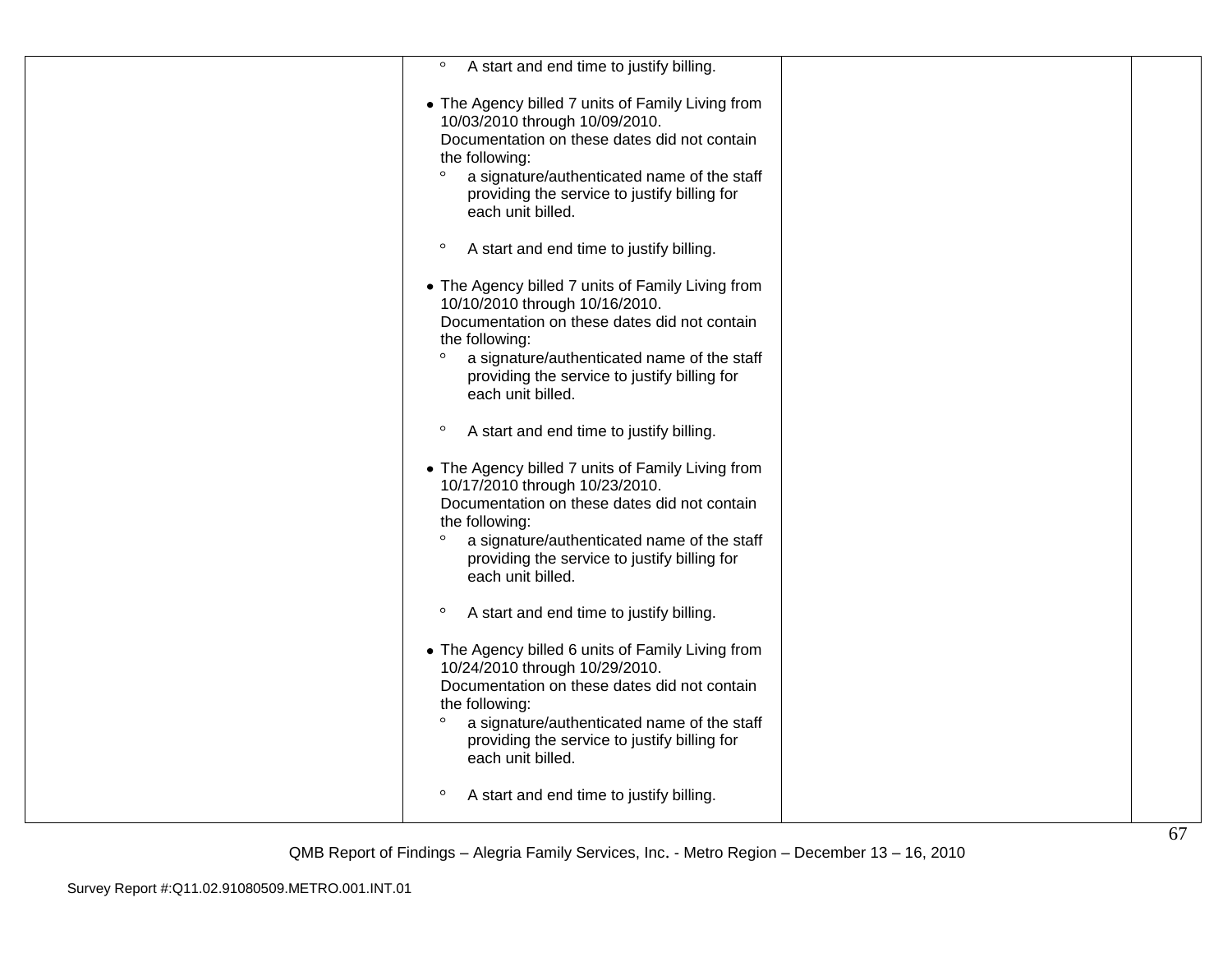| | | | |
|---|---|---|---|
| | ◦ A start and end time to justify billing.<br><br>• The Agency billed 7 units of Family Living from 10/03/2010 through 10/09/2010. Documentation on these dates did not contain the following:<br>◦ a signature/authenticated name of the staff providing the service to justify billing for each unit billed.<br><br>◦ A start and end time to justify billing.<br><br>• The Agency billed 7 units of Family Living from 10/10/2010 through 10/16/2010. Documentation on these dates did not contain the following:<br>◦ a signature/authenticated name of the staff providing the service to justify billing for each unit billed.<br><br>◦ A start and end time to justify billing.<br><br>• The Agency billed 7 units of Family Living from 10/17/2010 through 10/23/2010. Documentation on these dates did not contain the following:<br>◦ a signature/authenticated name of the staff providing the service to justify billing for each unit billed.<br><br>◦ A start and end time to justify billing.<br><br>• The Agency billed 6 units of Family Living from 10/24/2010 through 10/29/2010. Documentation on these dates did not contain the following:<br>◦ a signature/authenticated name of the staff providing the service to justify billing for each unit billed.<br><br>◦ A start and end time to justify billing. | | |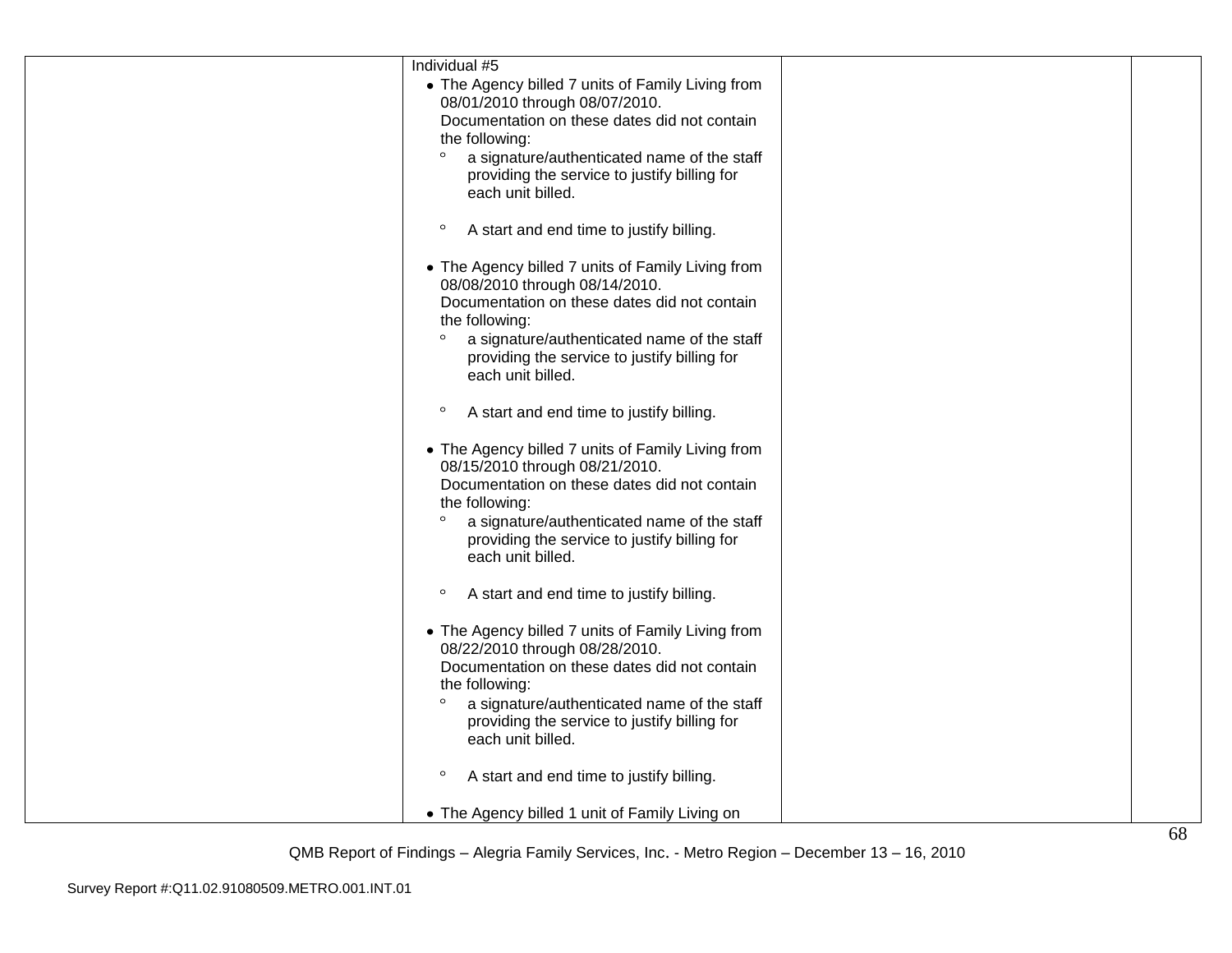| | | | |
|---|---|---|---|
| | Individual #5<br>• The Agency billed 7 units of Family Living from 08/01/2010 through 08/07/2010. Documentation on these dates did not contain the following:<br>° a signature/authenticated name of the staff providing the service to justify billing for each unit billed.<br>° A start and end time to justify billing.<br>• The Agency billed 7 units of Family Living from 08/08/2010 through 08/14/2010. Documentation on these dates did not contain the following:<br>° a signature/authenticated name of the staff providing the service to justify billing for each unit billed.<br>° A start and end time to justify billing.<br>• The Agency billed 7 units of Family Living from 08/15/2010 through 08/21/2010. Documentation on these dates did not contain the following:<br>° a signature/authenticated name of the staff providing the service to justify billing for each unit billed.<br>° A start and end time to justify billing.<br>• The Agency billed 7 units of Family Living from 08/22/2010 through 08/28/2010. Documentation on these dates did not contain the following:<br>° a signature/authenticated name of the staff providing the service to justify billing for each unit billed.<br>° A start and end time to justify billing.<br>• The Agency billed 1 unit of Family Living on | | |

QMB Report of Findings – Alegria Family Services, Inc. - Metro Region – December 13 – 16, 2010

Survey Report #:Q11.02.91080509.METRO.001.INT.01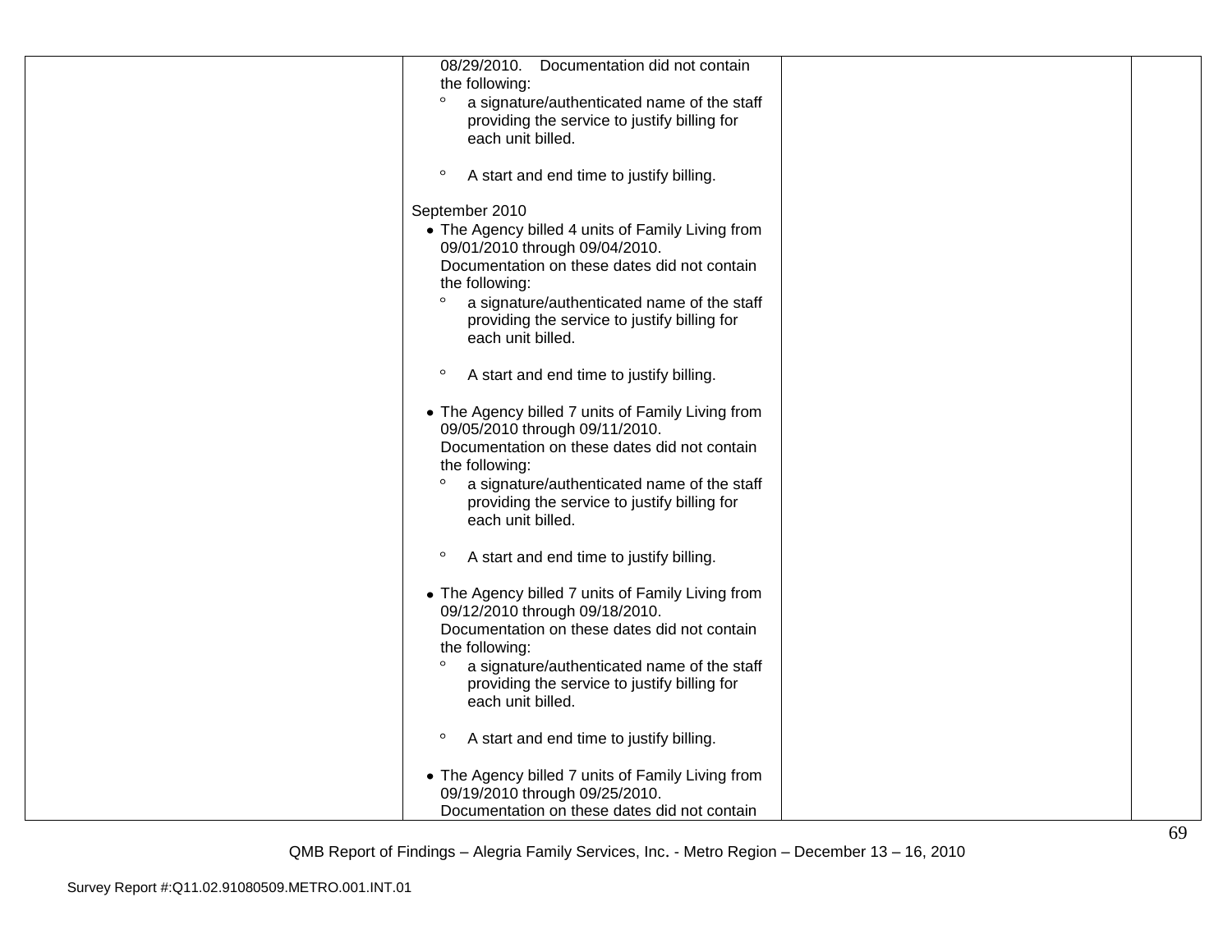| | | | |
|---|---|---|---|
| | 08/29/2010. Documentation did not contain the following:<br>∘ a signature/authenticated name of the staff providing the service to justify billing for each unit billed.<br>∘ A start and end time to justify billing.<br><br>September 2010<br>• The Agency billed 4 units of Family Living from 09/01/2010 through 09/04/2010. Documentation on these dates did not contain the following:<br>∘ a signature/authenticated name of the staff providing the service to justify billing for each unit billed.<br>∘ A start and end time to justify billing.<br><br>• The Agency billed 7 units of Family Living from 09/05/2010 through 09/11/2010. Documentation on these dates did not contain the following:<br>∘ a signature/authenticated name of the staff providing the service to justify billing for each unit billed.<br>∘ A start and end time to justify billing.<br><br>• The Agency billed 7 units of Family Living from 09/12/2010 through 09/18/2010. Documentation on these dates did not contain the following:<br>∘ a signature/authenticated name of the staff providing the service to justify billing for each unit billed.<br>∘ A start and end time to justify billing.<br><br>• The Agency billed 7 units of Family Living from 09/19/2010 through 09/25/2010. Documentation on these dates did not contain | | |

QMB Report of Findings – Alegria Family Services, Inc. - Metro Region – December 13 – 16, 2010

Survey Report #:Q11.02.91080509.METRO.001.INT.01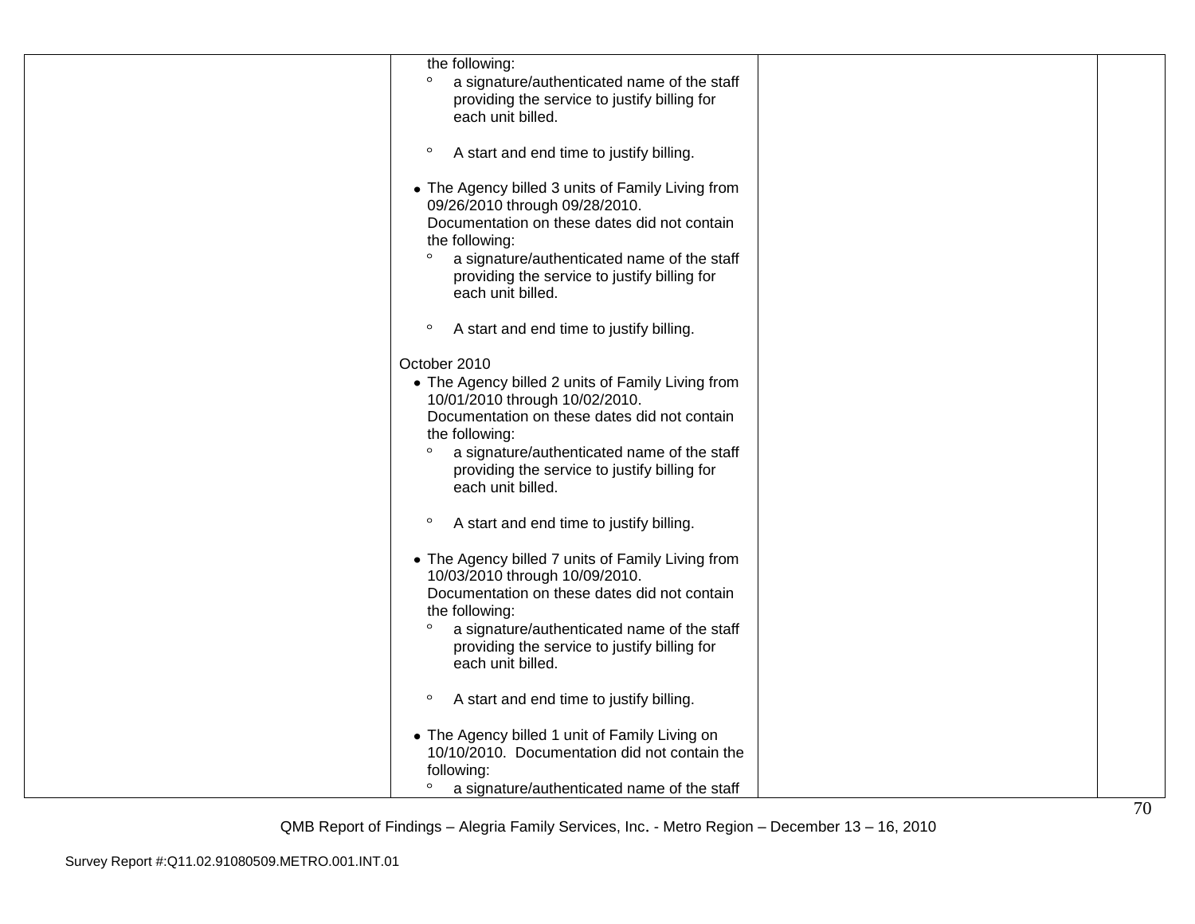| | | | |
|---|---|---|---|
| | the following:<br>° a signature/authenticated name of the staff providing the service to justify billing for each unit billed.<br><br>° A start and end time to justify billing.<br><br>• The Agency billed 3 units of Family Living from 09/26/2010 through 09/28/2010. Documentation on these dates did not contain the following:<br>° a signature/authenticated name of the staff providing the service to justify billing for each unit billed.<br><br>° A start and end time to justify billing.<br><br>October 2010<br>• The Agency billed 2 units of Family Living from 10/01/2010 through 10/02/2010. Documentation on these dates did not contain the following:<br>° a signature/authenticated name of the staff providing the service to justify billing for each unit billed.<br><br>° A start and end time to justify billing.<br><br>• The Agency billed 7 units of Family Living from 10/03/2010 through 10/09/2010. Documentation on these dates did not contain the following:<br>° a signature/authenticated name of the staff providing the service to justify billing for each unit billed.<br><br>° A start and end time to justify billing.<br><br>• The Agency billed 1 unit of Family Living on 10/10/2010. Documentation did not contain the following:<br>° a signature/authenticated name of the staff | | |

QMB Report of Findings – Alegria Family Services, Inc. - Metro Region – December 13 – 16, 2010

Survey Report #:Q11.02.91080509.METRO.001.INT.01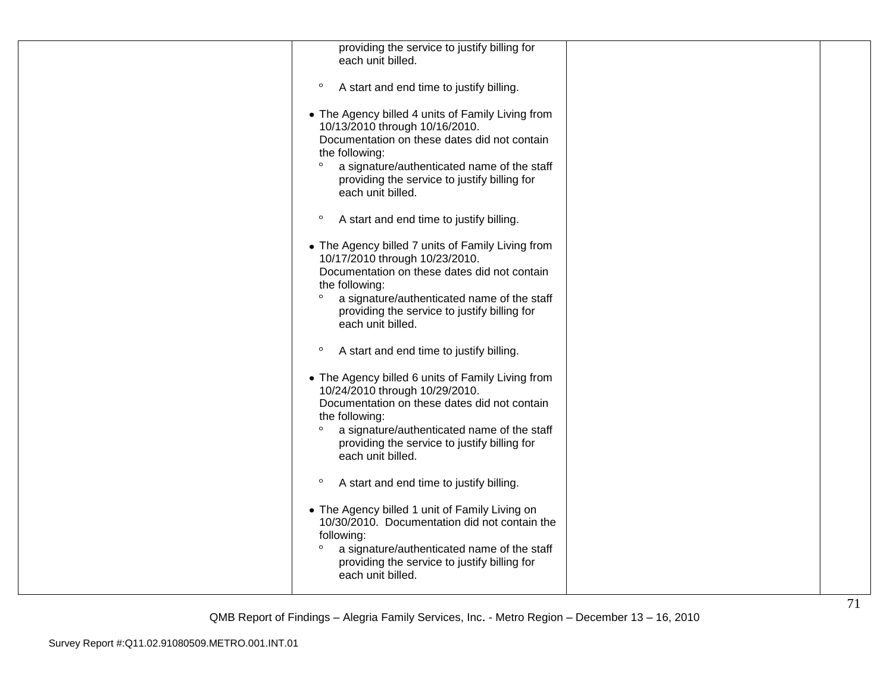| | | | |
|---|---|---|---|
| | providing the service to justify billing for each unit billed.<br><br>° A start and end time to justify billing.<br><br>• The Agency billed 4 units of Family Living from 10/13/2010 through 10/16/2010. Documentation on these dates did not contain the following:<br>° a signature/authenticated name of the staff providing the service to justify billing for each unit billed.<br><br>° A start and end time to justify billing.<br><br>• The Agency billed 7 units of Family Living from 10/17/2010 through 10/23/2010. Documentation on these dates did not contain the following:<br>° a signature/authenticated name of the staff providing the service to justify billing for each unit billed.<br><br>° A start and end time to justify billing.<br><br>• The Agency billed 6 units of Family Living from 10/24/2010 through 10/29/2010. Documentation on these dates did not contain the following:<br>° a signature/authenticated name of the staff providing the service to justify billing for each unit billed.<br><br>° A start and end time to justify billing.<br><br>• The Agency billed 1 unit of Family Living on 10/30/2010. Documentation did not contain the following:<br>° a signature/authenticated name of the staff providing the service to justify billing for each unit billed. | | |

QMB Report of Findings – Alegria Family Services, Inc. - Metro Region – December 13 – 16, 2010

Survey Report #:Q11.02.91080509.METRO.001.INT.01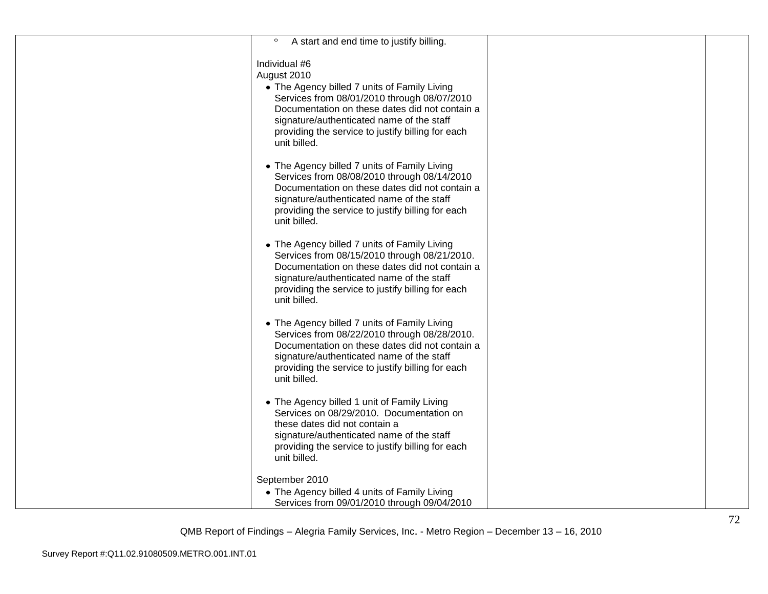| | | | |
|---|---|---|---|
| | ◦ A start and end time to justify billing.<br><br>Individual #6<br>August 2010<br>• The Agency billed 7 units of Family Living Services from 08/01/2010 through 08/07/2010 Documentation on these dates did not contain a signature/authenticated name of the staff providing the service to justify billing for each unit billed.<br><br>• The Agency billed 7 units of Family Living Services from 08/08/2010 through 08/14/2010 Documentation on these dates did not contain a signature/authenticated name of the staff providing the service to justify billing for each unit billed.<br><br>• The Agency billed 7 units of Family Living Services from 08/15/2010 through 08/21/2010. Documentation on these dates did not contain a signature/authenticated name of the staff providing the service to justify billing for each unit billed.<br><br>• The Agency billed 7 units of Family Living Services from 08/22/2010 through 08/28/2010. Documentation on these dates did not contain a signature/authenticated name of the staff providing the service to justify billing for each unit billed.<br><br>• The Agency billed 1 unit of Family Living Services on 08/29/2010. Documentation on these dates did not contain a signature/authenticated name of the staff providing the service to justify billing for each unit billed.<br><br>September 2010<br>• The Agency billed 4 units of Family Living Services from 09/01/2010 through 09/04/2010 | | |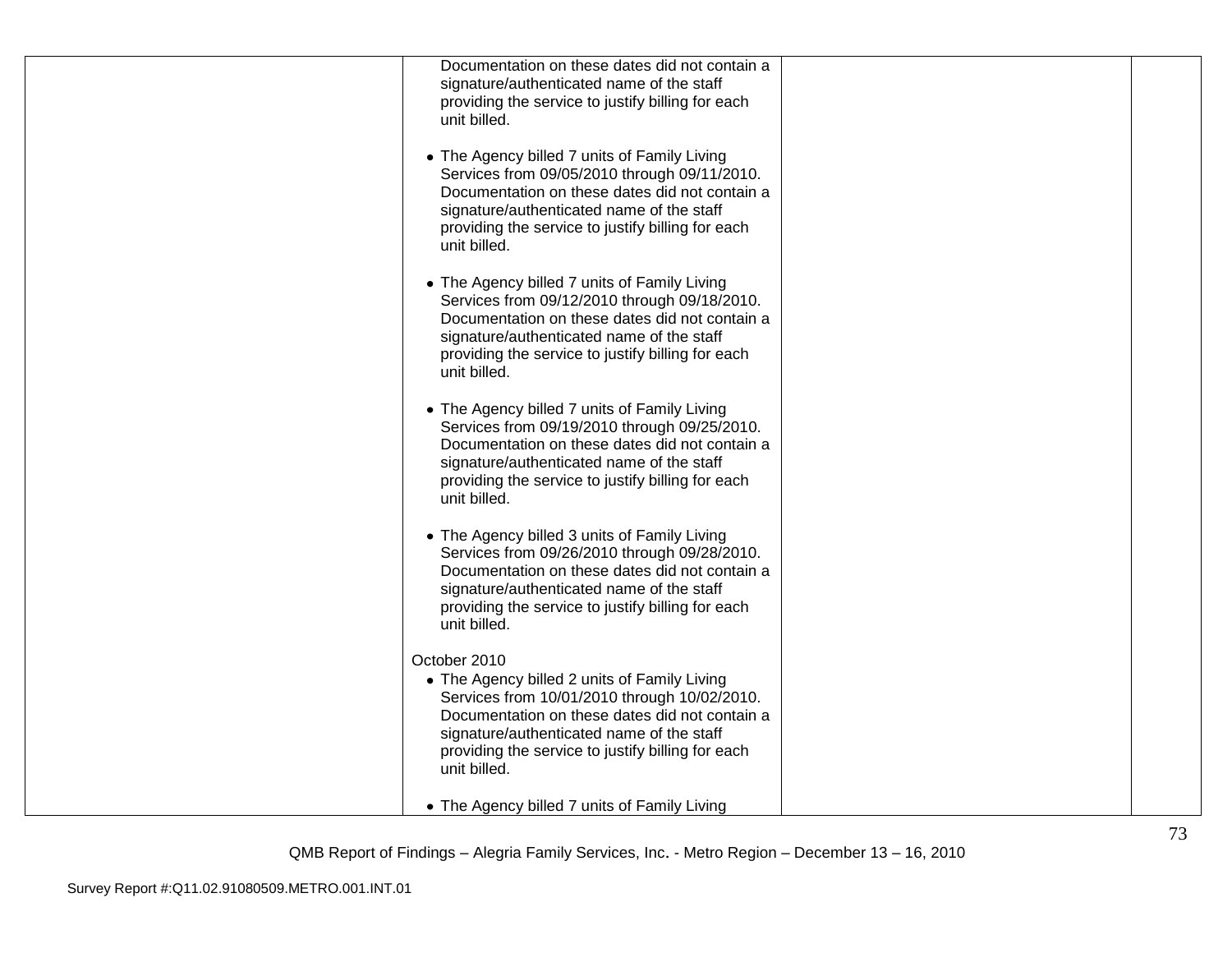| | | | |
|---|---|---|---|
| | Documentation on these dates did not contain a signature/authenticated name of the staff providing the service to justify billing for each unit billed.<br><br>• The Agency billed 7 units of Family Living Services from 09/05/2010 through 09/11/2010. Documentation on these dates did not contain a signature/authenticated name of the staff providing the service to justify billing for each unit billed.<br><br>• The Agency billed 7 units of Family Living Services from 09/12/2010 through 09/18/2010. Documentation on these dates did not contain a signature/authenticated name of the staff providing the service to justify billing for each unit billed.<br><br>• The Agency billed 7 units of Family Living Services from 09/19/2010 through 09/25/2010. Documentation on these dates did not contain a signature/authenticated name of the staff providing the service to justify billing for each unit billed.<br><br>• The Agency billed 3 units of Family Living Services from 09/26/2010 through 09/28/2010. Documentation on these dates did not contain a signature/authenticated name of the staff providing the service to justify billing for each unit billed.<br><br>October 2010<br>• The Agency billed 2 units of Family Living Services from 10/01/2010 through 10/02/2010. Documentation on these dates did not contain a signature/authenticated name of the staff providing the service to justify billing for each unit billed.<br><br>• The Agency billed 7 units of Family Living | | |

QMB Report of Findings – Alegria Family Services, Inc. - Metro Region – December 13 – 16, 2010

Survey Report #:Q11.02.91080509.METRO.001.INT.01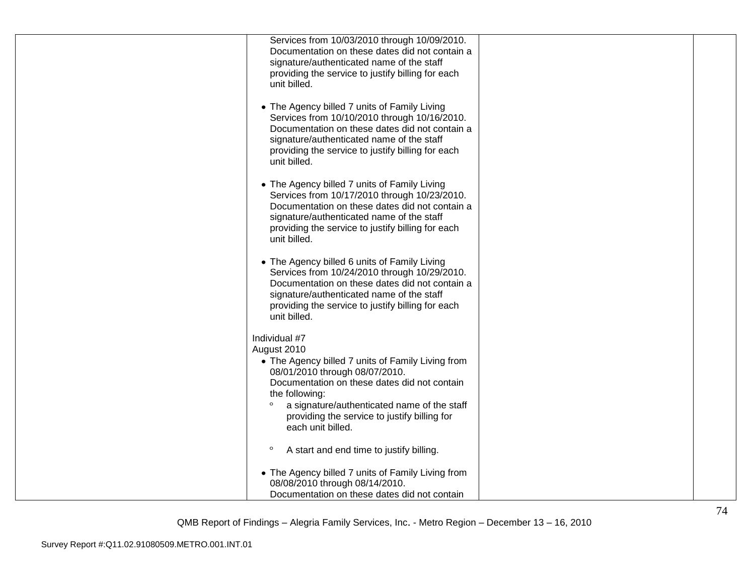| | | | |
|---|---|---|---|
| | Services from 10/03/2010 through 10/09/2010. Documentation on these dates did not contain a signature/authenticated name of the staff providing the service to justify billing for each unit billed.<br><br>• The Agency billed 7 units of Family Living Services from 10/10/2010 through 10/16/2010. Documentation on these dates did not contain a signature/authenticated name of the staff providing the service to justify billing for each unit billed.<br><br>• The Agency billed 7 units of Family Living Services from 10/17/2010 through 10/23/2010. Documentation on these dates did not contain a signature/authenticated name of the staff providing the service to justify billing for each unit billed.<br><br>• The Agency billed 6 units of Family Living Services from 10/24/2010 through 10/29/2010. Documentation on these dates did not contain a signature/authenticated name of the staff providing the service to justify billing for each unit billed.<br><br>Individual #7<br>August 2010<br>• The Agency billed 7 units of Family Living from 08/01/2010 through 08/07/2010. Documentation on these dates did not contain the following:<br>° a signature/authenticated name of the staff providing the service to justify billing for each unit billed.<br><br>° A start and end time to justify billing.<br><br>• The Agency billed 7 units of Family Living from 08/08/2010 through 08/14/2010. Documentation on these dates did not contain | | |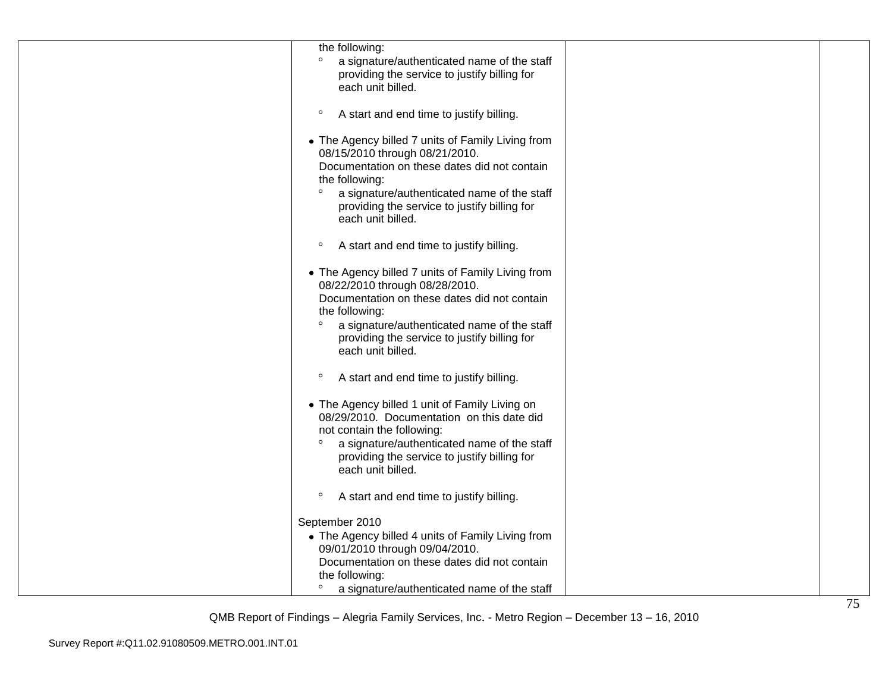| | | | |
|---|---|---|---|
| | the following:<br>° a signature/authenticated name of the staff providing the service to justify billing for each unit billed.<br><br>° A start and end time to justify billing.<br><br>• The Agency billed 7 units of Family Living from 08/15/2010 through 08/21/2010. Documentation on these dates did not contain the following:<br>° a signature/authenticated name of the staff providing the service to justify billing for each unit billed.<br><br>° A start and end time to justify billing.<br><br>• The Agency billed 7 units of Family Living from 08/22/2010 through 08/28/2010. Documentation on these dates did not contain the following:<br>° a signature/authenticated name of the staff providing the service to justify billing for each unit billed.<br><br>° A start and end time to justify billing.<br><br>• The Agency billed 1 unit of Family Living on 08/29/2010. Documentation on this date did not contain the following:<br>° a signature/authenticated name of the staff providing the service to justify billing for each unit billed.<br><br>° A start and end time to justify billing.<br><br>September 2010<br>• The Agency billed 4 units of Family Living from 09/01/2010 through 09/04/2010. Documentation on these dates did not contain the following:<br>° a signature/authenticated name of the staff | | |

QMB Report of Findings – Alegria Family Services, Inc. - Metro Region – December 13 – 16, 2010

Survey Report #:Q11.02.91080509.METRO.001.INT.01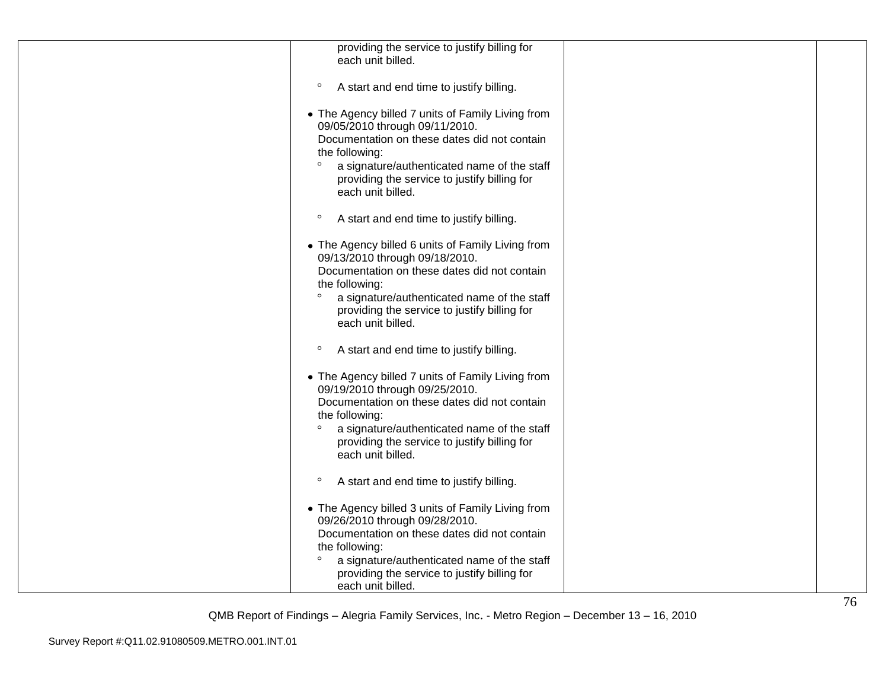| | | | |
|---|---|---|---|
| | providing the service to justify billing for each unit billed.<br><br>◦ A start and end time to justify billing.<br><br>• The Agency billed 7 units of Family Living from 09/05/2010 through 09/11/2010. Documentation on these dates did not contain the following:<br>◦ a signature/authenticated name of the staff providing the service to justify billing for each unit billed.<br><br>◦ A start and end time to justify billing.<br><br>• The Agency billed 6 units of Family Living from 09/13/2010 through 09/18/2010. Documentation on these dates did not contain the following:<br>◦ a signature/authenticated name of the staff providing the service to justify billing for each unit billed.<br><br>◦ A start and end time to justify billing.<br><br>• The Agency billed 7 units of Family Living from 09/19/2010 through 09/25/2010. Documentation on these dates did not contain the following:<br>◦ a signature/authenticated name of the staff providing the service to justify billing for each unit billed.<br><br>◦ A start and end time to justify billing.<br><br>• The Agency billed 3 units of Family Living from 09/26/2010 through 09/28/2010. Documentation on these dates did not contain the following:<br>◦ a signature/authenticated name of the staff providing the service to justify billing for each unit billed. | | |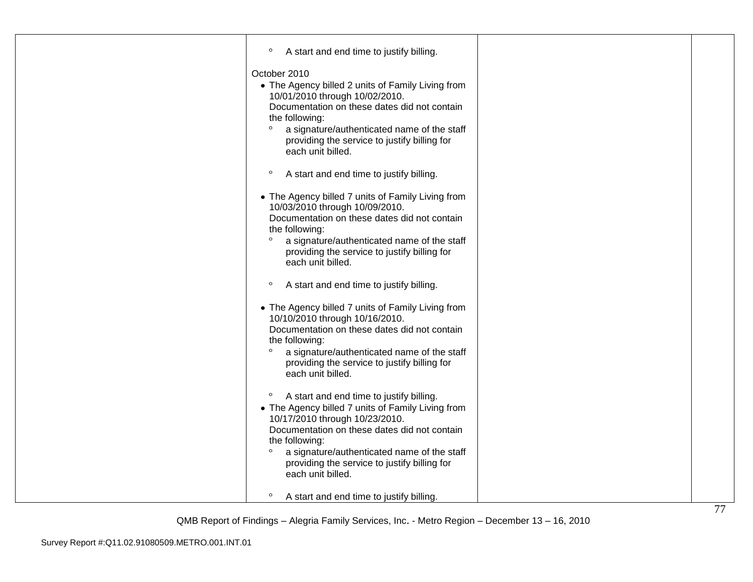| | | | |
|---|---|---|---|
| | ◦ A start and end time to justify billing.<br><br>October 2010<br>• The Agency billed 2 units of Family Living from 10/01/2010 through 10/02/2010. Documentation on these dates did not contain the following:<br>◦ a signature/authenticated name of the staff providing the service to justify billing for each unit billed.<br>◦ A start and end time to justify billing.<br><br>• The Agency billed 7 units of Family Living from 10/03/2010 through 10/09/2010. Documentation on these dates did not contain the following:<br>◦ a signature/authenticated name of the staff providing the service to justify billing for each unit billed.<br>◦ A start and end time to justify billing.<br><br>• The Agency billed 7 units of Family Living from 10/10/2010 through 10/16/2010. Documentation on these dates did not contain the following:<br>◦ a signature/authenticated name of the staff providing the service to justify billing for each unit billed.<br>◦ A start and end time to justify billing.<br>• The Agency billed 7 units of Family Living from 10/17/2010 through 10/23/2010. Documentation on these dates did not contain the following:<br>◦ a signature/authenticated name of the staff providing the service to justify billing for each unit billed.<br>◦ A start and end time to justify billing. | | |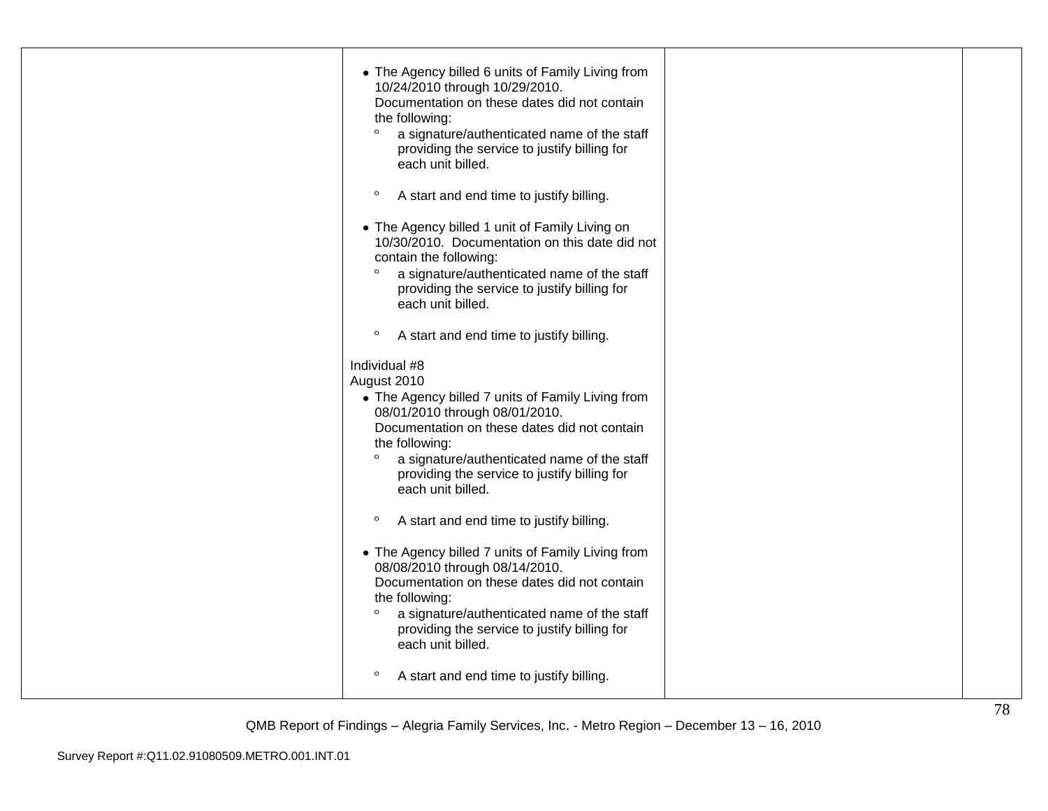| | | | |
|---|---|---|---|
| | • The Agency billed 6 units of Family Living from 10/24/2010 through 10/29/2010. Documentation on these dates did not contain the following:<br>° a signature/authenticated name of the staff providing the service to justify billing for each unit billed.<br>° A start and end time to justify billing.<br><br>• The Agency billed 1 unit of Family Living on 10/30/2010. Documentation on this date did not contain the following:<br>° a signature/authenticated name of the staff providing the service to justify billing for each unit billed.<br>° A start and end time to justify billing.<br><br>Individual #8<br>August 2010<br>• The Agency billed 7 units of Family Living from 08/01/2010 through 08/01/2010. Documentation on these dates did not contain the following:<br>° a signature/authenticated name of the staff providing the service to justify billing for each unit billed.<br>° A start and end time to justify billing.<br><br>• The Agency billed 7 units of Family Living from 08/08/2010 through 08/14/2010. Documentation on these dates did not contain the following:<br>° a signature/authenticated name of the staff providing the service to justify billing for each unit billed.<br>° A start and end time to justify billing. | | |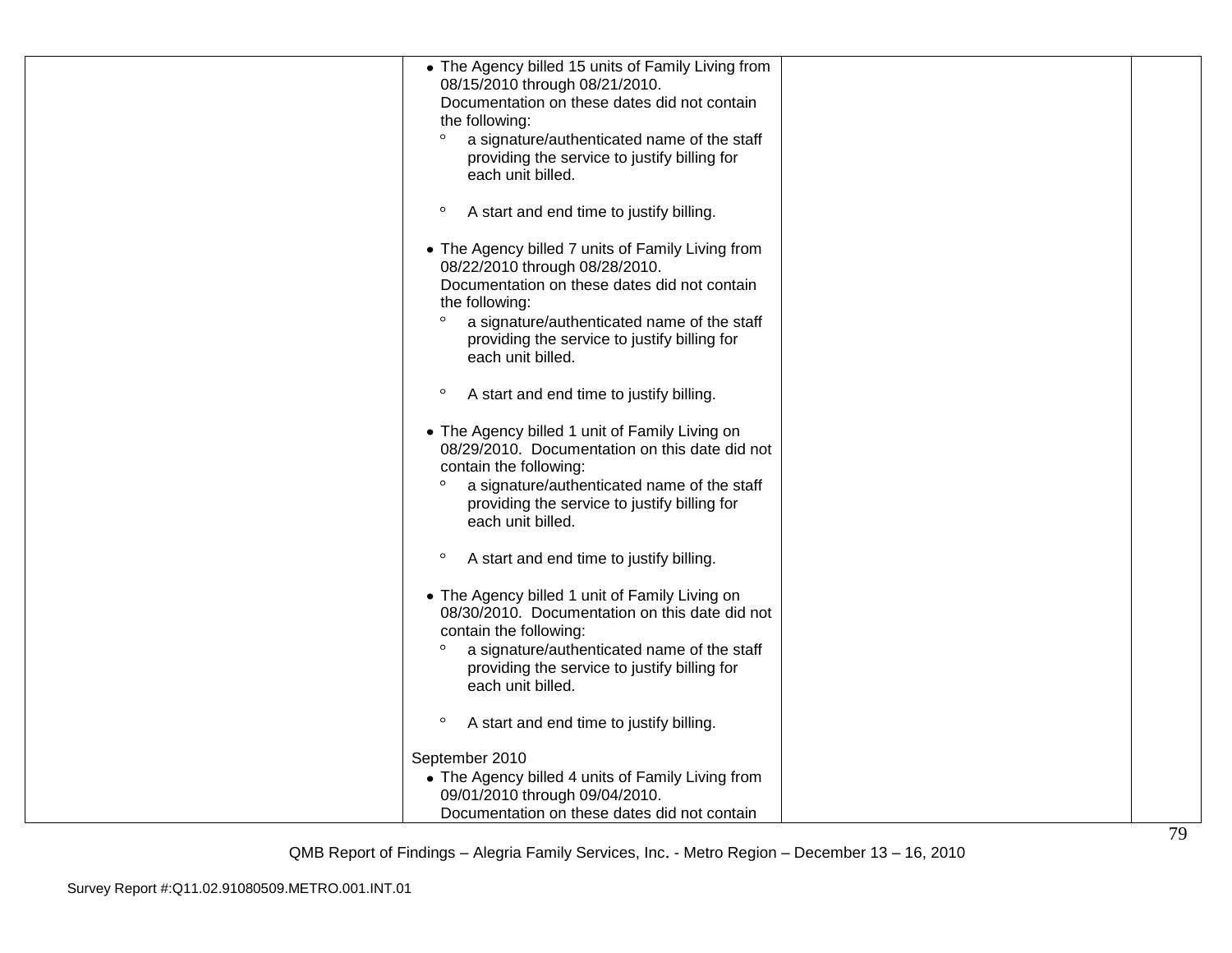| | | | |
|---|---|---|---|
| | • The Agency billed 15 units of Family Living from 08/15/2010 through 08/21/2010. Documentation on these dates did not contain the following:<br>  ° a signature/authenticated name of the staff providing the service to justify billing for each unit billed.<br>  ° A start and end time to justify billing.<br><br>• The Agency billed 7 units of Family Living from 08/22/2010 through 08/28/2010. Documentation on these dates did not contain the following:<br>  ° a signature/authenticated name of the staff providing the service to justify billing for each unit billed.<br>  ° A start and end time to justify billing.<br><br>• The Agency billed 1 unit of Family Living on 08/29/2010. Documentation on this date did not contain the following:<br>  ° a signature/authenticated name of the staff providing the service to justify billing for each unit billed.<br>  ° A start and end time to justify billing.<br><br>• The Agency billed 1 unit of Family Living on 08/30/2010. Documentation on this date did not contain the following:<br>  ° a signature/authenticated name of the staff providing the service to justify billing for each unit billed.<br>  ° A start and end time to justify billing.<br><br>September 2010<br>• The Agency billed 4 units of Family Living from 09/01/2010 through 09/04/2010. Documentation on these dates did not contain | | |

QMB Report of Findings – Alegria Family Services, Inc. - Metro Region – December 13 – 16, 2010

Survey Report #:Q11.02.91080509.METRO.001.INT.01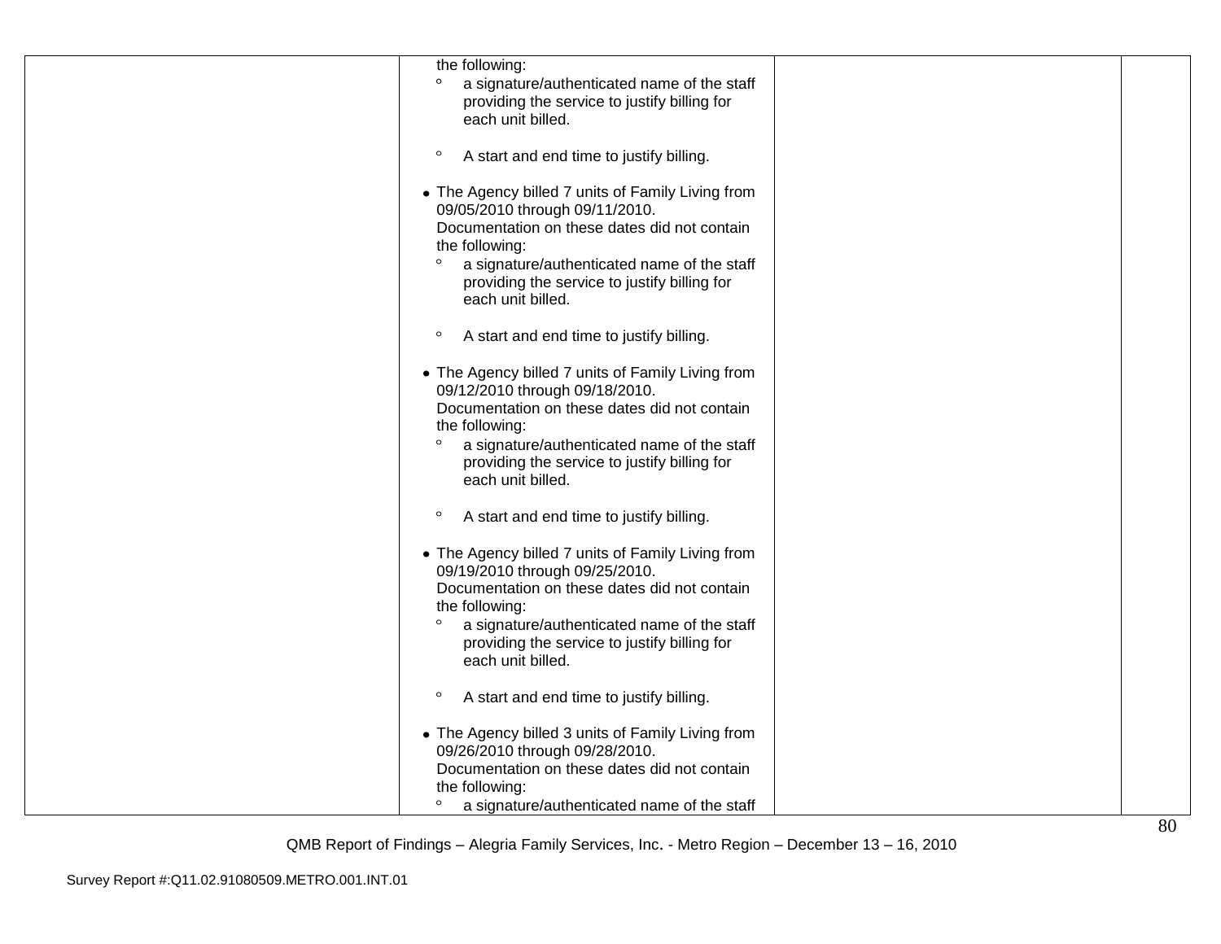| | | | |
|---|---|---|---|
| | the following:<br>◦ a signature/authenticated name of the staff providing the service to justify billing for each unit billed.<br><br>◦ A start and end time to justify billing.<br><br>• The Agency billed 7 units of Family Living from 09/05/2010 through 09/11/2010. Documentation on these dates did not contain the following:<br>◦ a signature/authenticated name of the staff providing the service to justify billing for each unit billed.<br><br>◦ A start and end time to justify billing.<br><br>• The Agency billed 7 units of Family Living from 09/12/2010 through 09/18/2010. Documentation on these dates did not contain the following:<br>◦ a signature/authenticated name of the staff providing the service to justify billing for each unit billed.<br><br>◦ A start and end time to justify billing.<br><br>• The Agency billed 7 units of Family Living from 09/19/2010 through 09/25/2010. Documentation on these dates did not contain the following:<br>◦ a signature/authenticated name of the staff providing the service to justify billing for each unit billed.<br><br>◦ A start and end time to justify billing.<br><br>• The Agency billed 3 units of Family Living from 09/26/2010 through 09/28/2010. Documentation on these dates did not contain the following:<br>◦ a signature/authenticated name of the staff | | |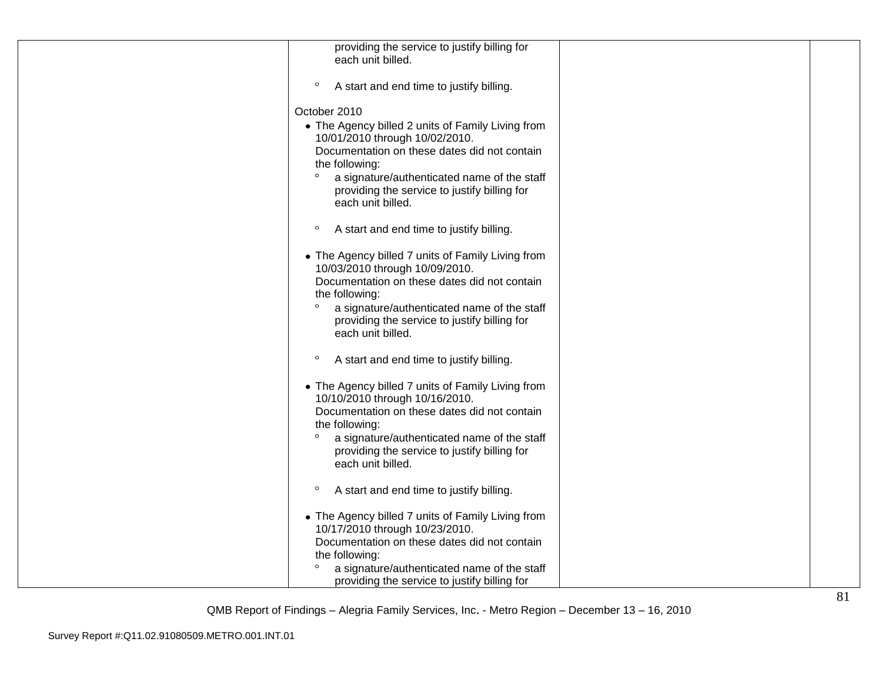| | | | |
|---|---|---|---|
| | providing the service to justify billing for each unit billed.<br><br>° A start and end time to justify billing.<br><br>October 2010<br>• The Agency billed 2 units of Family Living from 10/01/2010 through 10/02/2010. Documentation on these dates did not contain the following:<br>° a signature/authenticated name of the staff providing the service to justify billing for each unit billed.<br><br>° A start and end time to justify billing.<br><br>• The Agency billed 7 units of Family Living from 10/03/2010 through 10/09/2010. Documentation on these dates did not contain the following:<br>° a signature/authenticated name of the staff providing the service to justify billing for each unit billed.<br><br>° A start and end time to justify billing.<br><br>• The Agency billed 7 units of Family Living from 10/10/2010 through 10/16/2010. Documentation on these dates did not contain the following:<br>° a signature/authenticated name of the staff providing the service to justify billing for each unit billed.<br><br>° A start and end time to justify billing.<br><br>• The Agency billed 7 units of Family Living from 10/17/2010 through 10/23/2010. Documentation on these dates did not contain the following:<br>° a signature/authenticated name of the staff providing the service to justify billing for | | |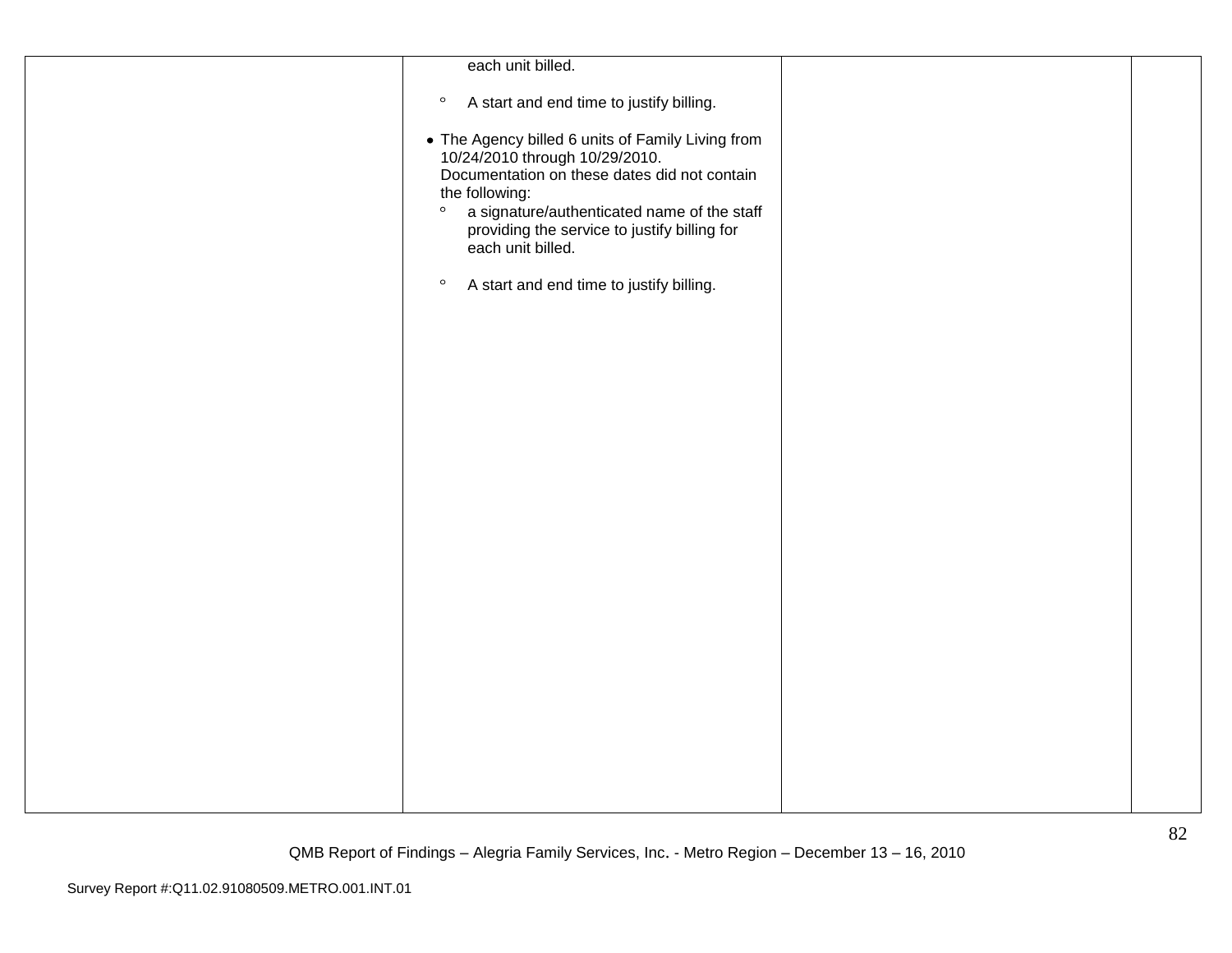| | | | |
|---|---|---|---|
| | each unit billed.<br><br>° A start and end time to justify billing.<br><br>• The Agency billed 6 units of Family Living from 10/24/2010 through 10/29/2010. Documentation on these dates did not contain the following:<br>° a signature/authenticated name of the staff providing the service to justify billing for each unit billed.<br><br>° A start and end time to justify billing. | | |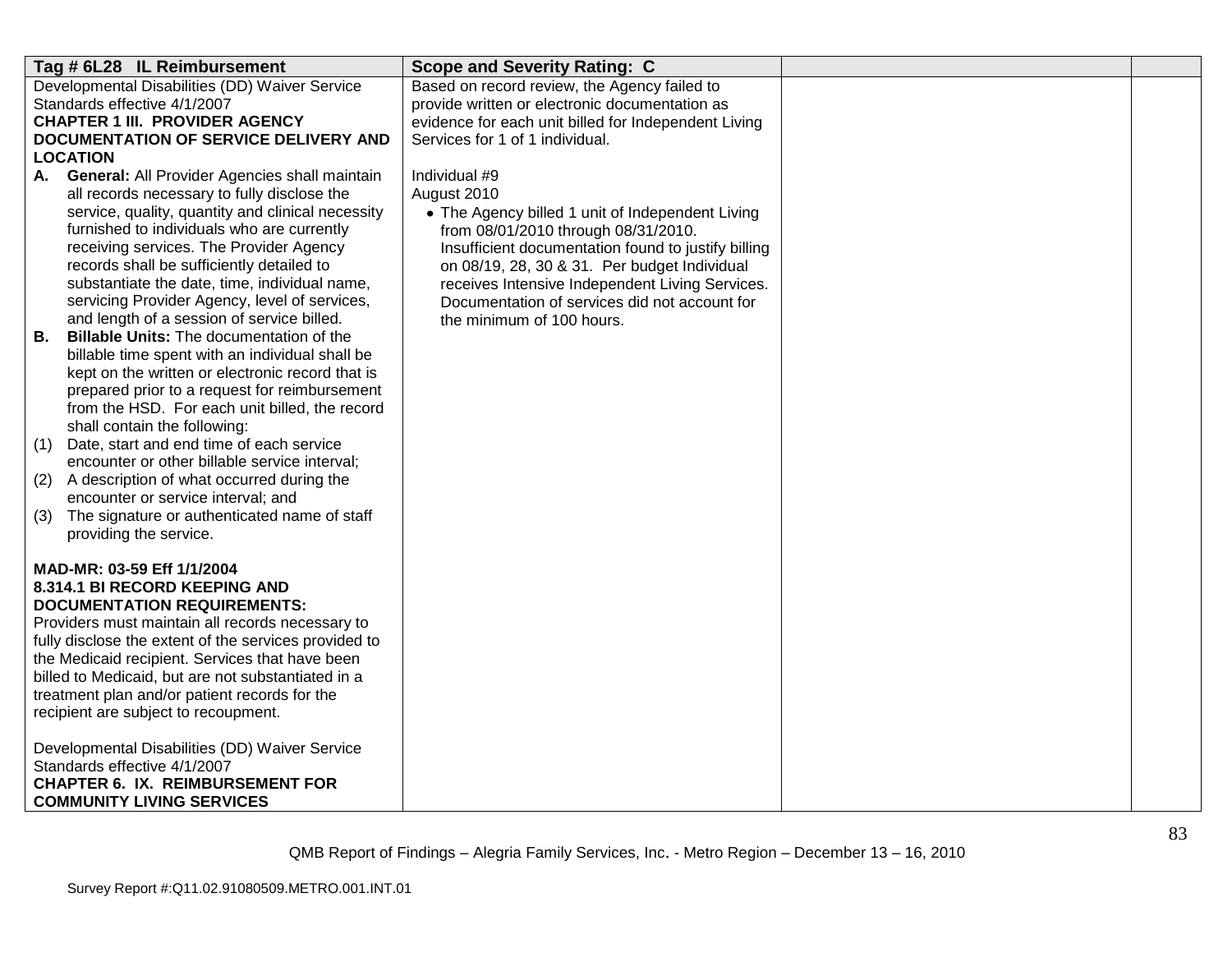| Tag # 6L28 IL Reimbursement | Scope and Severity Rating: C | | |
|---|---|---|---|
| Developmental Disabilities (DD) Waiver Service Standards effective 4/1/2007<br>**CHAPTER 1 III. PROVIDER AGENCY DOCUMENTATION OF SERVICE DELIVERY AND LOCATION**<br>**A. General:** All Provider Agencies shall maintain all records necessary to fully disclose the service, quality, quantity and clinical necessity furnished to individuals who are currently receiving services. The Provider Agency records shall be sufficiently detailed to substantiate the date, time, individual name, servicing Provider Agency, level of services, and length of a session of service billed.<br>**B. Billable Units:** The documentation of the billable time spent with an individual shall be kept on the written or electronic record that is prepared prior to a request for reimbursement from the HSD. For each unit billed, the record shall contain the following:<br>(1) Date, start and end time of each service encounter or other billable service interval;<br>(2) A description of what occurred during the encounter or service interval; and<br>(3) The signature or authenticated name of staff providing the service.<br><br>**MAD-MR: 03-59 Eff 1/1/2004**<br>**8.314.1 BI RECORD KEEPING AND DOCUMENTATION REQUIREMENTS:**<br>Providers must maintain all records necessary to fully disclose the extent of the services provided to the Medicaid recipient. Services that have been billed to Medicaid, but are not substantiated in a treatment plan and/or patient records for the recipient are subject to recoupment.<br><br>Developmental Disabilities (DD) Waiver Service Standards effective 4/1/2007<br>**CHAPTER 6. IX. REIMBURSEMENT FOR COMMUNITY LIVING SERVICES** | Based on record review, the Agency failed to provide written or electronic documentation as evidence for each unit billed for Independent Living Services for 1 of 1 individual.<br><br>Individual #9<br>August 2010<br>• The Agency billed 1 unit of Independent Living from 08/01/2010 through 08/31/2010. Insufficient documentation found to justify billing on 08/19, 28, 30 & 31. Per budget Individual receives Intensive Independent Living Services. Documentation of services did not account for the minimum of 100 hours. | | |

QMB Report of Findings – Alegria Family Services, Inc. - Metro Region – December 13 – 16, 2010

Survey Report #:Q11.02.91080509.METRO.001.INT.01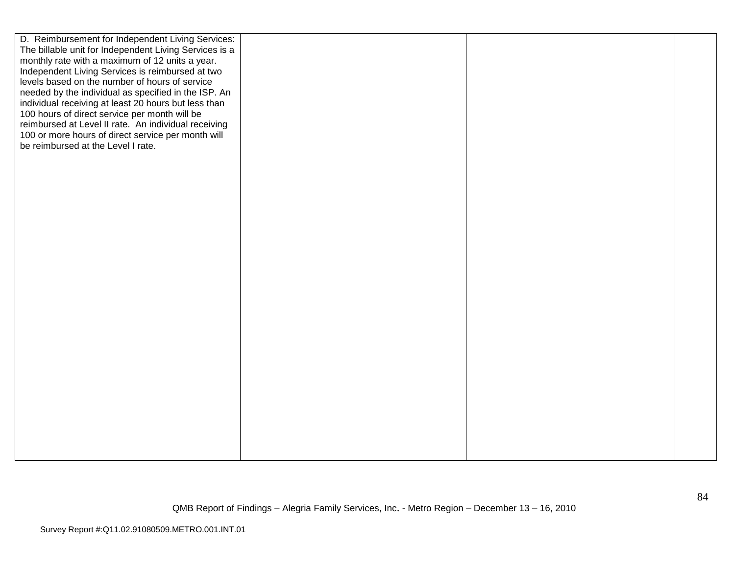| | | | |
|---|---|---|---|
| D. Reimbursement for Independent Living Services: The billable unit for Independent Living Services is a monthly rate with a maximum of 12 units a year. Independent Living Services is reimbursed at two levels based on the number of hours of service needed by the individual as specified in the ISP. An individual receiving at least 20 hours but less than 100 hours of direct service per month will be reimbursed at Level II rate. An individual receiving 100 or more hours of direct service per month will be reimbursed at the Level I rate. | | | |